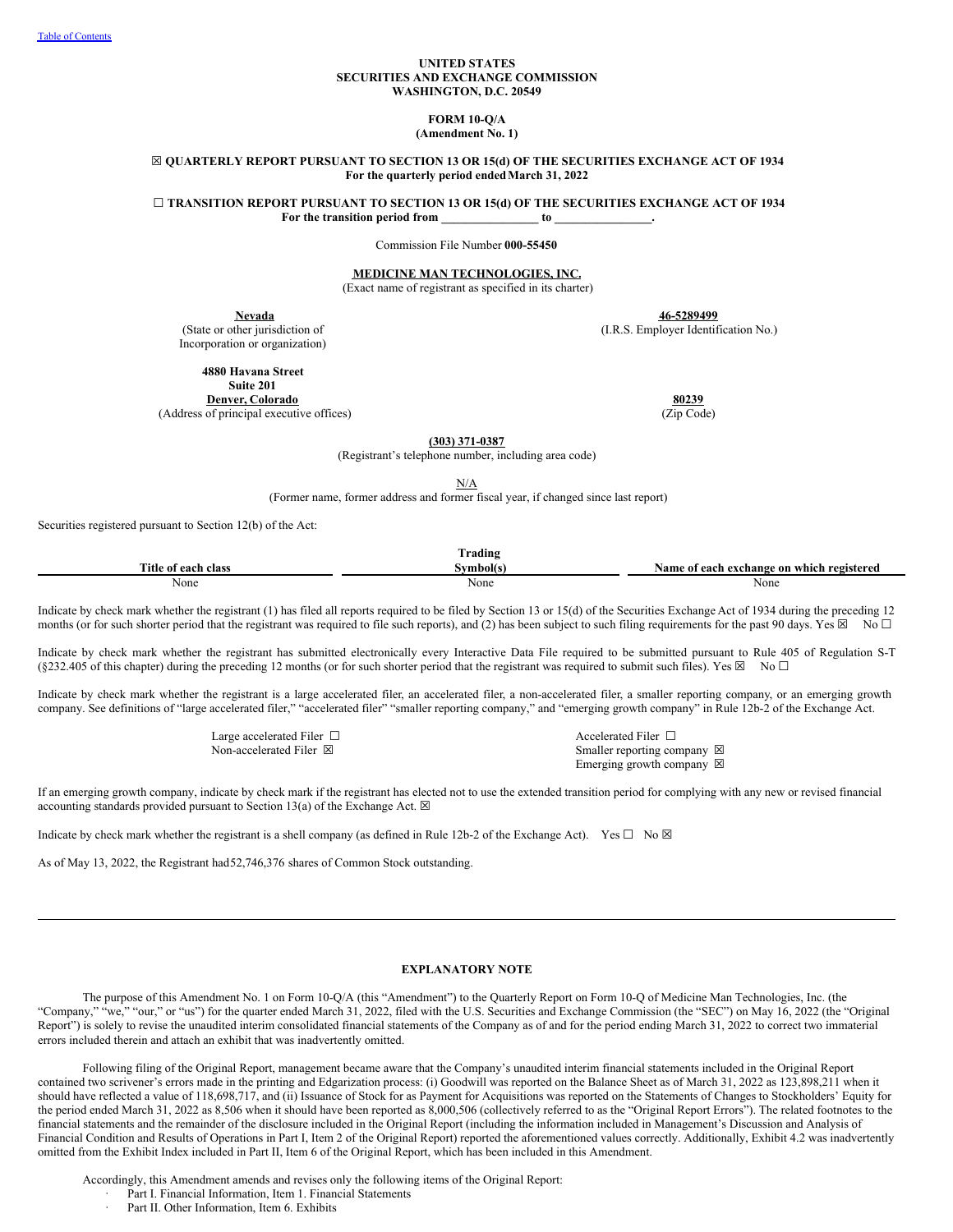UNITED STATES
SECURITIES AND EXCHANGE COMMISSION
WASHINGTON, D.C. 20549

**FORM 10-Q/A**
**(Amendment No. 1)**

☒ **QUARTERLY REPORT PURSUANT TO SECTION 13 OR 15(d) OF THE SECURITIES EXCHANGE ACT OF 1934**
**For the quarterly period ended March 31, 2022**

☐ **TRANSITION REPORT PURSUANT TO SECTION 13 OR 15(d) OF THE SECURITIES EXCHANGE ACT OF 1934**
**For the transition period from \_\_\_\_\_\_\_\_\_\_\_\_\_\_\_\_ to \_\_\_\_\_\_\_\_\_\_\_\_\_\_\_\_.**

Commission File Number **000-55450**

**MEDICINE MAN TECHNOLOGIES, INC.**
(Exact name of registrant as specified in its charter)

| | |
|---|---|
| **Nevada** | **46-5289499** |
| (State or other jurisdiction of Incorporation or organization) | (I.R.S. Employer Identification No.) |
| **4880 Havana Street Suite 201 Denver, Colorado** | **80239** |
| (Address of principal executive offices) | (Zip Code) |

**(303) 371-0387**
(Registrant's telephone number, including area code)

N/A
(Former name, former address and former fiscal year, if changed since last report)

Securities registered pursuant to Section 12(b) of the Act:

| Title of each class | Trading Symbol(s) | Name of each exchange on which registered |
|---|---|---|
| None | None | None |

Indicate by check mark whether the registrant (1) has filed all reports required to be filed by Section 13 or 15(d) of the Securities Exchange Act of 1934 during the preceding 12 months (or for such shorter period that the registrant was required to file such reports), and (2) has been subject to such filing requirements for the past 90 days. Yes ☒ No ☐

Indicate by check mark whether the registrant has submitted electronically every Interactive Data File required to be submitted pursuant to Rule 405 of Regulation S-T (§232.405 of this chapter) during the preceding 12 months (or for such shorter period that the registrant was required to submit such files). Yes ☒ No ☐

Indicate by check mark whether the registrant is a large accelerated filer, an accelerated filer, a non-accelerated filer, a smaller reporting company, or an emerging growth company. See definitions of "large accelerated filer," "accelerated filer" "smaller reporting company," and "emerging growth company" in Rule 12b-2 of the Exchange Act.

| | |
|---|---|
| Large accelerated Filer ☐ | Accelerated Filer ☐ |
| Non-accelerated Filer ☒ | Smaller reporting company ☒ |
| | Emerging growth company ☒ |

If an emerging growth company, indicate by check mark if the registrant has elected not to use the extended transition period for complying with any new or revised financial accounting standards provided pursuant to Section 13(a) of the Exchange Act. ☒

Indicate by check mark whether the registrant is a shell company (as defined in Rule 12b-2 of the Exchange Act). Yes ☐ No ☒

As of May 13, 2022, the Registrant had 52,746,376 shares of Common Stock outstanding.

---

**EXPLANATORY NOTE**

The purpose of this Amendment No. 1 on Form 10-Q/A (this "Amendment") to the Quarterly Report on Form 10-Q of Medicine Man Technologies, Inc. (the "Company," "we," "our," or "us") for the quarter ended March 31, 2022, filed with the U.S. Securities and Exchange Commission (the "SEC") on May 16, 2022 (the "Original Report") is solely to revise the unaudited interim consolidated financial statements of the Company as of and for the period ending March 31, 2022 to correct two immaterial errors included therein and attach an exhibit that was inadvertently omitted.

Following filing of the Original Report, management became aware that the Company's unaudited interim financial statements included in the Original Report contained two scrivener's errors made in the printing and Edgarization process: (i) Goodwill was reported on the Balance Sheet as of March 31, 2022 as 123,898,211 when it should have reflected a value of 118,698,717, and (ii) Issuance of Stock for as Payment for Acquisitions was reported on the Statements of Changes to Stockholders' Equity for the period ended March 31, 2022 as 8,506 when it should have been reported as 8,000,506 (collectively referred to as the "Original Report Errors"). The related footnotes to the financial statements and the remainder of the disclosure included in the Original Report (including the information included in Management's Discussion and Analysis of Financial Condition and Results of Operations in Part I, Item 2 of the Original Report) reported the aforementioned values correctly. Additionally, Exhibit 4.2 was inadvertently omitted from the Exhibit Index included in Part II, Item 6 of the Original Report, which has been included in this Amendment.

Accordingly, this Amendment amends and revises only the following items of the Original Report:

- Part I. Financial Information, Item 1. Financial Statements
- Part II. Other Information, Item 6. Exhibits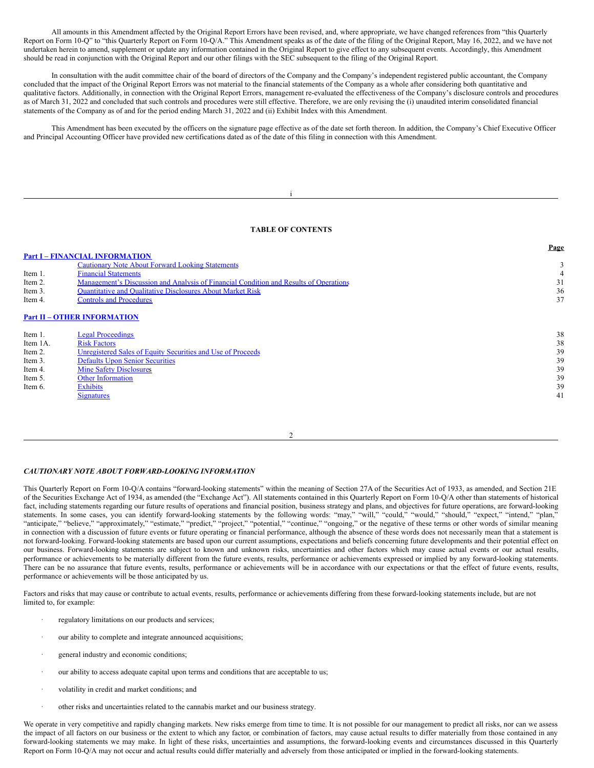All amounts in this Amendment affected by the Original Report Errors have been revised, and, where appropriate, we have changed references from "this Quarterly Report on Form 10-Q" to "this Quarterly Report on Form 10-Q/A." This Amendment speaks as of the date of the filing of the Original Report, May 16, 2022, and we have not undertaken herein to amend, supplement or update any information contained in the Original Report to give effect to any subsequent events. Accordingly, this Amendment should be read in conjunction with the Original Report and our other filings with the SEC subsequent to the filing of the Original Report.

In consultation with the audit committee chair of the board of directors of the Company and the Company's independent registered public accountant, the Company concluded that the impact of the Original Report Errors was not material to the financial statements of the Company as a whole after considering both quantitative and qualitative factors. Additionally, in connection with the Original Report Errors, management re-evaluated the effectiveness of the Company's disclosure controls and procedures as of March 31, 2022 and concluded that such controls and procedures were still effective. Therefore, we are only revising the (i) unaudited interim consolidated financial statements of the Company as of and for the period ending March 31, 2022 and (ii) Exhibit Index with this Amendment.

This Amendment has been executed by the officers on the signature page effective as of the date set forth thereon. In addition, the Company's Chief Executive Officer and Principal Accounting Officer have provided new certifications dated as of the date of this filing in connection with this Amendment.

## TABLE OF CONTENTS

| | | Page |
|---|---|---|
| **Part I – FINANCIAL INFORMATION** | | |
| | Cautionary Note About Forward Looking Statements | 3 |
| Item 1. | Financial Statements | 4 |
| Item 2. | Management's Discussion and Analysis of Financial Condition and Results of Operations | 31 |
| Item 3. | Quantitative and Qualitative Disclosures About Market Risk | 36 |
| Item 4. | Controls and Procedures | 37 |
| **Part II – OTHER INFORMATION** | | |
| Item 1. | Legal Proceedings | 38 |
| Item 1A. | Risk Factors | 38 |
| Item 2. | Unregistered Sales of Equity Securities and Use of Proceeds | 39 |
| Item 3. | Defaults Upon Senior Securities | 39 |
| Item 4. | Mine Safety Disclosures | 39 |
| Item 5. | Other Information | 39 |
| Item 6. | Exhibits | 39 |
| | Signatures | 41 |

### *CAUTIONARY NOTE ABOUT FORWARD-LOOKING INFORMATION*

This Quarterly Report on Form 10-Q/A contains "forward-looking statements" within the meaning of Section 27A of the Securities Act of 1933, as amended, and Section 21E of the Securities Exchange Act of 1934, as amended (the "Exchange Act"). All statements contained in this Quarterly Report on Form 10-Q/A other than statements of historical fact, including statements regarding our future results of operations and financial position, business strategy and plans, and objectives for future operations, are forward-looking statements. In some cases, you can identify forward-looking statements by the following words: "may," "will," "could," "would," "should," "expect," "intend," "plan," "anticipate," "believe," "approximately," "estimate," "predict," "project," "potential," "continue," "ongoing," or the negative of these terms or other words of similar meaning in connection with a discussion of future events or future operating or financial performance, although the absence of these words does not necessarily mean that a statement is not forward-looking. Forward-looking statements are based upon our current assumptions, expectations and beliefs concerning future developments and their potential effect on our business. Forward-looking statements are subject to known and unknown risks, uncertainties and other factors which may cause actual events or our actual results, performance or achievements to be materially different from the future events, results, performance or achievements expressed or implied by any forward-looking statements. There can be no assurance that future events, results, performance or achievements will be in accordance with our expectations or that the effect of future events, results, performance or achievements will be those anticipated by us.

Factors and risks that may cause or contribute to actual events, results, performance or achievements differing from these forward-looking statements include, but are not limited to, for example:

- regulatory limitations on our products and services;
- our ability to complete and integrate announced acquisitions;
- general industry and economic conditions;
- our ability to access adequate capital upon terms and conditions that are acceptable to us;
- volatility in credit and market conditions; and
- other risks and uncertainties related to the cannabis market and our business strategy.

We operate in very competitive and rapidly changing markets. New risks emerge from time to time. It is not possible for our management to predict all risks, nor can we assess the impact of all factors on our business or the extent to which any factor, or combination of factors, may cause actual results to differ materially from those contained in any forward-looking statements we may make. In light of these risks, uncertainties and assumptions, the forward-looking events and circumstances discussed in this Quarterly Report on Form 10-Q/A may not occur and actual results could differ materially and adversely from those anticipated or implied in the forward-looking statements.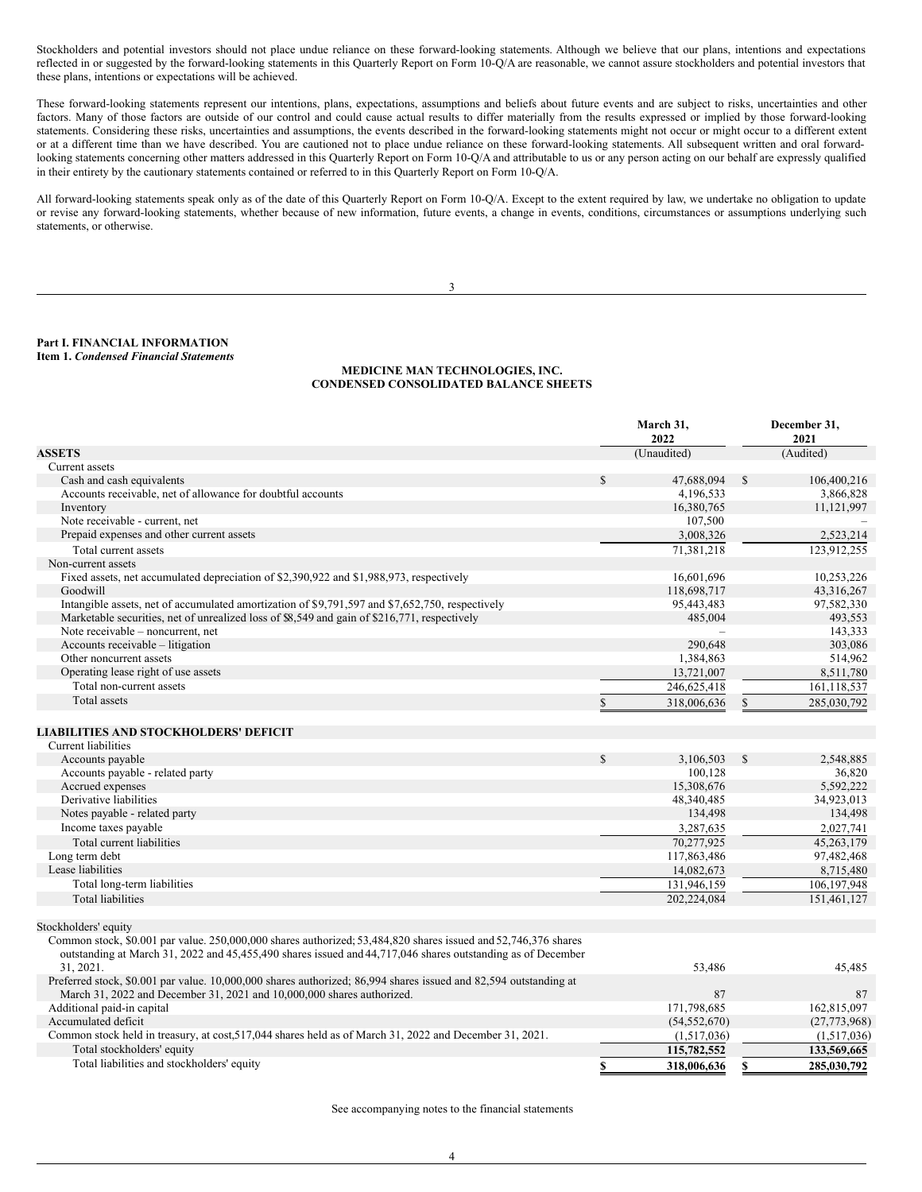Stockholders and potential investors should not place undue reliance on these forward-looking statements. Although we believe that our plans, intentions and expectations reflected in or suggested by the forward-looking statements in this Quarterly Report on Form 10-Q/A are reasonable, we cannot assure stockholders and potential investors that these plans, intentions or expectations will be achieved.

These forward-looking statements represent our intentions, plans, expectations, assumptions and beliefs about future events and are subject to risks, uncertainties and other factors. Many of those factors are outside of our control and could cause actual results to differ materially from the results expressed or implied by those forward-looking statements. Considering these risks, uncertainties and assumptions, the events described in the forward-looking statements might not occur or might occur to a different extent or at a different time than we have described. You are cautioned not to place undue reliance on these forward-looking statements. All subsequent written and oral forward-looking statements concerning other matters addressed in this Quarterly Report on Form 10-Q/A and attributable to us or any person acting on our behalf are expressly qualified in their entirety by the cautionary statements contained or referred to in this Quarterly Report on Form 10-Q/A.

All forward-looking statements speak only as of the date of this Quarterly Report on Form 10-Q/A. Except to the extent required by law, we undertake no obligation to update or revise any forward-looking statements, whether because of new information, future events, a change in events, conditions, circumstances or assumptions underlying such statements, or otherwise.

**Part I. FINANCIAL INFORMATION**
**Item 1.** ***Condensed Financial Statements***

**MEDICINE MAN TECHNOLOGIES, INC.**
**CONDENSED CONSOLIDATED BALANCE SHEETS**

| | March 31, 2022 | December 31, 2021 |
|---|---|---|
| **ASSETS** | (Unaudited) | (Audited) |
| Current assets | | |
| Cash and cash equivalents | $ 47,688,094 | $ 106,400,216 |
| Accounts receivable, net of allowance for doubtful accounts | 4,196,533 | 3,866,828 |
| Inventory | 16,380,765 | 11,121,997 |
| Note receivable - current, net | 107,500 | – |
| Prepaid expenses and other current assets | 3,008,326 | 2,523,214 |
| Total current assets | 71,381,218 | 123,912,255 |
| Non-current assets | | |
| Fixed assets, net accumulated depreciation of $2,390,922 and $1,988,973, respectively | 16,601,696 | 10,253,226 |
| Goodwill | 118,698,717 | 43,316,267 |
| Intangible assets, net of accumulated amortization of $9,791,597 and $7,652,750, respectively | 95,443,483 | 97,582,330 |
| Marketable securities, net of unrealized loss of $8,549 and gain of $216,771, respectively | 485,004 | 493,553 |
| Note receivable – noncurrent, net | – | 143,333 |
| Accounts receivable – litigation | 290,648 | 303,086 |
| Other noncurrent assets | 1,384,863 | 514,962 |
| Operating lease right of use assets | 13,721,007 | 8,511,780 |
| Total non-current assets | 246,625,418 | 161,118,537 |
| Total assets | $ 318,006,636 | $ 285,030,792 |
| | | |
| **LIABILITIES AND STOCKHOLDERS' DEFICIT** | | |
| Current liabilities | | |
| Accounts payable | $ 3,106,503 | $ 2,548,885 |
| Accounts payable - related party | 100,128 | 36,820 |
| Accrued expenses | 15,308,676 | 5,592,222 |
| Derivative liabilities | 48,340,485 | 34,923,013 |
| Notes payable - related party | 134,498 | 134,498 |
| Income taxes payable | 3,287,635 | 2,027,741 |
| Total current liabilities | 70,277,925 | 45,263,179 |
| Long term debt | 117,863,486 | 97,482,468 |
| Lease liabilities | 14,082,673 | 8,715,480 |
| Total long-term liabilities | 131,946,159 | 106,197,948 |
| Total liabilities | 202,224,084 | 151,461,127 |
| | | |
| Stockholders' equity | | |
| Common stock, $0.001 par value. 250,000,000 shares authorized; 53,484,820 shares issued and 52,746,376 shares outstanding at March 31, 2022 and 45,455,490 shares issued and 44,717,046 shares outstanding as of December 31, 2021. | 53,486 | 45,485 |
| Preferred stock, $0.001 par value. 10,000,000 shares authorized; 86,994 shares issued and 82,594 outstanding at March 31, 2022 and December 31, 2021 and 10,000,000 shares authorized. | 87 | 87 |
| Additional paid-in capital | 171,798,685 | 162,815,097 |
| Accumulated deficit | (54,552,670) | (27,773,968) |
| Common stock held in treasury, at cost,517,044 shares held as of March 31, 2022 and December 31, 2021. | (1,517,036) | (1,517,036) |
| Total stockholders' equity | **115,782,552** | **133,569,665** |
| Total liabilities and stockholders' equity | **$ 318,006,636** | **$ 285,030,792** |

See accompanying notes to the financial statements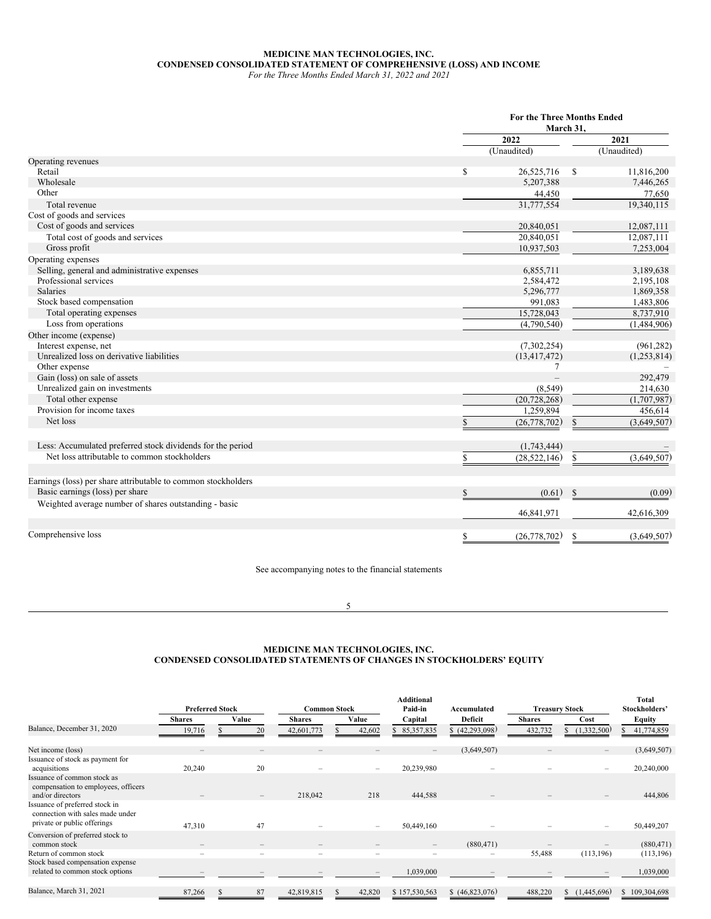**MEDICINE MAN TECHNOLOGIES, INC.**
**CONDENSED CONSOLIDATED STATEMENT OF COMPREHENSIVE (LOSS) AND INCOME**
*For the Three Months Ended March 31, 2022 and 2021*

| | For the Three Months Ended March 31, | |
|---|---|---|
| | 2022 | 2021 |
| | (Unaudited) | (Unaudited) |
| Operating revenues | | |
| Retail | $ 26,525,716 | $ 11,816,200 |
| Wholesale | 5,207,388 | 7,446,265 |
| Other | 44,450 | 77,650 |
| Total revenue | 31,777,554 | 19,340,115 |
| Cost of goods and services | | |
| Cost of goods and services | 20,840,051 | 12,087,111 |
| Total cost of goods and services | 20,840,051 | 12,087,111 |
| Gross profit | 10,937,503 | 7,253,004 |
| Operating expenses | | |
| Selling, general and administrative expenses | 6,855,711 | 3,189,638 |
| Professional services | 2,584,472 | 2,195,108 |
| Salaries | 5,296,777 | 1,869,358 |
| Stock based compensation | 991,083 | 1,483,806 |
| Total operating expenses | 15,728,043 | 8,737,910 |
| Loss from operations | (4,790,540) | (1,484,906) |
| Other income (expense) | | |
| Interest expense, net | (7,302,254) | (961,282) |
| Unrealized loss on derivative liabilities | (13,417,472) | (1,253,814) |
| Other expense | 7 | – |
| Gain (loss) on sale of assets | – | 292,479 |
| Unrealized gain on investments | (8,549) | 214,630 |
| Total other expense | (20,728,268) | (1,707,987) |
| Provision for income taxes | 1,259,894 | 456,614 |
| Net loss | $ (26,778,702) | $ (3,649,507) |
| | | |
| Less: Accumulated preferred stock dividends for the period | (1,743,444) | – |
| Net loss attributable to common stockholders | $ (28,522,146) | $ (3,649,507) |
| | | |
| Earnings (loss) per share attributable to common stockholders | | |
| Basic earnings (loss) per share | $ (0.61) | $ (0.09) |
| Weighted average number of shares outstanding - basic | 46,841,971 | 42,616,309 |
| | | |
| Comprehensive loss | $ (26,778,702) | $ (3,649,507) |

See accompanying notes to the financial statements

**MEDICINE MAN TECHNOLOGIES, INC.**
**CONDENSED CONSOLIDATED STATEMENTS OF CHANGES IN STOCKHOLDERS' EQUITY**

| | Preferred Stock | | Common Stock | | Additional Paid-in Capital | Accumulated Deficit | Treasury Stock | | Total Stockholders' Equity |
|---|---|---|---|---|---|---|---|---|---|
| | Shares | Value | Shares | Value | Capital | Deficit | Shares | Cost | Equity |
| Balance, December 31, 2020 | 19,716 | $ 20 | 42,601,773 | $ 42,602 | $ 85,357,835 | $ (42,293,098) | 432,732 | $ (1,332,500) | $ 41,774,859 |
| Net income (loss) | – | – | – | – | – | (3,649,507) | – | – | (3,649,507) |
| Issuance of stock as payment for acquisitions | 20,240 | 20 | – | – | 20,239,980 | – | – | – | 20,240,000 |
| Issuance of common stock as compensation to employees, officers and/or directors | – | – | 218,042 | 218 | 444,588 | – | – | – | 444,806 |
| Issuance of preferred stock in connection with sales made under private or public offerings | 47,310 | 47 | – | – | 50,449,160 | – | – | – | 50,449,207 |
| Conversion of preferred stock to common stock | – | – | – | – | – | (880,471) | – | – | (880,471) |
| Return of common stock | – | – | – | – | – | – | 55,488 | (113,196) | (113,196) |
| Stock based compensation expense related to common stock options | – | – | – | – | 1,039,000 | – | – | – | 1,039,000 |
| Balance, March 31, 2021 | 87,266 | $ 87 | 42,819,815 | $ 42,820 | $ 157,530,563 | $ (46,823,076) | 488,220 | $ (1,445,696) | $ 109,304,698 |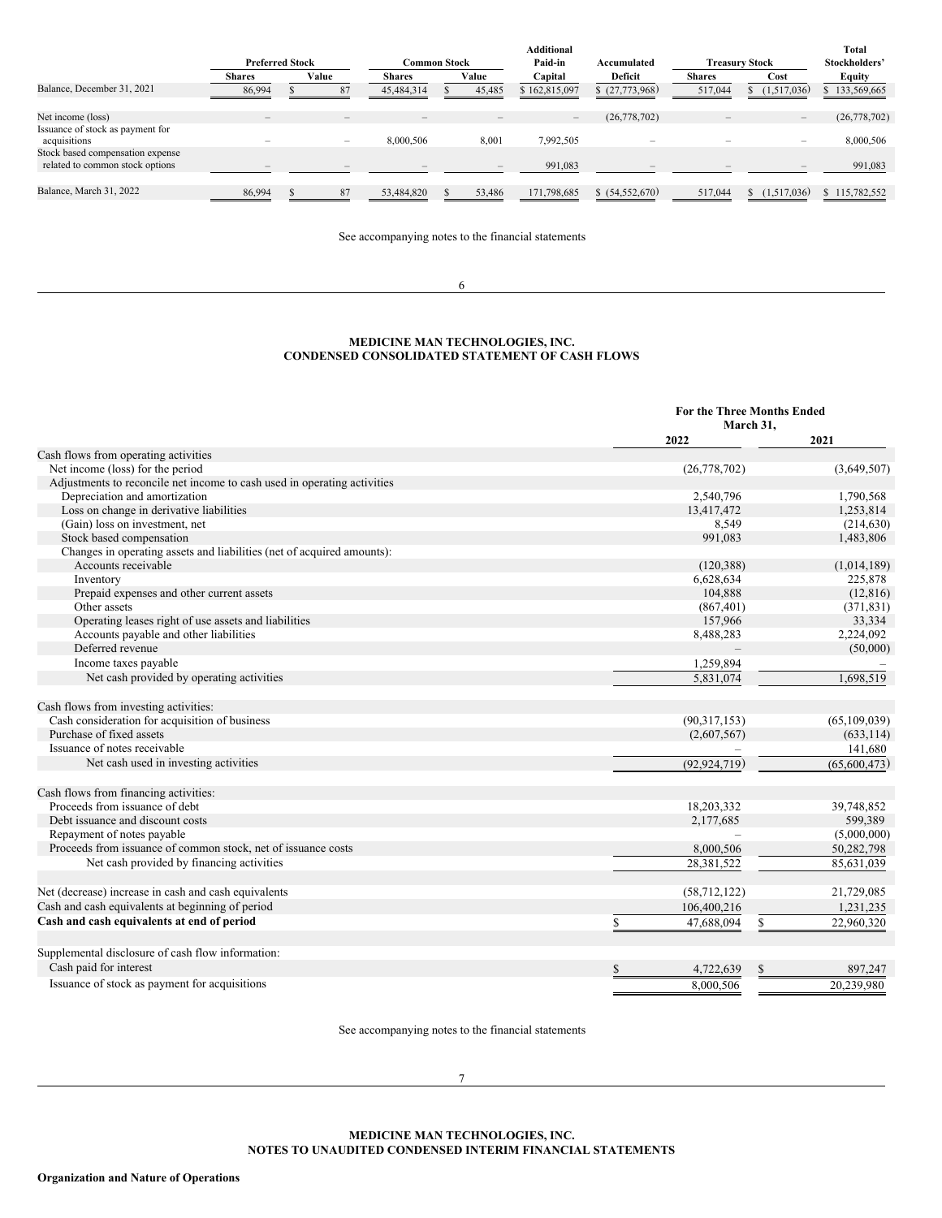| | Preferred Stock | | Common Stock | | Additional Paid-in Capital | Accumulated Deficit | Treasury Stock | | Total Stockholders' Equity |
|---|---|---|---|---|---|---|---|---|---|
| | Shares | Value | Shares | Value | Capital | Deficit | Shares | Cost | Equity |
| Balance, December 31, 2021 | 86,994 | $ 87 | 45,484,314 | $ 45,485 | $ 162,815,097 | $ (27,773,968) | 517,044 | $ (1,517,036) | $ 133,569,665 |
| Net income (loss) | – | – | – | – | – | (26,778,702) | – | – | (26,778,702) |
| Issuance of stock as payment for acquisitions | – | – | 8,000,506 | 8,001 | 7,992,505 | – | – | – | 8,000,506 |
| Stock based compensation expense related to common stock options | – | – | – | – | 991,083 | – | – | – | 991,083 |
| Balance, March 31, 2022 | 86,994 | $ 87 | 53,484,820 | $ 53,486 | 171,798,685 | $ (54,552,670) | 517,044 | $ (1,517,036) | $ 115,782,552 |

See accompanying notes to the financial statements

# MEDICINE MAN TECHNOLOGIES, INC.
## CONDENSED CONSOLIDATED STATEMENT OF CASH FLOWS

| | For the Three Months Ended March 31, | |
|---|---|---|
| | 2022 | 2021 |
| Cash flows from operating activities | | |
| Net income (loss) for the period | (26,778,702) | (3,649,507) |
| Adjustments to reconcile net income to cash used in operating activities | | |
| Depreciation and amortization | 2,540,796 | 1,790,568 |
| Loss on change in derivative liabilities | 13,417,472 | 1,253,814 |
| (Gain) loss on investment, net | 8,549 | (214,630) |
| Stock based compensation | 991,083 | 1,483,806 |
| Changes in operating assets and liabilities (net of acquired amounts): | | |
| Accounts receivable | (120,388) | (1,014,189) |
| Inventory | 6,628,634 | 225,878 |
| Prepaid expenses and other current assets | 104,888 | (12,816) |
| Other assets | (867,401) | (371,831) |
| Operating leases right of use assets and liabilities | 157,966 | 33,334 |
| Accounts payable and other liabilities | 8,488,283 | 2,224,092 |
| Deferred revenue | – | (50,000) |
| Income taxes payable | 1,259,894 | – |
| Net cash provided by operating activities | 5,831,074 | 1,698,519 |
| Cash flows from investing activities: | | |
| Cash consideration for acquisition of business | (90,317,153) | (65,109,039) |
| Purchase of fixed assets | (2,607,567) | (633,114) |
| Issuance of notes receivable | – | 141,680 |
| Net cash used in investing activities | (92,924,719) | (65,600,473) |
| Cash flows from financing activities: | | |
| Proceeds from issuance of debt | 18,203,332 | 39,748,852 |
| Debt issuance and discount costs | 2,177,685 | 599,389 |
| Repayment of notes payable | – | (5,000,000) |
| Proceeds from issuance of common stock, net of issuance costs | 8,000,506 | 50,282,798 |
| Net cash provided by financing activities | 28,381,522 | 85,631,039 |
| Net (decrease) increase in cash and cash equivalents | (58,712,122) | 21,729,085 |
| Cash and cash equivalents at beginning of period | 106,400,216 | 1,231,235 |
| **Cash and cash equivalents at end of period** | $ 47,688,094 | $ 22,960,320 |
| Supplemental disclosure of cash flow information: | | |
| Cash paid for interest | $ 4,722,639 | $ 897,247 |
| Issuance of stock as payment for acquisitions | 8,000,506 | 20,239,980 |

See accompanying notes to the financial statements

# MEDICINE MAN TECHNOLOGIES, INC.
## NOTES TO UNAUDITED CONDENSED INTERIM FINANCIAL STATEMENTS

**Organization and Nature of Operations**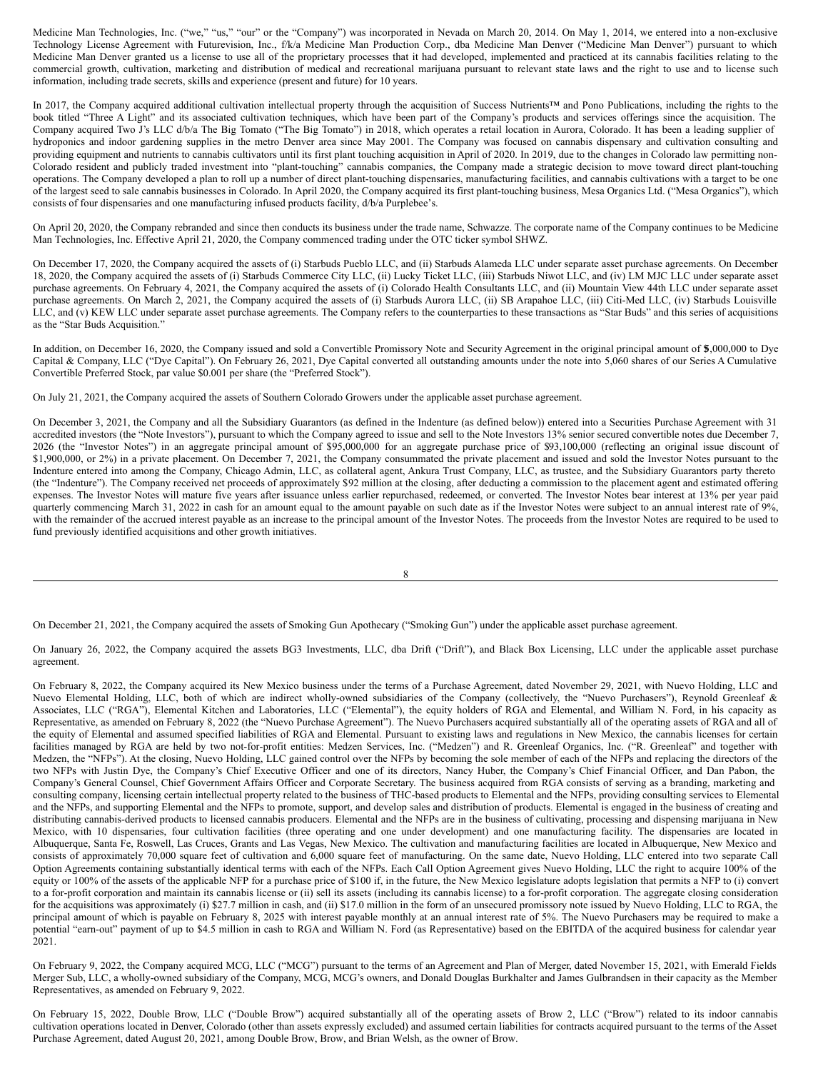Medicine Man Technologies, Inc. ("we," "us," "our" or the "Company") was incorporated in Nevada on March 20, 2014. On May 1, 2014, we entered into a non-exclusive Technology License Agreement with Futurevision, Inc., f/k/a Medicine Man Production Corp., dba Medicine Man Denver ("Medicine Man Denver") pursuant to which Medicine Man Denver granted us a license to use all of the proprietary processes that it had developed, implemented and practiced at its cannabis facilities relating to the commercial growth, cultivation, marketing and distribution of medical and recreational marijuana pursuant to relevant state laws and the right to use and to license such information, including trade secrets, skills and experience (present and future) for 10 years.

In 2017, the Company acquired additional cultivation intellectual property through the acquisition of Success Nutrients™ and Pono Publications, including the rights to the book titled "Three A Light" and its associated cultivation techniques, which have been part of the Company's products and services offerings since the acquisition. The Company acquired Two J's LLC d/b/a The Big Tomato ("The Big Tomato") in 2018, which operates a retail location in Aurora, Colorado. It has been a leading supplier of hydroponics and indoor gardening supplies in the metro Denver area since May 2001. The Company was focused on cannabis dispensary and cultivation consulting and providing equipment and nutrients to cannabis cultivators until its first plant touching acquisition in April of 2020. In 2019, due to the changes in Colorado law permitting non-Colorado resident and publicly traded investment into "plant-touching" cannabis companies, the Company made a strategic decision to move toward direct plant-touching operations. The Company developed a plan to roll up a number of direct plant-touching dispensaries, manufacturing facilities, and cannabis cultivations with a target to be one of the largest seed to sale cannabis businesses in Colorado. In April 2020, the Company acquired its first plant-touching business, Mesa Organics Ltd. ("Mesa Organics"), which consists of four dispensaries and one manufacturing infused products facility, d/b/a Purplebee's.

On April 20, 2020, the Company rebranded and since then conducts its business under the trade name, Schwazze. The corporate name of the Company continues to be Medicine Man Technologies, Inc. Effective April 21, 2020, the Company commenced trading under the OTC ticker symbol SHWZ.

On December 17, 2020, the Company acquired the assets of (i) Starbuds Pueblo LLC, and (ii) Starbuds Alameda LLC under separate asset purchase agreements. On December 18, 2020, the Company acquired the assets of (i) Starbuds Commerce City LLC, (ii) Lucky Ticket LLC, (iii) Starbuds Niwot LLC, and (iv) LM MJC LLC under separate asset purchase agreements. On February 4, 2021, the Company acquired the assets of (i) Colorado Health Consultants LLC, and (ii) Mountain View 44th LLC under separate asset purchase agreements. On March 2, 2021, the Company acquired the assets of (i) Starbuds Aurora LLC, (ii) SB Arapahoe LLC, (iii) Citi-Med LLC, (iv) Starbuds Louisville LLC, and (v) KEW LLC under separate asset purchase agreements. The Company refers to the counterparties to these transactions as "Star Buds" and this series of acquisitions as the "Star Buds Acquisition."

In addition, on December 16, 2020, the Company issued and sold a Convertible Promissory Note and Security Agreement in the original principal amount of $5,000,000 to Dye Capital & Company, LLC ("Dye Capital"). On February 26, 2021, Dye Capital converted all outstanding amounts under the note into 5,060 shares of our Series A Cumulative Convertible Preferred Stock, par value $0.001 per share (the "Preferred Stock").

On July 21, 2021, the Company acquired the assets of Southern Colorado Growers under the applicable asset purchase agreement.

On December 3, 2021, the Company and all the Subsidiary Guarantors (as defined in the Indenture (as defined below)) entered into a Securities Purchase Agreement with 31 accredited investors (the "Note Investors"), pursuant to which the Company agreed to issue and sell to the Note Investors 13% senior secured convertible notes due December 7, 2026 (the "Investor Notes") in an aggregate principal amount of $95,000,000 for an aggregate purchase price of $93,100,000 (reflecting an original issue discount of $1,900,000, or 2%) in a private placement. On December 7, 2021, the Company consummated the private placement and issued and sold the Investor Notes pursuant to the Indenture entered into among the Company, Chicago Admin, LLC, as collateral agent, Ankura Trust Company, LLC, as trustee, and the Subsidiary Guarantors party thereto (the "Indenture"). The Company received net proceeds of approximately $92 million at the closing, after deducting a commission to the placement agent and estimated offering expenses. The Investor Notes will mature five years after issuance unless earlier repurchased, redeemed, or converted. The Investor Notes bear interest at 13% per year paid quarterly commencing March 31, 2022 in cash for an amount equal to the amount payable on such date as if the Investor Notes were subject to an annual interest rate of 9%, with the remainder of the accrued interest payable as an increase to the principal amount of the Investor Notes. The proceeds from the Investor Notes are required to be used to fund previously identified acquisitions and other growth initiatives.

On December 21, 2021, the Company acquired the assets of Smoking Gun Apothecary ("Smoking Gun") under the applicable asset purchase agreement.

On January 26, 2022, the Company acquired the assets BG3 Investments, LLC, dba Drift ("Drift"), and Black Box Licensing, LLC under the applicable asset purchase agreement.

On February 8, 2022, the Company acquired its New Mexico business under the terms of a Purchase Agreement, dated November 29, 2021, with Nuevo Holding, LLC and Nuevo Elemental Holding, LLC, both of which are indirect wholly-owned subsidiaries of the Company (collectively, the "Nuevo Purchasers"), Reynold Greenleaf & Associates, LLC ("RGA"), Elemental Kitchen and Laboratories, LLC ("Elemental"), the equity holders of RGA and Elemental, and William N. Ford, in his capacity as Representative, as amended on February 8, 2022 (the "Nuevo Purchase Agreement"). The Nuevo Purchasers acquired substantially all of the operating assets of RGA and all of the equity of Elemental and assumed specified liabilities of RGA and Elemental. Pursuant to existing laws and regulations in New Mexico, the cannabis licenses for certain facilities managed by RGA are held by two not-for-profit entities: Medzen Services, Inc. ("Medzen") and R. Greenleaf Organics, Inc. ("R. Greenleaf" and together with Medzen, the "NFPs"). At the closing, Nuevo Holding, LLC gained control over the NFPs by becoming the sole member of each of the NFPs and replacing the directors of the two NFPs with Justin Dye, the Company's Chief Executive Officer and one of its directors, Nancy Huber, the Company's Chief Financial Officer, and Dan Pabon, the Company's General Counsel, Chief Government Affairs Officer and Corporate Secretary. The business acquired from RGA consists of serving as a branding, marketing and consulting company, licensing certain intellectual property related to the business of THC-based products to Elemental and the NFPs, providing consulting services to Elemental and the NFPs, and supporting Elemental and the NFPs to promote, support, and develop sales and distribution of products. Elemental is engaged in the business of creating and distributing cannabis-derived products to licensed cannabis producers. Elemental and the NFPs are in the business of cultivating, processing and dispensing marijuana in New Mexico, with 10 dispensaries, four cultivation facilities (three operating and one under development) and one manufacturing facility. The dispensaries are located in Albuquerque, Santa Fe, Roswell, Las Cruces, Grants and Las Vegas, New Mexico. The cultivation and manufacturing facilities are located in Albuquerque, New Mexico and consists of approximately 70,000 square feet of cultivation and 6,000 square feet of manufacturing. On the same date, Nuevo Holding, LLC entered into two separate Call Option Agreements containing substantially identical terms with each of the NFPs. Each Call Option Agreement gives Nuevo Holding, LLC the right to acquire 100% of the equity or 100% of the assets of the applicable NFP for a purchase price of $100 if, in the future, the New Mexico legislature adopts legislation that permits a NFP to (i) convert to a for-profit corporation and maintain its cannabis license or (ii) sell its assets (including its cannabis license) to a for-profit corporation. The aggregate closing consideration for the acquisitions was approximately (i) $27.7 million in cash, and (ii) $17.0 million in the form of an unsecured promissory note issued by Nuevo Holding, LLC to RGA, the principal amount of which is payable on February 8, 2025 with interest payable monthly at an annual interest rate of 5%. The Nuevo Purchasers may be required to make a potential "earn-out" payment of up to $4.5 million in cash to RGA and William N. Ford (as Representative) based on the EBITDA of the acquired business for calendar year 2021.

On February 9, 2022, the Company acquired MCG, LLC ("MCG") pursuant to the terms of an Agreement and Plan of Merger, dated November 15, 2021, with Emerald Fields Merger Sub, LLC, a wholly-owned subsidiary of the Company, MCG, MCG's owners, and Donald Douglas Burkhalter and James Gulbrandsen in their capacity as the Member Representatives, as amended on February 9, 2022.

On February 15, 2022, Double Brow, LLC ("Double Brow") acquired substantially all of the operating assets of Brow 2, LLC ("Brow") related to its indoor cannabis cultivation operations located in Denver, Colorado (other than assets expressly excluded) and assumed certain liabilities for contracts acquired pursuant to the terms of the Asset Purchase Agreement, dated August 20, 2021, among Double Brow, Brow, and Brian Welsh, as the owner of Brow.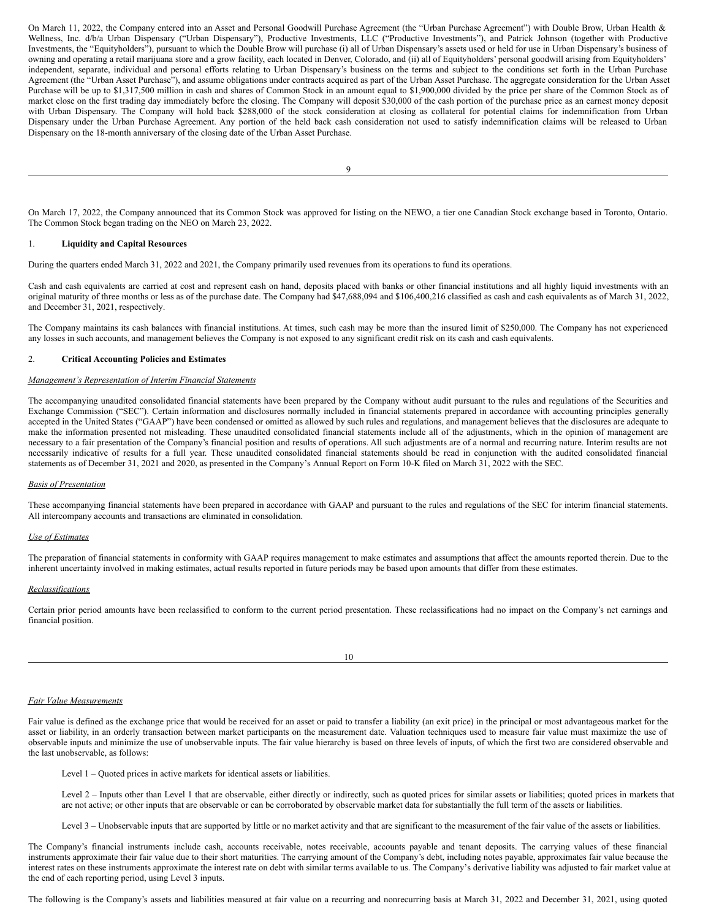On March 11, 2022, the Company entered into an Asset and Personal Goodwill Purchase Agreement (the "Urban Purchase Agreement") with Double Brow, Urban Health & Wellness, Inc. d/b/a Urban Dispensary ("Urban Dispensary"), Productive Investments, LLC ("Productive Investments"), and Patrick Johnson (together with Productive Investments, the "Equityholders"), pursuant to which the Double Brow will purchase (i) all of Urban Dispensary's assets used or held for use in Urban Dispensary's business of owning and operating a retail marijuana store and a grow facility, each located in Denver, Colorado, and (ii) all of Equityholders' personal goodwill arising from Equityholders' independent, separate, individual and personal efforts relating to Urban Dispensary's business on the terms and subject to the conditions set forth in the Urban Purchase Agreement (the "Urban Asset Purchase"), and assume obligations under contracts acquired as part of the Urban Asset Purchase. The aggregate consideration for the Urban Asset Purchase will be up to $1,317,500 million in cash and shares of Common Stock in an amount equal to $1,900,000 divided by the price per share of the Common Stock as of market close on the first trading day immediately before the closing. The Company will deposit $30,000 of the cash portion of the purchase price as an earnest money deposit with Urban Dispensary. The Company will hold back $288,000 of the stock consideration at closing as collateral for potential claims for indemnification from Urban Dispensary under the Urban Purchase Agreement. Any portion of the held back cash consideration not used to satisfy indemnification claims will be released to Urban Dispensary on the 18-month anniversary of the closing date of the Urban Asset Purchase.

On March 17, 2022, the Company announced that its Common Stock was approved for listing on the NEWO, a tier one Canadian Stock exchange based in Toronto, Ontario. The Common Stock began trading on the NEO on March 23, 2022.

1. **Liquidity and Capital Resources**

During the quarters ended March 31, 2022 and 2021, the Company primarily used revenues from its operations to fund its operations.

Cash and cash equivalents are carried at cost and represent cash on hand, deposits placed with banks or other financial institutions and all highly liquid investments with an original maturity of three months or less as of the purchase date. The Company had $47,688,094 and $106,400,216 classified as cash and cash equivalents as of March 31, 2022, and December 31, 2021, respectively.

The Company maintains its cash balances with financial institutions. At times, such cash may be more than the insured limit of $250,000. The Company has not experienced any losses in such accounts, and management believes the Company is not exposed to any significant credit risk on its cash and cash equivalents.

2. **Critical Accounting Policies and Estimates**

*Management's Representation of Interim Financial Statements*

The accompanying unaudited consolidated financial statements have been prepared by the Company without audit pursuant to the rules and regulations of the Securities and Exchange Commission ("SEC"). Certain information and disclosures normally included in financial statements prepared in accordance with accounting principles generally accepted in the United States ("GAAP") have been condensed or omitted as allowed by such rules and regulations, and management believes that the disclosures are adequate to make the information presented not misleading. These unaudited consolidated financial statements include all of the adjustments, which in the opinion of management are necessary to a fair presentation of the Company's financial position and results of operations. All such adjustments are of a normal and recurring nature. Interim results are not necessarily indicative of results for a full year. These unaudited consolidated financial statements should be read in conjunction with the audited consolidated financial statements as of December 31, 2021 and 2020, as presented in the Company's Annual Report on Form 10-K filed on March 31, 2022 with the SEC.

*Basis of Presentation*

These accompanying financial statements have been prepared in accordance with GAAP and pursuant to the rules and regulations of the SEC for interim financial statements. All intercompany accounts and transactions are eliminated in consolidation.

*Use of Estimates*

The preparation of financial statements in conformity with GAAP requires management to make estimates and assumptions that affect the amounts reported therein. Due to the inherent uncertainty involved in making estimates, actual results reported in future periods may be based upon amounts that differ from these estimates.

*Reclassifications*

Certain prior period amounts have been reclassified to conform to the current period presentation. These reclassifications had no impact on the Company's net earnings and financial position.

*Fair Value Measurements*

Fair value is defined as the exchange price that would be received for an asset or paid to transfer a liability (an exit price) in the principal or most advantageous market for the asset or liability, in an orderly transaction between market participants on the measurement date. Valuation techniques used to measure fair value must maximize the use of observable inputs and minimize the use of unobservable inputs. The fair value hierarchy is based on three levels of inputs, of which the first two are considered observable and the last unobservable, as follows:

Level 1 – Quoted prices in active markets for identical assets or liabilities.

Level 2 – Inputs other than Level 1 that are observable, either directly or indirectly, such as quoted prices for similar assets or liabilities; quoted prices in markets that are not active; or other inputs that are observable or can be corroborated by observable market data for substantially the full term of the assets or liabilities.

Level 3 – Unobservable inputs that are supported by little or no market activity and that are significant to the measurement of the fair value of the assets or liabilities.

The Company's financial instruments include cash, accounts receivable, notes receivable, accounts payable and tenant deposits. The carrying values of these financial instruments approximate their fair value due to their short maturities. The carrying amount of the Company's debt, including notes payable, approximates fair value because the interest rates on these instruments approximate the interest rate on debt with similar terms available to us. The Company's derivative liability was adjusted to fair market value at the end of each reporting period, using Level 3 inputs.

The following is the Company's assets and liabilities measured at fair value on a recurring and nonrecurring basis at March 31, 2022 and December 31, 2021, using quoted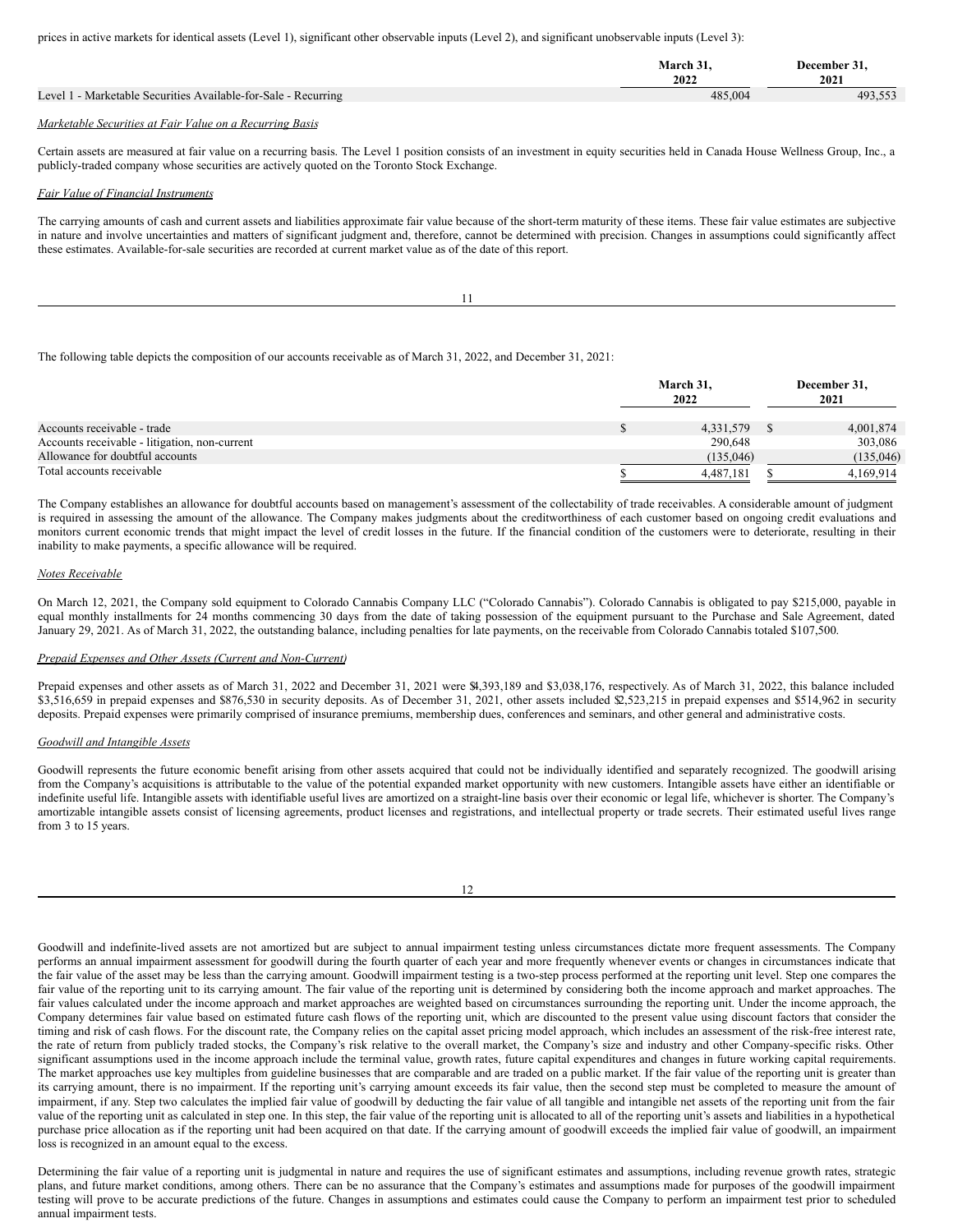prices in active markets for identical assets (Level 1), significant other observable inputs (Level 2), and significant unobservable inputs (Level 3):

| | March 31, 2022 | December 31, 2021 |
|---|---|---|
| Level 1 - Marketable Securities Available-for-Sale - Recurring | 485,004 | 493,553 |

*Marketable Securities at Fair Value on a Recurring Basis*

Certain assets are measured at fair value on a recurring basis. The Level 1 position consists of an investment in equity securities held in Canada House Wellness Group, Inc., a publicly-traded company whose securities are actively quoted on the Toronto Stock Exchange.

*Fair Value of Financial Instruments*

The carrying amounts of cash and current assets and liabilities approximate fair value because of the short-term maturity of these items. These fair value estimates are subjective in nature and involve uncertainties and matters of significant judgment and, therefore, cannot be determined with precision. Changes in assumptions could significantly affect these estimates. Available-for-sale securities are recorded at current market value as of the date of this report.

The following table depicts the composition of our accounts receivable as of March 31, 2022, and December 31, 2021:

| | March 31, 2022 | December 31, 2021 |
|---|---|---|
| Accounts receivable - trade | $ 4,331,579 | $ 4,001,874 |
| Accounts receivable - litigation, non-current | 290,648 | 303,086 |
| Allowance for doubtful accounts | (135,046) | (135,046) |
| Total accounts receivable | $ 4,487,181 | $ 4,169,914 |

The Company establishes an allowance for doubtful accounts based on management's assessment of the collectability of trade receivables. A considerable amount of judgment is required in assessing the amount of the allowance. The Company makes judgments about the creditworthiness of each customer based on ongoing credit evaluations and monitors current economic trends that might impact the level of credit losses in the future. If the financial condition of the customers were to deteriorate, resulting in their inability to make payments, a specific allowance will be required.

*Notes Receivable*

On March 12, 2021, the Company sold equipment to Colorado Cannabis Company LLC ("Colorado Cannabis"). Colorado Cannabis is obligated to pay $215,000, payable in equal monthly installments for 24 months commencing 30 days from the date of taking possession of the equipment pursuant to the Purchase and Sale Agreement, dated January 29, 2021. As of March 31, 2022, the outstanding balance, including penalties for late payments, on the receivable from Colorado Cannabis totaled $107,500.

*Prepaid Expenses and Other Assets (Current and Non-Current)*

Prepaid expenses and other assets as of March 31, 2022 and December 31, 2021 were $4,393,189 and $3,038,176, respectively. As of March 31, 2022, this balance included $3,516,659 in prepaid expenses and $876,530 in security deposits. As of December 31, 2021, other assets included $2,523,215 in prepaid expenses and $514,962 in security deposits. Prepaid expenses were primarily comprised of insurance premiums, membership dues, conferences and seminars, and other general and administrative costs.

*Goodwill and Intangible Assets*

Goodwill represents the future economic benefit arising from other assets acquired that could not be individually identified and separately recognized. The goodwill arising from the Company's acquisitions is attributable to the value of the potential expanded market opportunity with new customers. Intangible assets have either an identifiable or indefinite useful life. Intangible assets with identifiable useful lives are amortized on a straight-line basis over their economic or legal life, whichever is shorter. The Company's amortizable intangible assets consist of licensing agreements, product licenses and registrations, and intellectual property or trade secrets. Their estimated useful lives range from 3 to 15 years.

Goodwill and indefinite-lived assets are not amortized but are subject to annual impairment testing unless circumstances dictate more frequent assessments. The Company performs an annual impairment assessment for goodwill during the fourth quarter of each year and more frequently whenever events or changes in circumstances indicate that the fair value of the asset may be less than the carrying amount. Goodwill impairment testing is a two-step process performed at the reporting unit level. Step one compares the fair value of the reporting unit to its carrying amount. The fair value of the reporting unit is determined by considering both the income approach and market approaches. The fair values calculated under the income approach and market approaches are weighted based on circumstances surrounding the reporting unit. Under the income approach, the Company determines fair value based on estimated future cash flows of the reporting unit, which are discounted to the present value using discount factors that consider the timing and risk of cash flows. For the discount rate, the Company relies on the capital asset pricing model approach, which includes an assessment of the risk-free interest rate, the rate of return from publicly traded stocks, the Company's risk relative to the overall market, the Company's size and industry and other Company-specific risks. Other significant assumptions used in the income approach include the terminal value, growth rates, future capital expenditures and changes in future working capital requirements. The market approaches use key multiples from guideline businesses that are comparable and are traded on a public market. If the fair value of the reporting unit is greater than its carrying amount, there is no impairment. If the reporting unit's carrying amount exceeds its fair value, then the second step must be completed to measure the amount of impairment, if any. Step two calculates the implied fair value of goodwill by deducting the fair value of all tangible and intangible net assets of the reporting unit from the fair value of the reporting unit as calculated in step one. In this step, the fair value of the reporting unit is allocated to all of the reporting unit's assets and liabilities in a hypothetical purchase price allocation as if the reporting unit had been acquired on that date. If the carrying amount of goodwill exceeds the implied fair value of goodwill, an impairment loss is recognized in an amount equal to the excess.

Determining the fair value of a reporting unit is judgmental in nature and requires the use of significant estimates and assumptions, including revenue growth rates, strategic plans, and future market conditions, among others. There can be no assurance that the Company's estimates and assumptions made for purposes of the goodwill impairment testing will prove to be accurate predictions of the future. Changes in assumptions and estimates could cause the Company to perform an impairment test prior to scheduled annual impairment tests.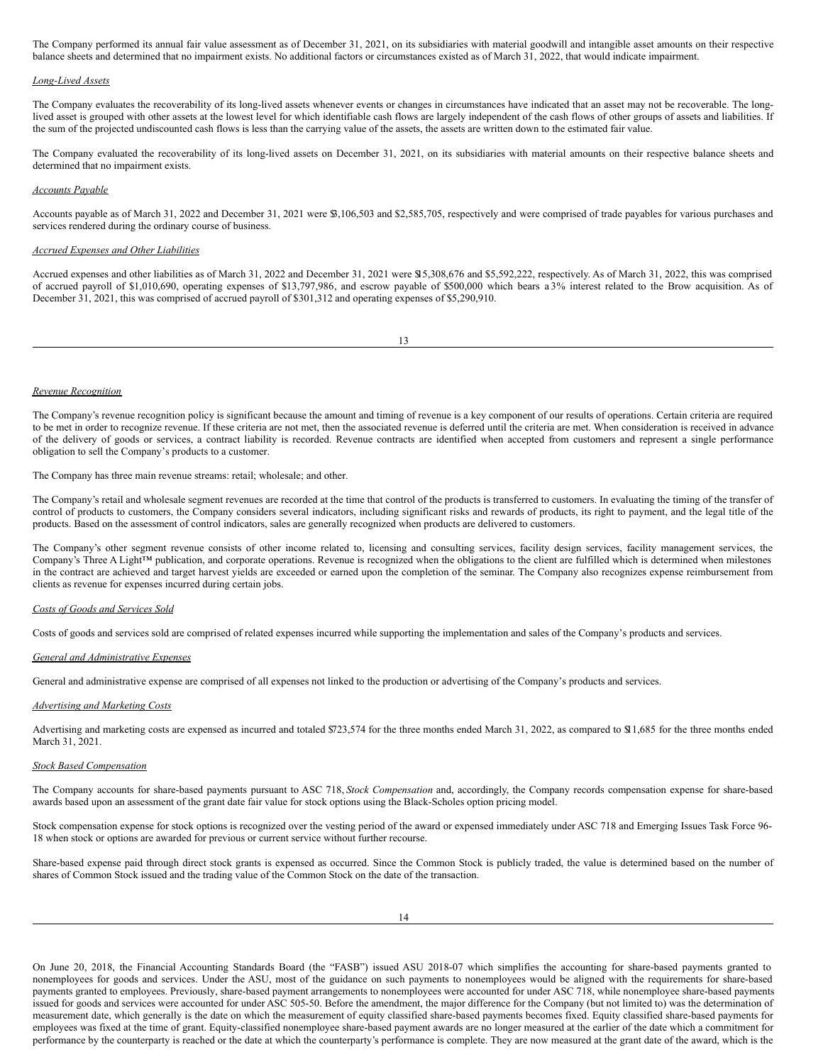The Company performed its annual fair value assessment as of December 31, 2021, on its subsidiaries with material goodwill and intangible asset amounts on their respective balance sheets and determined that no impairment exists. No additional factors or circumstances existed as of March 31, 2022, that would indicate impairment.

*Long-Lived Assets*

The Company evaluates the recoverability of its long-lived assets whenever events or changes in circumstances have indicated that an asset may not be recoverable. The long-lived asset is grouped with other assets at the lowest level for which identifiable cash flows are largely independent of the cash flows of other groups of assets and liabilities. If the sum of the projected undiscounted cash flows is less than the carrying value of the assets, the assets are written down to the estimated fair value.

The Company evaluated the recoverability of its long-lived assets on December 31, 2021, on its subsidiaries with material amounts on their respective balance sheets and determined that no impairment exists.

*Accounts Payable*

Accounts payable as of March 31, 2022 and December 31, 2021 were $3,106,503 and $2,585,705, respectively and were comprised of trade payables for various purchases and services rendered during the ordinary course of business.

*Accrued Expenses and Other Liabilities*

Accrued expenses and other liabilities as of March 31, 2022 and December 31, 2021 were $15,308,676 and $5,592,222, respectively. As of March 31, 2022, this was comprised of accrued payroll of $1,010,690, operating expenses of $13,797,986, and escrow payable of $500,000 which bears a 3% interest related to the Brow acquisition. As of December 31, 2021, this was comprised of accrued payroll of $301,312 and operating expenses of $5,290,910.

*Revenue Recognition*

The Company's revenue recognition policy is significant because the amount and timing of revenue is a key component of our results of operations. Certain criteria are required to be met in order to recognize revenue. If these criteria are not met, then the associated revenue is deferred until the criteria are met. When consideration is received in advance of the delivery of goods or services, a contract liability is recorded. Revenue contracts are identified when accepted from customers and represent a single performance obligation to sell the Company's products to a customer.

The Company has three main revenue streams: retail; wholesale; and other.

The Company's retail and wholesale segment revenues are recorded at the time that control of the products is transferred to customers. In evaluating the timing of the transfer of control of products to customers, the Company considers several indicators, including significant risks and rewards of products, its right to payment, and the legal title of the products. Based on the assessment of control indicators, sales are generally recognized when products are delivered to customers.

The Company's other segment revenue consists of other income related to, licensing and consulting services, facility design services, facility management services, the Company's Three A Light™ publication, and corporate operations. Revenue is recognized when the obligations to the client are fulfilled which is determined when milestones in the contract are achieved and target harvest yields are exceeded or earned upon the completion of the seminar. The Company also recognizes expense reimbursement from clients as revenue for expenses incurred during certain jobs.

*Costs of Goods and Services Sold*

Costs of goods and services sold are comprised of related expenses incurred while supporting the implementation and sales of the Company's products and services.

*General and Administrative Expenses*

General and administrative expense are comprised of all expenses not linked to the production or advertising of the Company's products and services.

*Advertising and Marketing Costs*

Advertising and marketing costs are expensed as incurred and totaled $723,574 for the three months ended March 31, 2022, as compared to $11,685 for the three months ended March 31, 2021.

*Stock Based Compensation*

The Company accounts for share-based payments pursuant to ASC 718, *Stock Compensation* and, accordingly, the Company records compensation expense for share-based awards based upon an assessment of the grant date fair value for stock options using the Black-Scholes option pricing model.

Stock compensation expense for stock options is recognized over the vesting period of the award or expensed immediately under ASC 718 and Emerging Issues Task Force 96-18 when stock or options are awarded for previous or current service without further recourse.

Share-based expense paid through direct stock grants is expensed as occurred. Since the Common Stock is publicly traded, the value is determined based on the number of shares of Common Stock issued and the trading value of the Common Stock on the date of the transaction.

On June 20, 2018, the Financial Accounting Standards Board (the "FASB") issued ASU 2018-07 which simplifies the accounting for share-based payments granted to nonemployees for goods and services. Under the ASU, most of the guidance on such payments to nonemployees would be aligned with the requirements for share-based payments granted to employees. Previously, share-based payment arrangements to nonemployees were accounted for under ASC 718, while nonemployee share-based payments issued for goods and services were accounted for under ASC 505-50. Before the amendment, the major difference for the Company (but not limited to) was the determination of measurement date, which generally is the date on which the measurement of equity classified share-based payments becomes fixed. Equity classified share-based payments for employees was fixed at the time of grant. Equity-classified nonemployee share-based payment awards are no longer measured at the earlier of the date which a commitment for performance by the counterparty is reached or the date at which the counterparty's performance is complete. They are now measured at the grant date of the award, which is the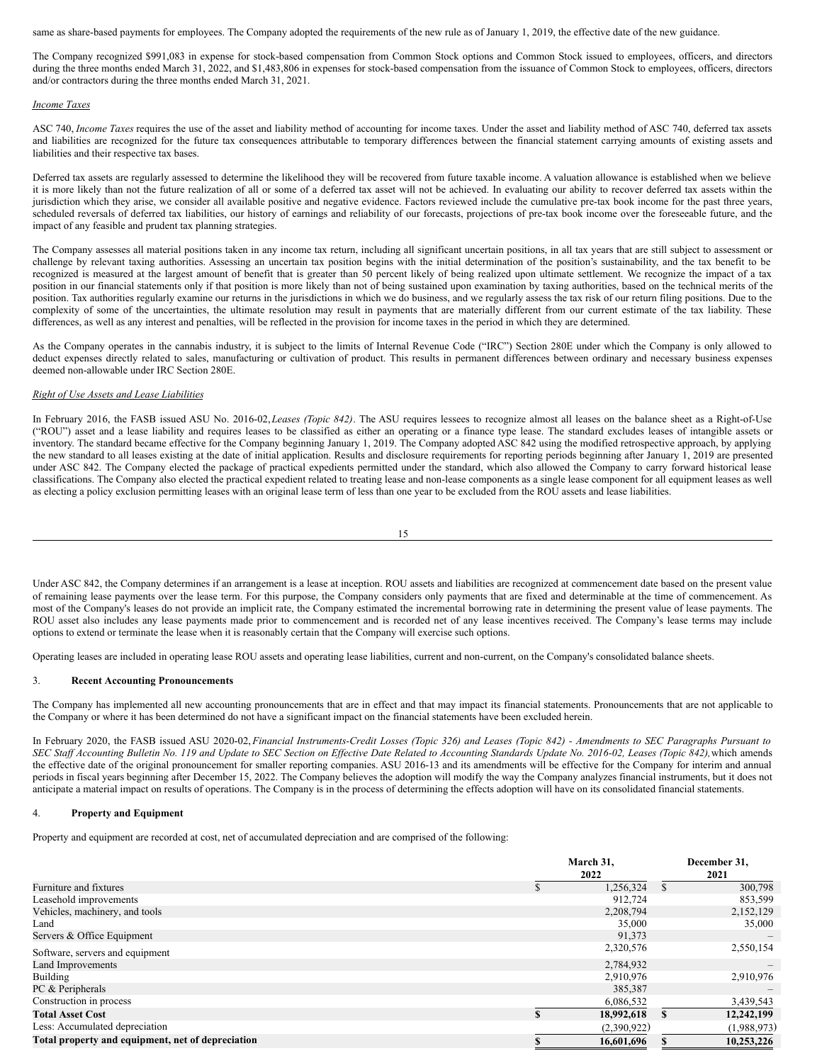same as share-based payments for employees. The Company adopted the requirements of the new rule as of January 1, 2019, the effective date of the new guidance.

The Company recognized $991,083 in expense for stock-based compensation from Common Stock options and Common Stock issued to employees, officers, and directors during the three months ended March 31, 2022, and $1,483,806 in expenses for stock-based compensation from the issuance of Common Stock to employees, officers, directors and/or contractors during the three months ended March 31, 2021.

*Income Taxes*

ASC 740, *Income Taxes* requires the use of the asset and liability method of accounting for income taxes. Under the asset and liability method of ASC 740, deferred tax assets and liabilities are recognized for the future tax consequences attributable to temporary differences between the financial statement carrying amounts of existing assets and liabilities and their respective tax bases.

Deferred tax assets are regularly assessed to determine the likelihood they will be recovered from future taxable income. A valuation allowance is established when we believe it is more likely than not the future realization of all or some of a deferred tax asset will not be achieved. In evaluating our ability to recover deferred tax assets within the jurisdiction which they arise, we consider all available positive and negative evidence. Factors reviewed include the cumulative pre-tax book income for the past three years, scheduled reversals of deferred tax liabilities, our history of earnings and reliability of our forecasts, projections of pre-tax book income over the foreseeable future, and the impact of any feasible and prudent tax planning strategies.

The Company assesses all material positions taken in any income tax return, including all significant uncertain positions, in all tax years that are still subject to assessment or challenge by relevant taxing authorities. Assessing an uncertain tax position begins with the initial determination of the position's sustainability, and the tax benefit to be recognized is measured at the largest amount of benefit that is greater than 50 percent likely of being realized upon ultimate settlement. We recognize the impact of a tax position in our financial statements only if that position is more likely than not of being sustained upon examination by taxing authorities, based on the technical merits of the position. Tax authorities regularly examine our returns in the jurisdictions in which we do business, and we regularly assess the tax risk of our return filing positions. Due to the complexity of some of the uncertainties, the ultimate resolution may result in payments that are materially different from our current estimate of the tax liability. These differences, as well as any interest and penalties, will be reflected in the provision for income taxes in the period in which they are determined.

As the Company operates in the cannabis industry, it is subject to the limits of Internal Revenue Code ("IRC") Section 280E under which the Company is only allowed to deduct expenses directly related to sales, manufacturing or cultivation of product. This results in permanent differences between ordinary and necessary business expenses deemed non-allowable under IRC Section 280E.

*Right of Use Assets and Lease Liabilities*

In February 2016, the FASB issued ASU No. 2016-02, *Leases (Topic 842)*. The ASU requires lessees to recognize almost all leases on the balance sheet as a Right-of-Use ("ROU") asset and a lease liability and requires leases to be classified as either an operating or a finance type lease. The standard excludes leases of intangible assets or inventory. The standard became effective for the Company beginning January 1, 2019. The Company adopted ASC 842 using the modified retrospective approach, by applying the new standard to all leases existing at the date of initial application. Results and disclosure requirements for reporting periods beginning after January 1, 2019 are presented under ASC 842. The Company elected the package of practical expedients permitted under the standard, which also allowed the Company to carry forward historical lease classifications. The Company also elected the practical expedient related to treating lease and non-lease components as a single lease component for all equipment leases as well as electing a policy exclusion permitting leases with an original lease term of less than one year to be excluded from the ROU assets and lease liabilities.

Under ASC 842, the Company determines if an arrangement is a lease at inception. ROU assets and liabilities are recognized at commencement date based on the present value of remaining lease payments over the lease term. For this purpose, the Company considers only payments that are fixed and determinable at the time of commencement. As most of the Company's leases do not provide an implicit rate, the Company estimated the incremental borrowing rate in determining the present value of lease payments. The ROU asset also includes any lease payments made prior to commencement and is recorded net of any lease incentives received. The Company's lease terms may include options to extend or terminate the lease when it is reasonably certain that the Company will exercise such options.

Operating leases are included in operating lease ROU assets and operating lease liabilities, current and non-current, on the Company's consolidated balance sheets.

3. **Recent Accounting Pronouncements**

The Company has implemented all new accounting pronouncements that are in effect and that may impact its financial statements. Pronouncements that are not applicable to the Company or where it has been determined do not have a significant impact on the financial statements have been excluded herein.

In February 2020, the FASB issued ASU 2020-02, *Financial Instruments-Credit Losses (Topic 326) and Leases (Topic 842) - Amendments to SEC Paragraphs Pursuant to SEC Staff Accounting Bulletin No. 119 and Update to SEC Section on Effective Date Related to Accounting Standards Update No. 2016-02, Leases (Topic 842),* which amends the effective date of the original pronouncement for smaller reporting companies. ASU 2016-13 and its amendments will be effective for the Company for interim and annual periods in fiscal years beginning after December 15, 2022. The Company believes the adoption will modify the way the Company analyzes financial instruments, but it does not anticipate a material impact on results of operations. The Company is in the process of determining the effects adoption will have on its consolidated financial statements.

4. **Property and Equipment**

Property and equipment are recorded at cost, net of accumulated depreciation and are comprised of the following:

| | March 31, 2022 | December 31, 2021 |
|---|---|---|
| Furniture and fixtures | $ 1,256,324 | $ 300,798 |
| Leasehold improvements | 912,724 | 853,599 |
| Vehicles, machinery, and tools | 2,208,794 | 2,152,129 |
| Land | 35,000 | 35,000 |
| Servers & Office Equipment | 91,373 | – |
| Software, servers and equipment | 2,320,576 | 2,550,154 |
| Land Improvements | 2,784,932 | – |
| Building | 2,910,976 | 2,910,976 |
| PC & Peripherals | 385,387 | – |
| Construction in process | 6,086,532 | 3,439,543 |
| **Total Asset Cost** | **$ 18,992,618** | **$ 12,242,199** |
| Less: Accumulated depreciation | (2,390,922) | (1,988,973) |
| **Total property and equipment, net of depreciation** | **$ 16,601,696** | **$ 10,253,226** |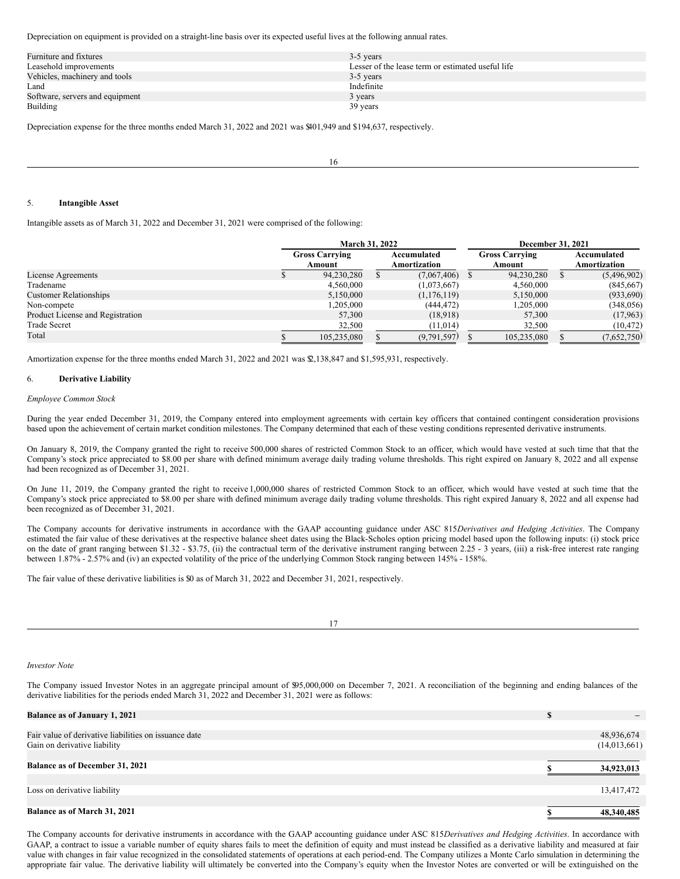Depreciation on equipment is provided on a straight-line basis over its expected useful lives at the following annual rates.

| | |
|---|---|
| Furniture and fixtures | 3-5 years |
| Leasehold improvements | Lesser of the lease term or estimated useful life |
| Vehicles, machinery and tools | 3-5 years |
| Land | Indefinite |
| Software, servers and equipment | 3 years |
| Building | 39 years |

Depreciation expense for the three months ended March 31, 2022 and 2021 was $401,949 and $194,637, respectively.

5. **Intangible Asset**

Intangible assets as of March 31, 2022 and December 31, 2021 were comprised of the following:

| | March 31, 2022 | | December 31, 2021 | |
|---|---|---|---|---|
| | Gross Carrying Amount | Accumulated Amortization | Gross Carrying Amount | Accumulated Amortization |
| License Agreements | $ 94,230,280 | $ (7,067,406) | $ 94,230,280 | $ (5,496,902) |
| Tradename | 4,560,000 | (1,073,667) | 4,560,000 | (845,667) |
| Customer Relationships | 5,150,000 | (1,176,119) | 5,150,000 | (933,690) |
| Non-compete | 1,205,000 | (444,472) | 1,205,000 | (348,056) |
| Product License and Registration | 57,300 | (18,918) | 57,300 | (17,963) |
| Trade Secret | 32,500 | (11,014) | 32,500 | (10,472) |
| Total | $ 105,235,080 | $ (9,791,597) | $ 105,235,080 | $ (7,652,750) |

Amortization expense for the three months ended March 31, 2022 and 2021 was $2,138,847 and $1,595,931, respectively.

6. **Derivative Liability**

*Employee Common Stock*

During the year ended December 31, 2019, the Company entered into employment agreements with certain key officers that contained contingent consideration provisions based upon the achievement of certain market condition milestones. The Company determined that each of these vesting conditions represented derivative instruments.

On January 8, 2019, the Company granted the right to receive 500,000 shares of restricted Common Stock to an officer, which would have vested at such time that that the Company's stock price appreciated to $8.00 per share with defined minimum average daily trading volume thresholds. This right expired on January 8, 2022 and all expense had been recognized as of December 31, 2021.

On June 11, 2019, the Company granted the right to receive 1,000,000 shares of restricted Common Stock to an officer, which would have vested at such time that the Company's stock price appreciated to $8.00 per share with defined minimum average daily trading volume thresholds. This right expired January 8, 2022 and all expense had been recognized as of December 31, 2021.

The Company accounts for derivative instruments in accordance with the GAAP accounting guidance under ASC 815 *Derivatives and Hedging Activities*. The Company estimated the fair value of these derivatives at the respective balance sheet dates using the Black-Scholes option pricing model based upon the following inputs: (i) stock price on the date of grant ranging between $1.32 - $3.75, (ii) the contractual term of the derivative instrument ranging between 2.25 - 3 years, (iii) a risk-free interest rate ranging between 1.87% - 2.57% and (iv) an expected volatility of the price of the underlying Common Stock ranging between 145% - 158%.

The fair value of these derivative liabilities is $0 as of March 31, 2022 and December 31, 2021, respectively.

*Investor Note*

The Company issued Investor Notes in an aggregate principal amount of $95,000,000 on December 7, 2021. A reconciliation of the beginning and ending balances of the derivative liabilities for the periods ended March 31, 2022 and December 31, 2021 were as follows:

| | |
|---|---|
| **Balance as of January 1, 2021** | $ – |
| Fair value of derivative liabilities on issuance date | 48,936,674 |
| Gain on derivative liability | (14,013,661) |
| **Balance as of December 31, 2021** | **$ 34,923,013** |
| Loss on derivative liability | 13,417,472 |
| **Balance as of March 31, 2021** | **$ 48,340,485** |

The Company accounts for derivative instruments in accordance with the GAAP accounting guidance under ASC 815 *Derivatives and Hedging Activities*. In accordance with GAAP, a contract to issue a variable number of equity shares fails to meet the definition of equity and must instead be classified as a derivative liability and measured at fair value with changes in fair value recognized in the consolidated statements of operations at each period-end. The Company utilizes a Monte Carlo simulation in determining the appropriate fair value. The derivative liability will ultimately be converted into the Company's equity when the Investor Notes are converted or will be extinguished on the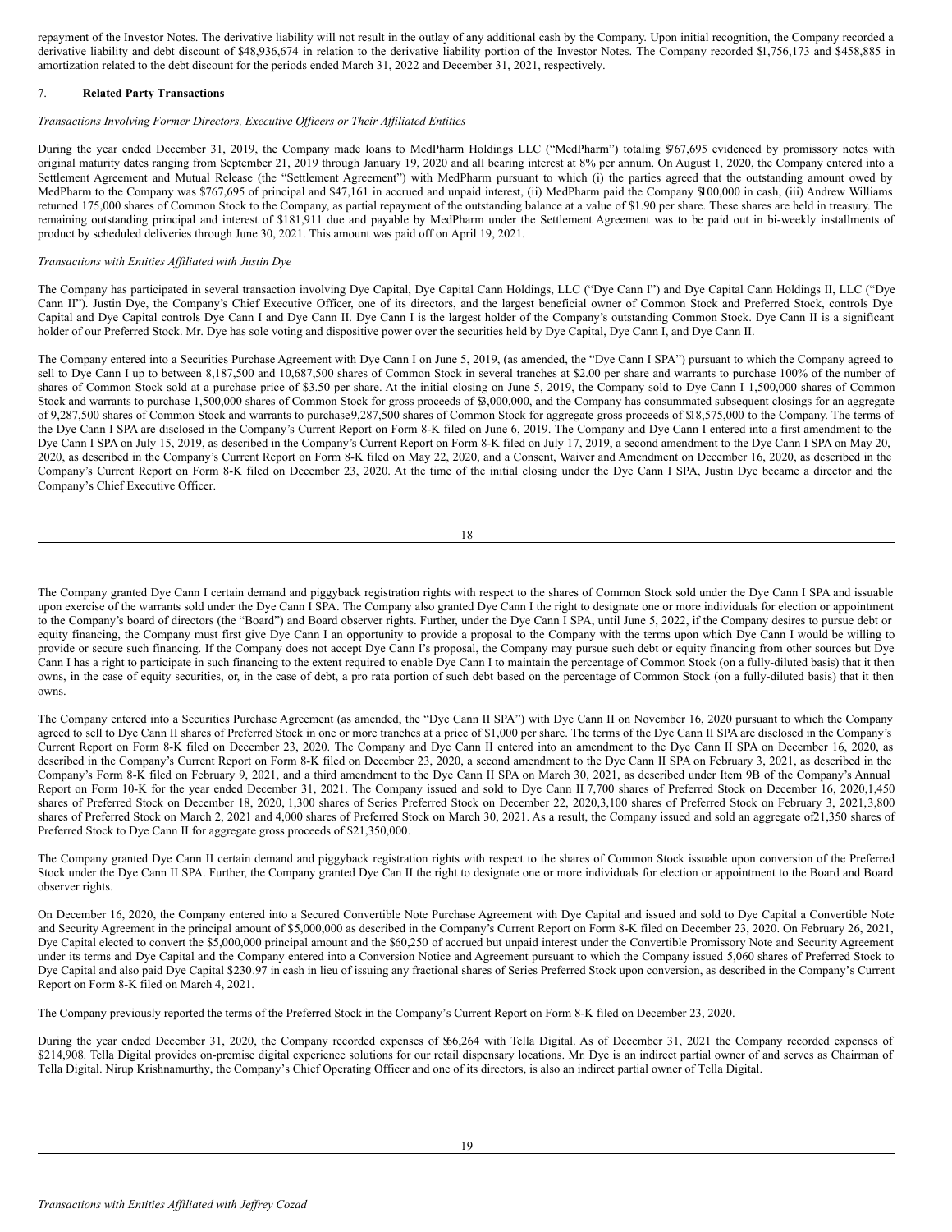repayment of the Investor Notes. The derivative liability will not result in the outlay of any additional cash by the Company. Upon initial recognition, the Company recorded a derivative liability and debt discount of $48,936,674 in relation to the derivative liability portion of the Investor Notes. The Company recorded $1,756,173 and $458,885 in amortization related to the debt discount for the periods ended March 31, 2022 and December 31, 2021, respectively.

## 7. **Related Party Transactions**

*Transactions Involving Former Directors, Executive Officers or Their Affiliated Entities*

During the year ended December 31, 2019, the Company made loans to MedPharm Holdings LLC ("MedPharm") totaling $767,695 evidenced by promissory notes with original maturity dates ranging from September 21, 2019 through January 19, 2020 and all bearing interest at 8% per annum. On August 1, 2020, the Company entered into a Settlement Agreement and Mutual Release (the "Settlement Agreement") with MedPharm pursuant to which (i) the parties agreed that the outstanding amount owed by MedPharm to the Company was $767,695 of principal and $47,161 in accrued and unpaid interest, (ii) MedPharm paid the Company $100,000 in cash, (iii) Andrew Williams returned 175,000 shares of Common Stock to the Company, as partial repayment of the outstanding balance at a value of $1.90 per share. These shares are held in treasury. The remaining outstanding principal and interest of $181,911 due and payable by MedPharm under the Settlement Agreement was to be paid out in bi-weekly installments of product by scheduled deliveries through June 30, 2021. This amount was paid off on April 19, 2021.

*Transactions with Entities Affiliated with Justin Dye*

The Company has participated in several transaction involving Dye Capital, Dye Capital Cann Holdings, LLC ("Dye Cann I") and Dye Capital Cann Holdings II, LLC ("Dye Cann II"). Justin Dye, the Company's Chief Executive Officer, one of its directors, and the largest beneficial owner of Common Stock and Preferred Stock, controls Dye Capital and Dye Capital controls Dye Cann I and Dye Cann II. Dye Cann I is the largest holder of the Company's outstanding Common Stock. Dye Cann II is a significant holder of our Preferred Stock. Mr. Dye has sole voting and dispositive power over the securities held by Dye Capital, Dye Cann I, and Dye Cann II.

The Company entered into a Securities Purchase Agreement with Dye Cann I on June 5, 2019, (as amended, the "Dye Cann I SPA") pursuant to which the Company agreed to sell to Dye Cann I up to between 8,187,500 and 10,687,500 shares of Common Stock in several tranches at $2.00 per share and warrants to purchase 100% of the number of shares of Common Stock sold at a purchase price of $3.50 per share. At the initial closing on June 5, 2019, the Company sold to Dye Cann I 1,500,000 shares of Common Stock and warrants to purchase 1,500,000 shares of Common Stock for gross proceeds of $3,000,000, and the Company has consummated subsequent closings for an aggregate of 9,287,500 shares of Common Stock and warrants to purchase 9,287,500 shares of Common Stock for aggregate gross proceeds of $18,575,000 to the Company. The terms of the Dye Cann I SPA are disclosed in the Company's Current Report on Form 8-K filed on June 6, 2019. The Company and Dye Cann I entered into a first amendment to the Dye Cann I SPA on July 15, 2019, as described in the Company's Current Report on Form 8-K filed on July 17, 2019, a second amendment to the Dye Cann I SPA on May 20, 2020, as described in the Company's Current Report on Form 8-K filed on May 22, 2020, and a Consent, Waiver and Amendment on December 16, 2020, as described in the Company's Current Report on Form 8-K filed on December 23, 2020. At the time of the initial closing under the Dye Cann I SPA, Justin Dye became a director and the Company's Chief Executive Officer.

The Company granted Dye Cann I certain demand and piggyback registration rights with respect to the shares of Common Stock sold under the Dye Cann I SPA and issuable upon exercise of the warrants sold under the Dye Cann I SPA. The Company also granted Dye Cann I the right to designate one or more individuals for election or appointment to the Company's board of directors (the "Board") and Board observer rights. Further, under the Dye Cann I SPA, until June 5, 2022, if the Company desires to pursue debt or equity financing, the Company must first give Dye Cann I an opportunity to provide a proposal to the Company with the terms upon which Dye Cann I would be willing to provide or secure such financing. If the Company does not accept Dye Cann I's proposal, the Company may pursue such debt or equity financing from other sources but Dye Cann I has a right to participate in such financing to the extent required to enable Dye Cann I to maintain the percentage of Common Stock (on a fully-diluted basis) that it then owns, in the case of equity securities, or, in the case of debt, a pro rata portion of such debt based on the percentage of Common Stock (on a fully-diluted basis) that it then owns.

The Company entered into a Securities Purchase Agreement (as amended, the "Dye Cann II SPA") with Dye Cann II on November 16, 2020 pursuant to which the Company agreed to sell to Dye Cann II shares of Preferred Stock in one or more tranches at a price of $1,000 per share. The terms of the Dye Cann II SPA are disclosed in the Company's Current Report on Form 8-K filed on December 23, 2020. The Company and Dye Cann II entered into an amendment to the Dye Cann II SPA on December 16, 2020, as described in the Company's Current Report on Form 8-K filed on December 23, 2020, a second amendment to the Dye Cann II SPA on February 3, 2021, as described in the Company's Form 8-K filed on February 9, 2021, and a third amendment to the Dye Cann II SPA on March 30, 2021, as described under Item 9B of the Company's Annual Report on Form 10-K for the year ended December 31, 2021. The Company issued and sold to Dye Cann II 7,700 shares of Preferred Stock on December 16, 2020, 1,450 shares of Preferred Stock on December 18, 2020, 1,300 shares of Series Preferred Stock on December 22, 2020, 3,100 shares of Preferred Stock on February 3, 2021, 3,800 shares of Preferred Stock on March 2, 2021 and 4,000 shares of Preferred Stock on March 30, 2021. As a result, the Company issued and sold an aggregate of 21,350 shares of Preferred Stock to Dye Cann II for aggregate gross proceeds of $21,350,000.

The Company granted Dye Cann II certain demand and piggyback registration rights with respect to the shares of Common Stock issuable upon conversion of the Preferred Stock under the Dye Cann II SPA. Further, the Company granted Dye Can II the right to designate one or more individuals for election or appointment to the Board and Board observer rights.

On December 16, 2020, the Company entered into a Secured Convertible Note Purchase Agreement with Dye Capital and issued and sold to Dye Capital a Convertible Note and Security Agreement in the principal amount of $5,000,000 as described in the Company's Current Report on Form 8-K filed on December 23, 2020. On February 26, 2021, Dye Capital elected to convert the $5,000,000 principal amount and the $60,250 of accrued but unpaid interest under the Convertible Promissory Note and Security Agreement under its terms and Dye Capital and the Company entered into a Conversion Notice and Agreement pursuant to which the Company issued 5,060 shares of Preferred Stock to Dye Capital and also paid Dye Capital $230.97 in cash in lieu of issuing any fractional shares of Series Preferred Stock upon conversion, as described in the Company's Current Report on Form 8-K filed on March 4, 2021.

The Company previously reported the terms of the Preferred Stock in the Company's Current Report on Form 8-K filed on December 23, 2020.

During the year ended December 31, 2020, the Company recorded expenses of $66,264 with Tella Digital. As of December 31, 2021 the Company recorded expenses of $214,908. Tella Digital provides on-premise digital experience solutions for our retail dispensary locations. Mr. Dye is an indirect partial owner of and serves as Chairman of Tella Digital. Nirup Krishnamurthy, the Company's Chief Operating Officer and one of its directors, is also an indirect partial owner of Tella Digital.

*Transactions with Entities Affiliated with Jeffrey Cozad*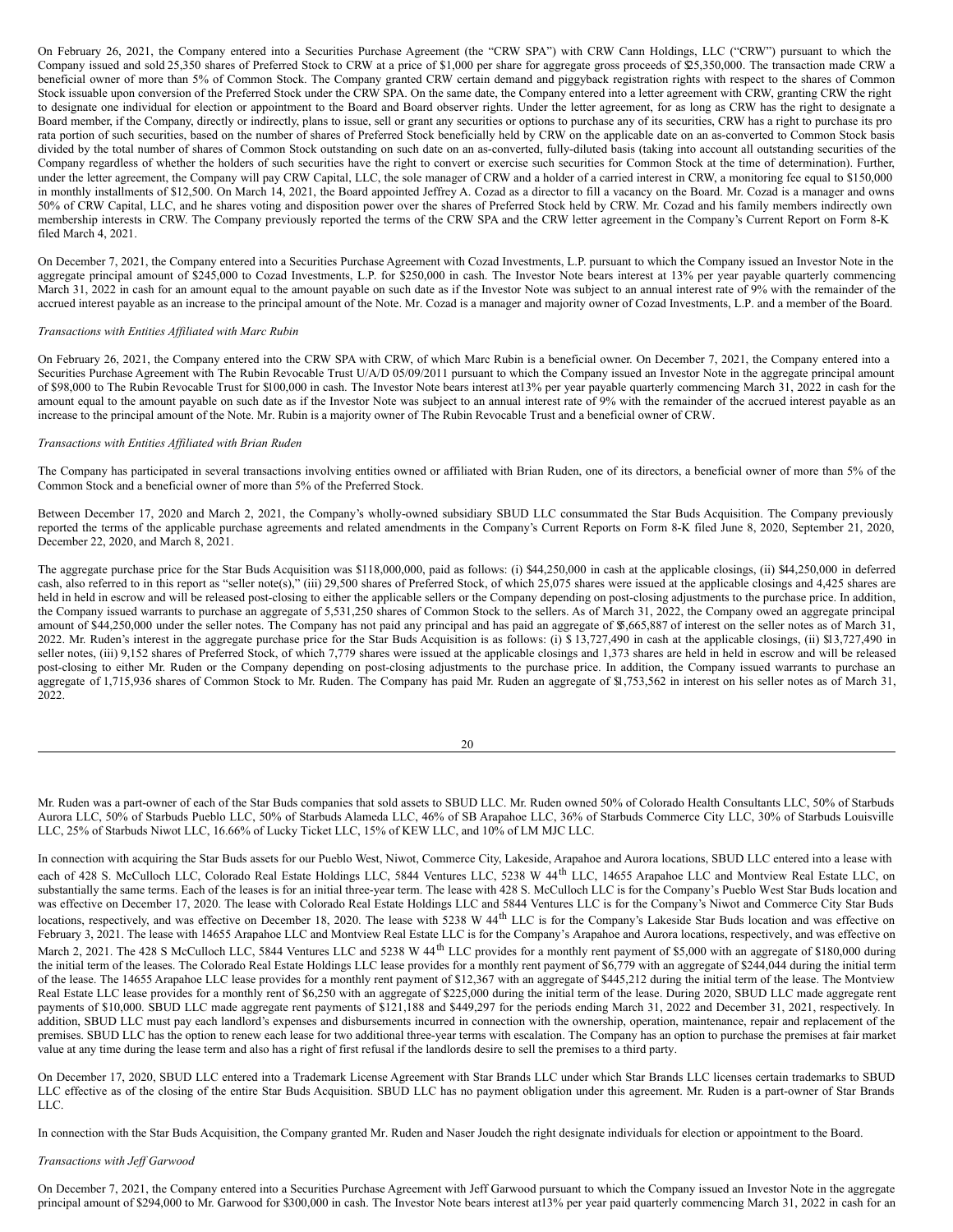On February 26, 2021, the Company entered into a Securities Purchase Agreement (the "CRW SPA") with CRW Cann Holdings, LLC ("CRW") pursuant to which the Company issued and sold 25,350 shares of Preferred Stock to CRW at a price of $1,000 per share for aggregate gross proceeds of $25,350,000. The transaction made CRW a beneficial owner of more than 5% of Common Stock. The Company granted CRW certain demand and piggyback registration rights with respect to the shares of Common Stock issuable upon conversion of the Preferred Stock under the CRW SPA. On the same date, the Company entered into a letter agreement with CRW, granting CRW the right to designate one individual for election or appointment to the Board and Board observer rights. Under the letter agreement, for as long as CRW has the right to designate a Board member, if the Company, directly or indirectly, plans to issue, sell or grant any securities or options to purchase any of its securities, CRW has a right to purchase its pro rata portion of such securities, based on the number of shares of Preferred Stock beneficially held by CRW on the applicable date on an as-converted to Common Stock basis divided by the total number of shares of Common Stock outstanding on such date on an as-converted, fully-diluted basis (taking into account all outstanding securities of the Company regardless of whether the holders of such securities have the right to convert or exercise such securities for Common Stock at the time of determination). Further, under the letter agreement, the Company will pay CRW Capital, LLC, the sole manager of CRW and a holder of a carried interest in CRW, a monitoring fee equal to $150,000 in monthly installments of $12,500. On March 14, 2021, the Board appointed Jeffrey A. Cozad as a director to fill a vacancy on the Board. Mr. Cozad is a manager and owns 50% of CRW Capital, LLC, and he shares voting and disposition power over the shares of Preferred Stock held by CRW. Mr. Cozad and his family members indirectly own membership interests in CRW. The Company previously reported the terms of the CRW SPA and the CRW letter agreement in the Company's Current Report on Form 8-K filed March 4, 2021.

On December 7, 2021, the Company entered into a Securities Purchase Agreement with Cozad Investments, L.P. pursuant to which the Company issued an Investor Note in the aggregate principal amount of $245,000 to Cozad Investments, L.P. for $250,000 in cash. The Investor Note bears interest at 13% per year payable quarterly commencing March 31, 2022 in cash for an amount equal to the amount payable on such date as if the Investor Note was subject to an annual interest rate of 9% with the remainder of the accrued interest payable as an increase to the principal amount of the Note. Mr. Cozad is a manager and majority owner of Cozad Investments, L.P. and a member of the Board.

*Transactions with Entities Affiliated with Marc Rubin*

On February 26, 2021, the Company entered into the CRW SPA with CRW, of which Marc Rubin is a beneficial owner. On December 7, 2021, the Company entered into a Securities Purchase Agreement with The Rubin Revocable Trust U/A/D 05/09/2011 pursuant to which the Company issued an Investor Note in the aggregate principal amount of $98,000 to The Rubin Revocable Trust for $100,000 in cash. The Investor Note bears interest at13% per year payable quarterly commencing March 31, 2022 in cash for the amount equal to the amount payable on such date as if the Investor Note was subject to an annual interest rate of 9% with the remainder of the accrued interest payable as an increase to the principal amount of the Note. Mr. Rubin is a majority owner of The Rubin Revocable Trust and a beneficial owner of CRW.

*Transactions with Entities Affiliated with Brian Ruden*

The Company has participated in several transactions involving entities owned or affiliated with Brian Ruden, one of its directors, a beneficial owner of more than 5% of the Common Stock and a beneficial owner of more than 5% of the Preferred Stock.

Between December 17, 2020 and March 2, 2021, the Company's wholly-owned subsidiary SBUD LLC consummated the Star Buds Acquisition. The Company previously reported the terms of the applicable purchase agreements and related amendments in the Company's Current Reports on Form 8-K filed June 8, 2020, September 21, 2020, December 22, 2020, and March 8, 2021.

The aggregate purchase price for the Star Buds Acquisition was $118,000,000, paid as follows: (i) $44,250,000 in cash at the applicable closings, (ii) $44,250,000 in deferred cash, also referred to in this report as "seller note(s)," (iii) 29,500 shares of Preferred Stock, of which 25,075 shares were issued at the applicable closings and 4,425 shares are held in held in escrow and will be released post-closing to either the applicable sellers or the Company depending on post-closing adjustments to the purchase price. In addition, the Company issued warrants to purchase an aggregate of 5,531,250 shares of Common Stock to the sellers. As of March 31, 2022, the Company owed an aggregate principal amount of $44,250,000 under the seller notes. The Company has not paid any principal and has paid an aggregate of $5,665,887 of interest on the seller notes as of March 31, 2022. Mr. Ruden's interest in the aggregate purchase price for the Star Buds Acquisition is as follows: (i) $ 13,727,490 in cash at the applicable closings, (ii) $13,727,490 in seller notes, (iii) 9,152 shares of Preferred Stock, of which 7,779 shares were issued at the applicable closings and 1,373 shares are held in held in escrow and will be released post-closing to either Mr. Ruden or the Company depending on post-closing adjustments to the purchase price. In addition, the Company issued warrants to purchase an aggregate of 1,715,936 shares of Common Stock to Mr. Ruden. The Company has paid Mr. Ruden an aggregate of $1,753,562 in interest on his seller notes as of March 31, 2022.

Mr. Ruden was a part-owner of each of the Star Buds companies that sold assets to SBUD LLC. Mr. Ruden owned 50% of Colorado Health Consultants LLC, 50% of Starbuds Aurora LLC, 50% of Starbuds Pueblo LLC, 50% of Starbuds Alameda LLC, 46% of SB Arapahoe LLC, 36% of Starbuds Commerce City LLC, 30% of Starbuds Louisville LLC, 25% of Starbuds Niwot LLC, 16.66% of Lucky Ticket LLC, 15% of KEW LLC, and 10% of LM MJC LLC.

In connection with acquiring the Star Buds assets for our Pueblo West, Niwot, Commerce City, Lakeside, Arapahoe and Aurora locations, SBUD LLC entered into a lease with each of 428 S. McCulloch LLC, Colorado Real Estate Holdings LLC, 5844 Ventures LLC, 5238 W 44th LLC, 14655 Arapahoe LLC and Montview Real Estate LLC, on substantially the same terms. Each of the leases is for an initial three-year term. The lease with 428 S. McCulloch LLC is for the Company's Pueblo West Star Buds location and was effective on December 17, 2020. The lease with Colorado Real Estate Holdings LLC and 5844 Ventures LLC is for the Company's Niwot and Commerce City Star Buds locations, respectively, and was effective on December 18, 2020. The lease with 5238 W 44th LLC is for the Company's Lakeside Star Buds location and was effective on February 3, 2021. The lease with 14655 Arapahoe LLC and Montview Real Estate LLC is for the Company's Arapahoe and Aurora locations, respectively, and was effective on March 2, 2021. The 428 S McCulloch LLC, 5844 Ventures LLC and 5238 W 44th LLC provides for a monthly rent payment of $5,000 with an aggregate of $180,000 during the initial term of the leases. The Colorado Real Estate Holdings LLC lease provides for a monthly rent payment of $6,779 with an aggregate of $244,044 during the initial term of the lease. The 14655 Arapahoe LLC lease provides for a monthly rent payment of $12,367 with an aggregate of $445,212 during the initial term of the lease. The Montview Real Estate LLC lease provides for a monthly rent of $6,250 with an aggregate of $225,000 during the initial term of the lease. During 2020, SBUD LLC made aggregate rent payments of $10,000. SBUD LLC made aggregate rent payments of $121,188 and $449,297 for the periods ending March 31, 2022 and December 31, 2021, respectively. In addition, SBUD LLC must pay each landlord's expenses and disbursements incurred in connection with the ownership, operation, maintenance, repair and replacement of the premises. SBUD LLC has the option to renew each lease for two additional three-year terms with escalation. The Company has an option to purchase the premises at fair market value at any time during the lease term and also has a right of first refusal if the landlords desire to sell the premises to a third party.

On December 17, 2020, SBUD LLC entered into a Trademark License Agreement with Star Brands LLC under which Star Brands LLC licenses certain trademarks to SBUD LLC effective as of the closing of the entire Star Buds Acquisition. SBUD LLC has no payment obligation under this agreement. Mr. Ruden is a part-owner of Star Brands LLC.

In connection with the Star Buds Acquisition, the Company granted Mr. Ruden and Naser Joudeh the right designate individuals for election or appointment to the Board.

*Transactions with Jeff Garwood*

On December 7, 2021, the Company entered into a Securities Purchase Agreement with Jeff Garwood pursuant to which the Company issued an Investor Note in the aggregate principal amount of $294,000 to Mr. Garwood for $300,000 in cash. The Investor Note bears interest at13% per year paid quarterly commencing March 31, 2022 in cash for an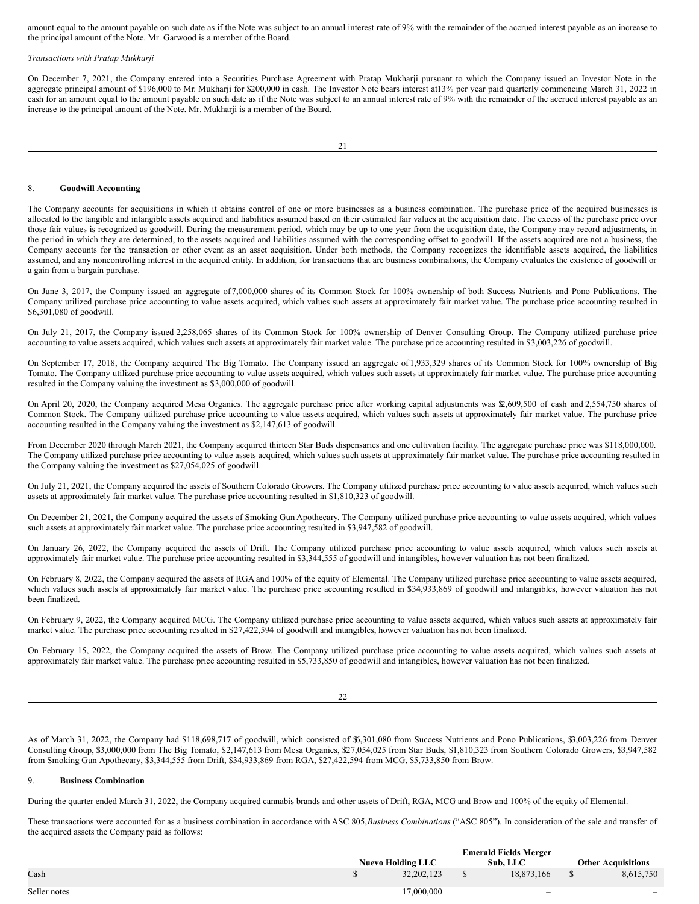amount equal to the amount payable on such date as if the Note was subject to an annual interest rate of 9% with the remainder of the accrued interest payable as an increase to the principal amount of the Note. Mr. Garwood is a member of the Board.

*Transactions with Pratap Mukharji*

On December 7, 2021, the Company entered into a Securities Purchase Agreement with Pratap Mukharji pursuant to which the Company issued an Investor Note in the aggregate principal amount of $196,000 to Mr. Mukharji for $200,000 in cash. The Investor Note bears interest at13% per year paid quarterly commencing March 31, 2022 in cash for an amount equal to the amount payable on such date as if the Note was subject to an annual interest rate of 9% with the remainder of the accrued interest payable as an increase to the principal amount of the Note. Mr. Mukharji is a member of the Board.

## 8. **Goodwill Accounting**

The Company accounts for acquisitions in which it obtains control of one or more businesses as a business combination. The purchase price of the acquired businesses is allocated to the tangible and intangible assets acquired and liabilities assumed based on their estimated fair values at the acquisition date. The excess of the purchase price over those fair values is recognized as goodwill. During the measurement period, which may be up to one year from the acquisition date, the Company may record adjustments, in the period in which they are determined, to the assets acquired and liabilities assumed with the corresponding offset to goodwill. If the assets acquired are not a business, the Company accounts for the transaction or other event as an asset acquisition. Under both methods, the Company recognizes the identifiable assets acquired, the liabilities assumed, and any noncontrolling interest in the acquired entity. In addition, for transactions that are business combinations, the Company evaluates the existence of goodwill or a gain from a bargain purchase.

On June 3, 2017, the Company issued an aggregate of 7,000,000 shares of its Common Stock for 100% ownership of both Success Nutrients and Pono Publications. The Company utilized purchase price accounting to value assets acquired, which values such assets at approximately fair market value. The purchase price accounting resulted in $6,301,080 of goodwill.

On July 21, 2017, the Company issued 2,258,065 shares of its Common Stock for 100% ownership of Denver Consulting Group. The Company utilized purchase price accounting to value assets acquired, which values such assets at approximately fair market value. The purchase price accounting resulted in $3,003,226 of goodwill.

On September 17, 2018, the Company acquired The Big Tomato. The Company issued an aggregate of 1,933,329 shares of its Common Stock for 100% ownership of Big Tomato. The Company utilized purchase price accounting to value assets acquired, which values such assets at approximately fair market value. The purchase price accounting resulted in the Company valuing the investment as $3,000,000 of goodwill.

On April 20, 2020, the Company acquired Mesa Organics. The aggregate purchase price after working capital adjustments was $2,609,500 of cash and 2,554,750 shares of Common Stock. The Company utilized purchase price accounting to value assets acquired, which values such assets at approximately fair market value. The purchase price accounting resulted in the Company valuing the investment as $2,147,613 of goodwill.

From December 2020 through March 2021, the Company acquired thirteen Star Buds dispensaries and one cultivation facility. The aggregate purchase price was $118,000,000. The Company utilized purchase price accounting to value assets acquired, which values such assets at approximately fair market value. The purchase price accounting resulted in the Company valuing the investment as $27,054,025 of goodwill.

On July 21, 2021, the Company acquired the assets of Southern Colorado Growers. The Company utilized purchase price accounting to value assets acquired, which values such assets at approximately fair market value. The purchase price accounting resulted in $1,810,323 of goodwill.

On December 21, 2021, the Company acquired the assets of Smoking Gun Apothecary. The Company utilized purchase price accounting to value assets acquired, which values such assets at approximately fair market value. The purchase price accounting resulted in $3,947,582 of goodwill.

On January 26, 2022, the Company acquired the assets of Drift. The Company utilized purchase price accounting to value assets acquired, which values such assets at approximately fair market value. The purchase price accounting resulted in $3,344,555 of goodwill and intangibles, however valuation has not been finalized.

On February 8, 2022, the Company acquired the assets of RGA and 100% of the equity of Elemental. The Company utilized purchase price accounting to value assets acquired, which values such assets at approximately fair market value. The purchase price accounting resulted in $34,933,869 of goodwill and intangibles, however valuation has not been finalized.

On February 9, 2022, the Company acquired MCG. The Company utilized purchase price accounting to value assets acquired, which values such assets at approximately fair market value. The purchase price accounting resulted in $27,422,594 of goodwill and intangibles, however valuation has not been finalized.

On February 15, 2022, the Company acquired the assets of Brow. The Company utilized purchase price accounting to value assets acquired, which values such assets at approximately fair market value. The purchase price accounting resulted in $5,733,850 of goodwill and intangibles, however valuation has not been finalized.

As of March 31, 2022, the Company had $118,698,717 of goodwill, which consisted of $6,301,080 from Success Nutrients and Pono Publications, $3,003,226 from Denver Consulting Group, $3,000,000 from The Big Tomato, $2,147,613 from Mesa Organics, $27,054,025 from Star Buds, $1,810,323 from Southern Colorado Growers, $3,947,582 from Smoking Gun Apothecary, $3,344,555 from Drift, $34,933,869 from RGA, $27,422,594 from MCG, $5,733,850 from Brow.

## 9. **Business Combination**

During the quarter ended March 31, 2022, the Company acquired cannabis brands and other assets of Drift, RGA, MCG and Brow and 100% of the equity of Elemental.

These transactions were accounted for as a business combination in accordance with ASC 805, *Business Combinations* ("ASC 805"). In consideration of the sale and transfer of the acquired assets the Company paid as follows:

| | Nuevo Holding LLC | Emerald Fields Merger Sub, LLC | Other Acquisitions |
|---|---|---|---|
| Cash | $ 32,202,123 | $ 18,873,166 | $ 8,615,750 |
| Seller notes | 17,000,000 | – | – |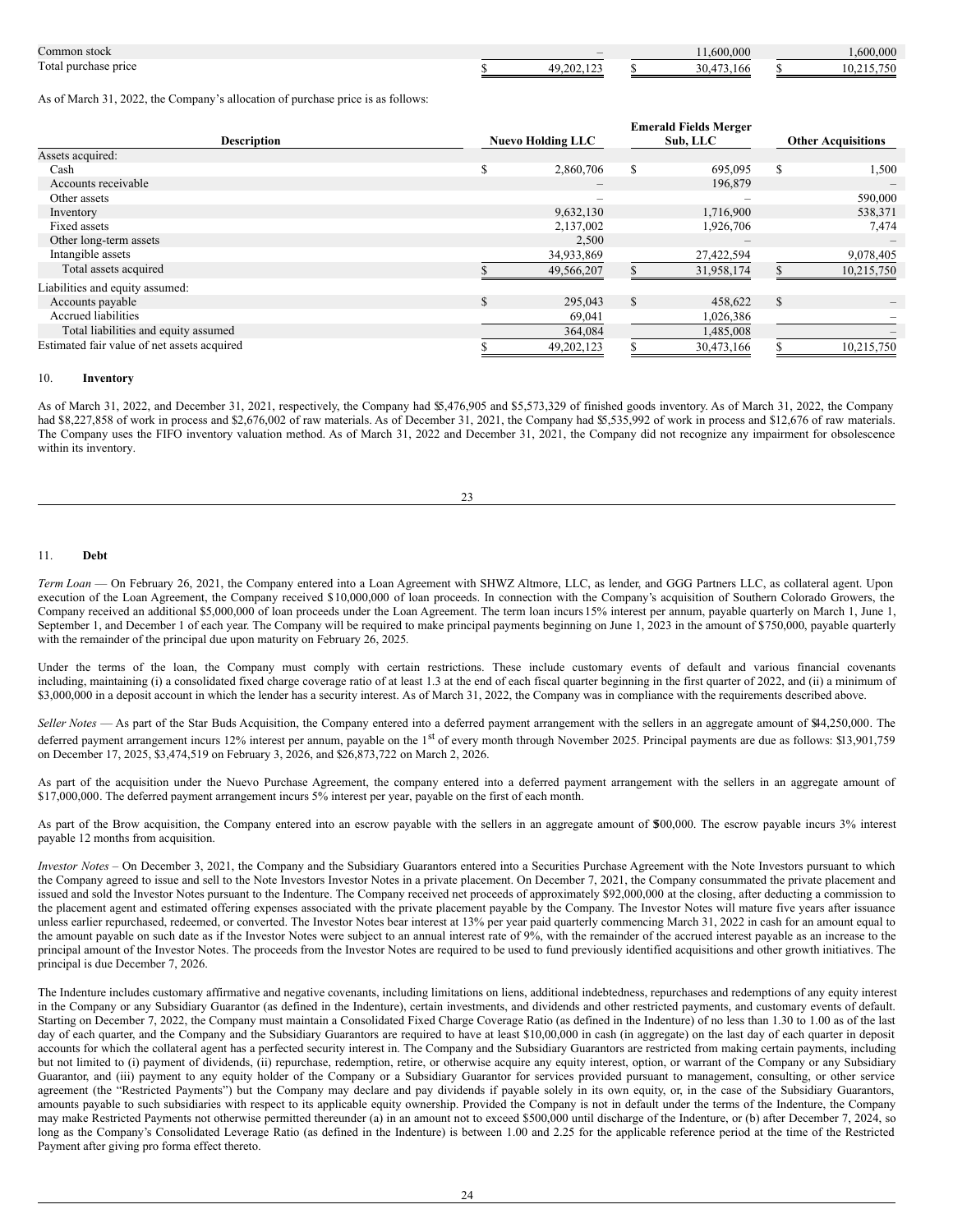| | | | |
|---|---|---|---|
| Common stock | – | 11,600,000 | 1,600,000 |
| Total purchase price | $ 49,202,123 | $ 30,473,166 | $ 10,215,750 |

As of March 31, 2022, the Company's allocation of purchase price is as follows:

| Description | Nuevo Holding LLC | Emerald Fields Merger Sub, LLC | Other Acquisitions |
|---|---|---|---|
| Assets acquired: | | | |
| Cash | $ 2,860,706 | $ 695,095 | $ 1,500 |
| Accounts receivable | – | 196,879 | – |
| Other assets | – | – | 590,000 |
| Inventory | 9,632,130 | 1,716,900 | 538,371 |
| Fixed assets | 2,137,002 | 1,926,706 | 7,474 |
| Other long-term assets | 2,500 | – | – |
| Intangible assets | 34,933,869 | 27,422,594 | 9,078,405 |
| Total assets acquired | $ 49,566,207 | $ 31,958,174 | $ 10,215,750 |
| Liabilities and equity assumed: | | | |
| Accounts payable | $ 295,043 | $ 458,622 | $ – |
| Accrued liabilities | 69,041 | 1,026,386 | – |
| Total liabilities and equity assumed | 364,084 | 1,485,008 | – |
| Estimated fair value of net assets acquired | $ 49,202,123 | $ 30,473,166 | $ 10,215,750 |

## 10. Inventory

As of March 31, 2022, and December 31, 2021, respectively, the Company had $5,476,905 and $5,573,329 of finished goods inventory. As of March 31, 2022, the Company had $8,227,858 of work in process and $2,676,002 of raw materials. As of December 31, 2021, the Company had $5,535,992 of work in process and $12,676 of raw materials. The Company uses the FIFO inventory valuation method. As of March 31, 2022 and December 31, 2021, the Company did not recognize any impairment for obsolescence within its inventory.

## 11. Debt

*Term Loan* — On February 26, 2021, the Company entered into a Loan Agreement with SHWZ Altmore, LLC, as lender, and GGG Partners LLC, as collateral agent. Upon execution of the Loan Agreement, the Company received $10,000,000 of loan proceeds. In connection with the Company's acquisition of Southern Colorado Growers, the Company received an additional $5,000,000 of loan proceeds under the Loan Agreement. The term loan incurs 15% interest per annum, payable quarterly on March 1, June 1, September 1, and December 1 of each year. The Company will be required to make principal payments beginning on June 1, 2023 in the amount of $750,000, payable quarterly with the remainder of the principal due upon maturity on February 26, 2025.

Under the terms of the loan, the Company must comply with certain restrictions. These include customary events of default and various financial covenants including, maintaining (i) a consolidated fixed charge coverage ratio of at least 1.3 at the end of each fiscal quarter beginning in the first quarter of 2022, and (ii) a minimum of $3,000,000 in a deposit account in which the lender has a security interest. As of March 31, 2022, the Company was in compliance with the requirements described above.

*Seller Notes* — As part of the Star Buds Acquisition, the Company entered into a deferred payment arrangement with the sellers in an aggregate amount of $44,250,000. The deferred payment arrangement incurs 12% interest per annum, payable on the 1st of every month through November 2025. Principal payments are due as follows: $13,901,759 on December 17, 2025, $3,474,519 on February 3, 2026, and $26,873,722 on March 2, 2026.

As part of the acquisition under the Nuevo Purchase Agreement, the company entered into a deferred payment arrangement with the sellers in an aggregate amount of $17,000,000. The deferred payment arrangement incurs 5% interest per year, payable on the first of each month.

As part of the Brow acquisition, the Company entered into an escrow payable with the sellers in an aggregate amount of $500,000. The escrow payable incurs 3% interest payable 12 months from acquisition.

*Investor Notes* – On December 3, 2021, the Company and the Subsidiary Guarantors entered into a Securities Purchase Agreement with the Note Investors pursuant to which the Company agreed to issue and sell to the Note Investors Investor Notes in a private placement. On December 7, 2021, the Company consummated the private placement and issued and sold the Investor Notes pursuant to the Indenture. The Company received net proceeds of approximately $92,000,000 at the closing, after deducting a commission to the placement agent and estimated offering expenses associated with the private placement payable by the Company. The Investor Notes will mature five years after issuance unless earlier repurchased, redeemed, or converted. The Investor Notes bear interest at 13% per year paid quarterly commencing March 31, 2022 in cash for an amount equal to the amount payable on such date as if the Investor Notes were subject to an annual interest rate of 9%, with the remainder of the accrued interest payable as an increase to the principal amount of the Investor Notes. The proceeds from the Investor Notes are required to be used to fund previously identified acquisitions and other growth initiatives. The principal is due December 7, 2026.

The Indenture includes customary affirmative and negative covenants, including limitations on liens, additional indebtedness, repurchases and redemptions of any equity interest in the Company or any Subsidiary Guarantor (as defined in the Indenture), certain investments, and dividends and other restricted payments, and customary events of default. Starting on December 7, 2022, the Company must maintain a Consolidated Fixed Charge Coverage Ratio (as defined in the Indenture) of no less than 1.30 to 1.00 as of the last day of each quarter, and the Company and the Subsidiary Guarantors are required to have at least $10,00,000 in cash (in aggregate) on the last day of each quarter in deposit accounts for which the collateral agent has a perfected security interest in. The Company and the Subsidiary Guarantors are restricted from making certain payments, including but not limited to (i) payment of dividends, (ii) repurchase, redemption, retire, or otherwise acquire any equity interest, option, or warrant of the Company or any Subsidiary Guarantor, and (iii) payment to any equity holder of the Company or a Subsidiary Guarantor for services provided pursuant to management, consulting, or other service agreement (the "Restricted Payments") but the Company may declare and pay dividends if payable solely in its own equity, or, in the case of the Subsidiary Guarantors, amounts payable to such subsidiaries with respect to its applicable equity ownership. Provided the Company is not in default under the terms of the Indenture, the Company may make Restricted Payments not otherwise permitted thereunder (a) in an amount not to exceed $500,000 until discharge of the Indenture, or (b) after December 7, 2024, so long as the Company's Consolidated Leverage Ratio (as defined in the Indenture) is between 1.00 and 2.25 for the applicable reference period at the time of the Restricted Payment after giving pro forma effect thereto.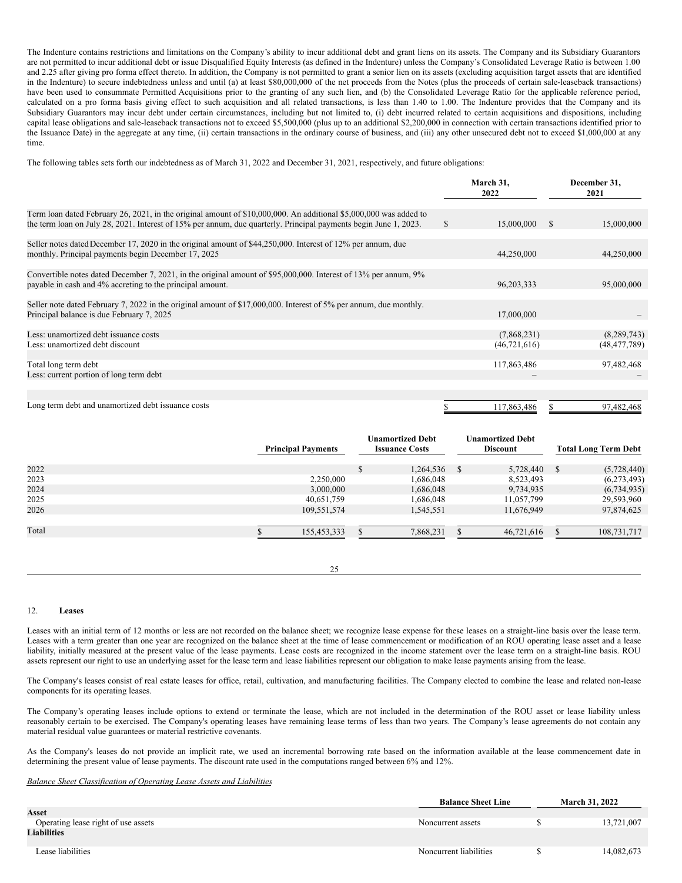The Indenture contains restrictions and limitations on the Company's ability to incur additional debt and grant liens on its assets. The Company and its Subsidiary Guarantors are not permitted to incur additional debt or issue Disqualified Equity Interests (as defined in the Indenture) unless the Company's Consolidated Leverage Ratio is between 1.00 and 2.25 after giving pro forma effect thereto. In addition, the Company is not permitted to grant a senior lien on its assets (excluding acquisition target assets that are identified in the Indenture) to secure indebtedness unless and until (a) at least $80,000,000 of the net proceeds from the Notes (plus the proceeds of certain sale-leaseback transactions) have been used to consummate Permitted Acquisitions prior to the granting of any such lien, and (b) the Consolidated Leverage Ratio for the applicable reference period, calculated on a pro forma basis giving effect to such acquisition and all related transactions, is less than 1.40 to 1.00. The Indenture provides that the Company and its Subsidiary Guarantors may incur debt under certain circumstances, including but not limited to, (i) debt incurred related to certain acquisitions and dispositions, including capital lease obligations and sale-leaseback transactions not to exceed $5,500,000 (plus up to an additional $2,200,000 in connection with certain transactions identified prior to the Issuance Date) in the aggregate at any time, (ii) certain transactions in the ordinary course of business, and (iii) any other unsecured debt not to exceed $1,000,000 at any time.

The following tables sets forth our indebtedness as of March 31, 2022 and December 31, 2021, respectively, and future obligations:

| | March 31, 2022 | December 31, 2021 |
|---|---|---|
| Term loan dated February 26, 2021, in the original amount of $10,000,000. An additional $5,000,000 was added to the term loan on July 28, 2021. Interest of 15% per annum, due quarterly. Principal payments begin June 1, 2023. | $ 15,000,000 | $ 15,000,000 |
| Seller notes dated December 17, 2020 in the original amount of $44,250,000. Interest of 12% per annum, due monthly. Principal payments begin December 17, 2025 | 44,250,000 | 44,250,000 |
| Convertible notes dated December 7, 2021, in the original amount of $95,000,000. Interest of 13% per annum, 9% payable in cash and 4% accreting to the principal amount. | 96,203,333 | 95,000,000 |
| Seller note dated February 7, 2022 in the original amount of $17,000,000. Interest of 5% per annum, due monthly. Principal balance is due February 7, 2025 | 17,000,000 | – |
| Less: unamortized debt issuance costs | (7,868,231) | (8,289,743) |
| Less: unamortized debt discount | (46,721,616) | (48,477,789) |
| Total long term debt | 117,863,486 | 97,482,468 |
| Less: current portion of long term debt | – | – |
| Long term debt and unamortized debt issuance costs | $ 117,863,486 | $ 97,482,468 |

| | Principal Payments | Unamortized Debt Issuance Costs | Unamortized Debt Discount | Total Long Term Debt |
|---|---|---|---|---|
| 2022 | | $ 1,264,536 | $ 5,728,440 | $ (5,728,440) |
| 2023 | 2,250,000 | 1,686,048 | 8,523,493 | (6,273,493) |
| 2024 | 3,000,000 | 1,686,048 | 9,734,935 | (6,734,935) |
| 2025 | 40,651,759 | 1,686,048 | 11,057,799 | 29,593,960 |
| 2026 | 109,551,574 | 1,545,551 | 11,676,949 | 97,874,625 |
| Total | $ 155,453,333 | $ 7,868,231 | $ 46,721,616 | $ 108,731,717 |

## 12. **Leases**

Leases with an initial term of 12 months or less are not recorded on the balance sheet; we recognize lease expense for these leases on a straight-line basis over the lease term. Leases with a term greater than one year are recognized on the balance sheet at the time of lease commencement or modification of an ROU operating lease asset and a lease liability, initially measured at the present value of the lease payments. Lease costs are recognized in the income statement over the lease term on a straight-line basis. ROU assets represent our right to use an underlying asset for the lease term and lease liabilities represent our obligation to make lease payments arising from the lease.

The Company's leases consist of real estate leases for office, retail, cultivation, and manufacturing facilities. The Company elected to combine the lease and related non-lease components for its operating leases.

The Company's operating leases include options to extend or terminate the lease, which are not included in the determination of the ROU asset or lease liability unless reasonably certain to be exercised. The Company's operating leases have remaining lease terms of less than two years. The Company's lease agreements do not contain any material residual value guarantees or material restrictive covenants.

As the Company's leases do not provide an implicit rate, we used an incremental borrowing rate based on the information available at the lease commencement date in determining the present value of lease payments. The discount rate used in the computations ranged between 6% and 12%.

*Balance Sheet Classification of Operating Lease Assets and Liabilities*

| | Balance Sheet Line | March 31, 2022 |
|---|---|---|
| **Asset** | | |
| Operating lease right of use assets | Noncurrent assets | $ 13,721,007 |
| **Liabilities** | | |
| Lease liabilities | Noncurrent liabilities | $ 14,082,673 |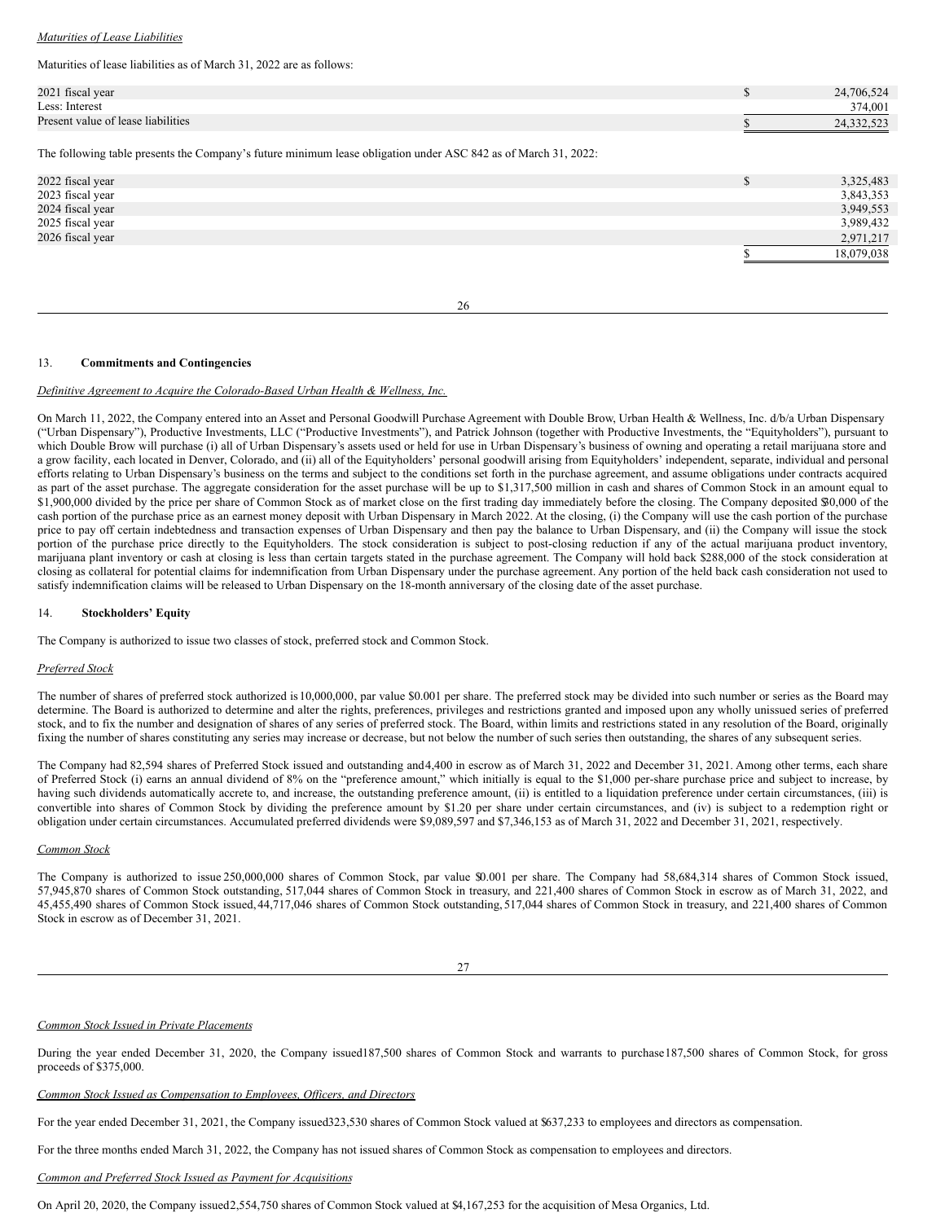*Maturities of Lease Liabilities*

Maturities of lease liabilities as of March 31, 2022 are as follows:

| | | |
|---|---|---|
| 2021 fiscal year | $ | 24,706,524 |
| Less: Interest | | 374,001 |
| Present value of lease liabilities | $ | 24,332,523 |

The following table presents the Company's future minimum lease obligation under ASC 842 as of March 31, 2022:

| | | |
|---|---|---|
| 2022 fiscal year | $ | 3,325,483 |
| 2023 fiscal year | | 3,843,353 |
| 2024 fiscal year | | 3,949,553 |
| 2025 fiscal year | | 3,989,432 |
| 2026 fiscal year | | 2,971,217 |
| | $ | 18,079,038 |

13. **Commitments and Contingencies**

*Definitive Agreement to Acquire the Colorado-Based Urban Health & Wellness, Inc.*

On March 11, 2022, the Company entered into an Asset and Personal Goodwill Purchase Agreement with Double Brow, Urban Health & Wellness, Inc. d/b/a Urban Dispensary ("Urban Dispensary"), Productive Investments, LLC ("Productive Investments"), and Patrick Johnson (together with Productive Investments, the "Equityholders"), pursuant to which Double Brow will purchase (i) all of Urban Dispensary's assets used or held for use in Urban Dispensary's business of owning and operating a retail marijuana store and a grow facility, each located in Denver, Colorado, and (ii) all of the Equityholders' personal goodwill arising from Equityholders' independent, separate, individual and personal efforts relating to Urban Dispensary's business on the terms and subject to the conditions set forth in the purchase agreement, and assume obligations under contracts acquired as part of the asset purchase. The aggregate consideration for the asset purchase will be up to $1,317,500 million in cash and shares of Common Stock in an amount equal to $1,900,000 divided by the price per share of Common Stock as of market close on the first trading day immediately before the closing. The Company deposited $50,000 of the cash portion of the purchase price as an earnest money deposit with Urban Dispensary in March 2022. At the closing, (i) the Company will use the cash portion of the purchase price to pay off certain indebtedness and transaction expenses of Urban Dispensary and then pay the balance to Urban Dispensary, and (ii) the Company will issue the stock portion of the purchase price directly to the Equityholders. The stock consideration is subject to post-closing reduction if any of the actual marijuana product inventory, marijuana plant inventory or cash at closing is less than certain targets stated in the purchase agreement. The Company will hold back $288,000 of the stock consideration at closing as collateral for potential claims for indemnification from Urban Dispensary under the purchase agreement. Any portion of the held back cash consideration not used to satisfy indemnification claims will be released to Urban Dispensary on the 18-month anniversary of the closing date of the asset purchase.

14. **Stockholders' Equity**

The Company is authorized to issue two classes of stock, preferred stock and Common Stock.

*Preferred Stock*

The number of shares of preferred stock authorized is 10,000,000, par value $0.001 per share. The preferred stock may be divided into such number or series as the Board may determine. The Board is authorized to determine and alter the rights, preferences, privileges and restrictions granted and imposed upon any wholly unissued series of preferred stock, and to fix the number and designation of shares of any series of preferred stock. The Board, within limits and restrictions stated in any resolution of the Board, originally fixing the number of shares constituting any series may increase or decrease, but not below the number of such series then outstanding, the shares of any subsequent series.

The Company had 82,594 shares of Preferred Stock issued and outstanding and 4,400 in escrow as of March 31, 2022 and December 31, 2021. Among other terms, each share of Preferred Stock (i) earns an annual dividend of 8% on the "preference amount," which initially is equal to the $1,000 per-share purchase price and subject to increase, by having such dividends automatically accrete to, and increase, the outstanding preference amount, (ii) is entitled to a liquidation preference under certain circumstances, (iii) is convertible into shares of Common Stock by dividing the preference amount by $1.20 per share under certain circumstances, and (iv) is subject to a redemption right or obligation under certain circumstances. Accumulated preferred dividends were $9,089,597 and $7,346,153 as of March 31, 2022 and December 31, 2021, respectively.

*Common Stock*

The Company is authorized to issue 250,000,000 shares of Common Stock, par value $0.001 per share. The Company had 58,684,314 shares of Common Stock issued, 57,945,870 shares of Common Stock outstanding, 517,044 shares of Common Stock in treasury, and 221,400 shares of Common Stock in escrow as of March 31, 2022, and 45,455,490 shares of Common Stock issued, 44,717,046 shares of Common Stock outstanding, 517,044 shares of Common Stock in treasury, and 221,400 shares of Common Stock in escrow as of December 31, 2021.

*Common Stock Issued in Private Placements*

During the year ended December 31, 2020, the Company issued 187,500 shares of Common Stock and warrants to purchase 187,500 shares of Common Stock, for gross proceeds of $375,000.

*Common Stock Issued as Compensation to Employees, Officers, and Directors*

For the year ended December 31, 2021, the Company issued 323,530 shares of Common Stock valued at $637,233 to employees and directors as compensation.

For the three months ended March 31, 2022, the Company has not issued shares of Common Stock as compensation to employees and directors.

*Common and Preferred Stock Issued as Payment for Acquisitions*

On April 20, 2020, the Company issued 2,554,750 shares of Common Stock valued at $4,167,253 for the acquisition of Mesa Organics, Ltd.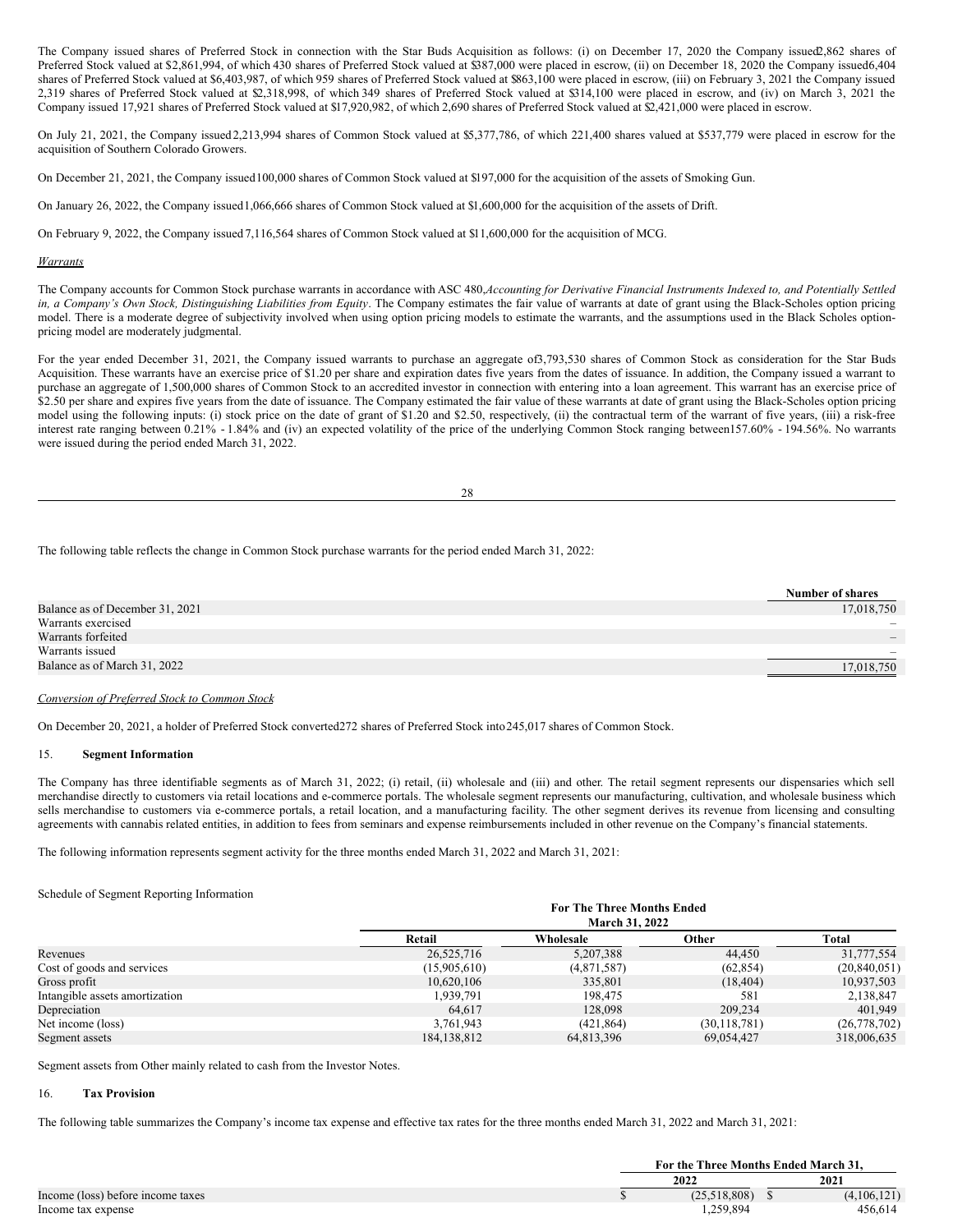The Company issued shares of Preferred Stock in connection with the Star Buds Acquisition as follows: (i) on December 17, 2020 the Company issued 2,862 shares of Preferred Stock valued at $2,861,994, of which 430 shares of Preferred Stock valued at $387,000 were placed in escrow, (ii) on December 18, 2020 the Company issued 6,404 shares of Preferred Stock valued at $6,403,987, of which 959 shares of Preferred Stock valued at $863,100 were placed in escrow, (iii) on February 3, 2021 the Company issued 2,319 shares of Preferred Stock valued at $2,318,998, of which 349 shares of Preferred Stock valued at $314,100 were placed in escrow, and (iv) on March 3, 2021 the Company issued 17,921 shares of Preferred Stock valued at $17,920,982, of which 2,690 shares of Preferred Stock valued at $2,421,000 were placed in escrow.

On July 21, 2021, the Company issued 2,213,994 shares of Common Stock valued at $5,377,786, of which 221,400 shares valued at $537,779 were placed in escrow for the acquisition of Southern Colorado Growers.

On December 21, 2021, the Company issued 100,000 shares of Common Stock valued at $197,000 for the acquisition of the assets of Smoking Gun.

On January 26, 2022, the Company issued 1,066,666 shares of Common Stock valued at $1,600,000 for the acquisition of the assets of Drift.

On February 9, 2022, the Company issued 7,116,564 shares of Common Stock valued at $11,600,000 for the acquisition of MCG.

*Warrants*

The Company accounts for Common Stock purchase warrants in accordance with ASC 480, *Accounting for Derivative Financial Instruments Indexed to, and Potentially Settled in, a Company's Own Stock, Distinguishing Liabilities from Equity*. The Company estimates the fair value of warrants at date of grant using the Black-Scholes option pricing model. There is a moderate degree of subjectivity involved when using option pricing models to estimate the warrants, and the assumptions used in the Black Scholes option-pricing model are moderately judgmental.

For the year ended December 31, 2021, the Company issued warrants to purchase an aggregate of 3,793,530 shares of Common Stock as consideration for the Star Buds Acquisition. These warrants have an exercise price of $1.20 per share and expiration dates five years from the dates of issuance. In addition, the Company issued a warrant to purchase an aggregate of 1,500,000 shares of Common Stock to an accredited investor in connection with entering into a loan agreement. This warrant has an exercise price of $2.50 per share and expires five years from the date of issuance. The Company estimated the fair value of these warrants at date of grant using the Black-Scholes option pricing model using the following inputs: (i) stock price on the date of grant of $1.20 and $2.50, respectively, (ii) the contractual term of the warrant of five years, (iii) a risk-free interest rate ranging between 0.21% - 1.84% and (iv) an expected volatility of the price of the underlying Common Stock ranging between 157.60% - 194.56%. No warrants were issued during the period ended March 31, 2022.

The following table reflects the change in Common Stock purchase warrants for the period ended March 31, 2022:

| | Number of shares |
|---|---|
| Balance as of December 31, 2021 | 17,018,750 |
| Warrants exercised | – |
| Warrants forfeited | – |
| Warrants issued | – |
| Balance as of March 31, 2022 | 17,018,750 |

*Conversion of Preferred Stock to Common Stock*

On December 20, 2021, a holder of Preferred Stock converted 272 shares of Preferred Stock into 245,017 shares of Common Stock.

## 15. Segment Information

The Company has three identifiable segments as of March 31, 2022; (i) retail, (ii) wholesale and (iii) and other. The retail segment represents our dispensaries which sell merchandise directly to customers via retail locations and e-commerce portals. The wholesale segment represents our manufacturing, cultivation, and wholesale business which sells merchandise to customers via e-commerce portals, a retail location, and a manufacturing facility. The other segment derives its revenue from licensing and consulting agreements with cannabis related entities, in addition to fees from seminars and expense reimbursements included in other revenue on the Company's financial statements.

The following information represents segment activity for the three months ended March 31, 2022 and March 31, 2021:

Schedule of Segment Reporting Information

| | For The Three Months Ended March 31, 2022 | | | |
|---|---|---|---|---|
| | Retail | Wholesale | Other | Total |
| Revenues | 26,525,716 | 5,207,388 | 44,450 | 31,777,554 |
| Cost of goods and services | (15,905,610) | (4,871,587) | (62,854) | (20,840,051) |
| Gross profit | 10,620,106 | 335,801 | (18,404) | 10,937,503 |
| Intangible assets amortization | 1,939,791 | 198,475 | 581 | 2,138,847 |
| Depreciation | 64,617 | 128,098 | 209,234 | 401,949 |
| Net income (loss) | 3,761,943 | (421,864) | (30,118,781) | (26,778,702) |
| Segment assets | 184,138,812 | 64,813,396 | 69,054,427 | 318,006,635 |

Segment assets from Other mainly related to cash from the Investor Notes.

## 16. Tax Provision

The following table summarizes the Company's income tax expense and effective tax rates for the three months ended March 31, 2022 and March 31, 2021:

| | For the Three Months Ended March 31, | |
|---|---|---|
| | 2022 | 2021 |
| Income (loss) before income taxes | $ (25,518,808) | $ (4,106,121) |
| Income tax expense | 1,259,894 | 456,614 |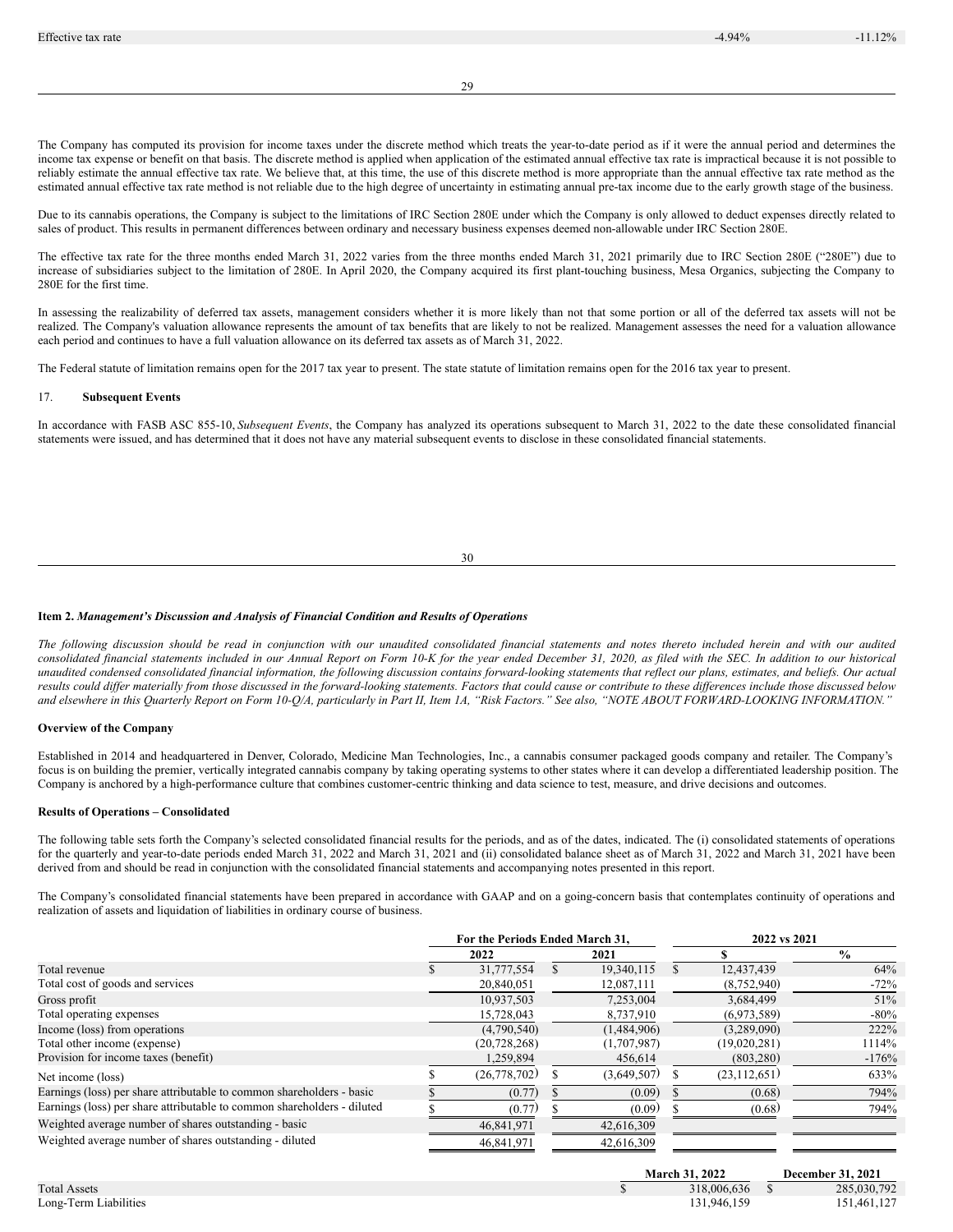| Effective tax rate | -4.94% | -11.12% |
|---|---|---|

The Company has computed its provision for income taxes under the discrete method which treats the year-to-date period as if it were the annual period and determines the income tax expense or benefit on that basis. The discrete method is applied when application of the estimated annual effective tax rate is impractical because it is not possible to reliably estimate the annual effective tax rate. We believe that, at this time, the use of this discrete method is more appropriate than the annual effective tax rate method as the estimated annual effective tax rate method is not reliable due to the high degree of uncertainty in estimating annual pre-tax income due to the early growth stage of the business.

Due to its cannabis operations, the Company is subject to the limitations of IRC Section 280E under which the Company is only allowed to deduct expenses directly related to sales of product. This results in permanent differences between ordinary and necessary business expenses deemed non-allowable under IRC Section 280E.

The effective tax rate for the three months ended March 31, 2022 varies from the three months ended March 31, 2021 primarily due to IRC Section 280E ("280E") due to increase of subsidiaries subject to the limitation of 280E. In April 2020, the Company acquired its first plant-touching business, Mesa Organics, subjecting the Company to 280E for the first time.

In assessing the realizability of deferred tax assets, management considers whether it is more likely than not that some portion or all of the deferred tax assets will not be realized. The Company's valuation allowance represents the amount of tax benefits that are likely to not be realized. Management assesses the need for a valuation allowance each period and continues to have a full valuation allowance on its deferred tax assets as of March 31, 2022.

The Federal statute of limitation remains open for the 2017 tax year to present. The state statute of limitation remains open for the 2016 tax year to present.

17. **Subsequent Events**

In accordance with FASB ASC 855-10, *Subsequent Events*, the Company has analyzed its operations subsequent to March 31, 2022 to the date these consolidated financial statements were issued, and has determined that it does not have any material subsequent events to disclose in these consolidated financial statements.

### Item 2. *Management's Discussion and Analysis of Financial Condition and Results of Operations*

*The following discussion should be read in conjunction with our unaudited consolidated financial statements and notes thereto included herein and with our audited consolidated financial statements included in our Annual Report on Form 10-K for the year ended December 31, 2020, as filed with the SEC. In addition to our historical unaudited condensed consolidated financial information, the following discussion contains forward-looking statements that reflect our plans, estimates, and beliefs. Our actual results could differ materially from those discussed in the forward-looking statements. Factors that could cause or contribute to these differences include those discussed below and elsewhere in this Quarterly Report on Form 10-Q/A, particularly in Part II, Item 1A, "Risk Factors." See also, "NOTE ABOUT FORWARD-LOOKING INFORMATION."*

**Overview of the Company**

Established in 2014 and headquartered in Denver, Colorado, Medicine Man Technologies, Inc., a cannabis consumer packaged goods company and retailer. The Company's focus is on building the premier, vertically integrated cannabis company by taking operating systems to other states where it can develop a differentiated leadership position. The Company is anchored by a high-performance culture that combines customer-centric thinking and data science to test, measure, and drive decisions and outcomes.

**Results of Operations – Consolidated**

The following table sets forth the Company's selected consolidated financial results for the periods, and as of the dates, indicated. The (i) consolidated statements of operations for the quarterly and year-to-date periods ended March 31, 2022 and March 31, 2021 and (ii) consolidated balance sheet as of March 31, 2022 and March 31, 2021 have been derived from and should be read in conjunction with the consolidated financial statements and accompanying notes presented in this report.

The Company's consolidated financial statements have been prepared in accordance with GAAP and on a going-concern basis that contemplates continuity of operations and realization of assets and liquidation of liabilities in ordinary course of business.

| | For the Periods Ended March 31, | | 2022 vs 2021 | |
|---|---|---|---|---|
| | 2022 | 2021 | $ | % |
| Total revenue | $ 31,777,554 | $ 19,340,115 | $ 12,437,439 | 64% |
| Total cost of goods and services | 20,840,051 | 12,087,111 | (8,752,940) | -72% |
| Gross profit | 10,937,503 | 7,253,004 | 3,684,499 | 51% |
| Total operating expenses | 15,728,043 | 8,737,910 | (6,973,589) | -80% |
| Income (loss) from operations | (4,790,540) | (1,484,906) | (3,289,090) | 222% |
| Total other income (expense) | (20,728,268) | (1,707,987) | (19,020,281) | 1114% |
| Provision for income taxes (benefit) | 1,259,894 | 456,614 | (803,280) | -176% |
| Net income (loss) | $ (26,778,702) | $ (3,649,507) | $ (23,112,651) | 633% |
| Earnings (loss) per share attributable to common shareholders - basic | $ (0.77) | $ (0.09) | $ (0.68) | 794% |
| Earnings (loss) per share attributable to common shareholders - diluted | $ (0.77) | $ (0.09) | $ (0.68) | 794% |
| Weighted average number of shares outstanding - basic | 46,841,971 | 42,616,309 | | |
| Weighted average number of shares outstanding - diluted | 46,841,971 | 42,616,309 | | |

| | March 31, 2022 | December 31, 2021 |
|---|---|---|
| Total Assets | $ 318,006,636 | $ 285,030,792 |
| Long-Term Liabilities | 131,946,159 | 151,461,127 |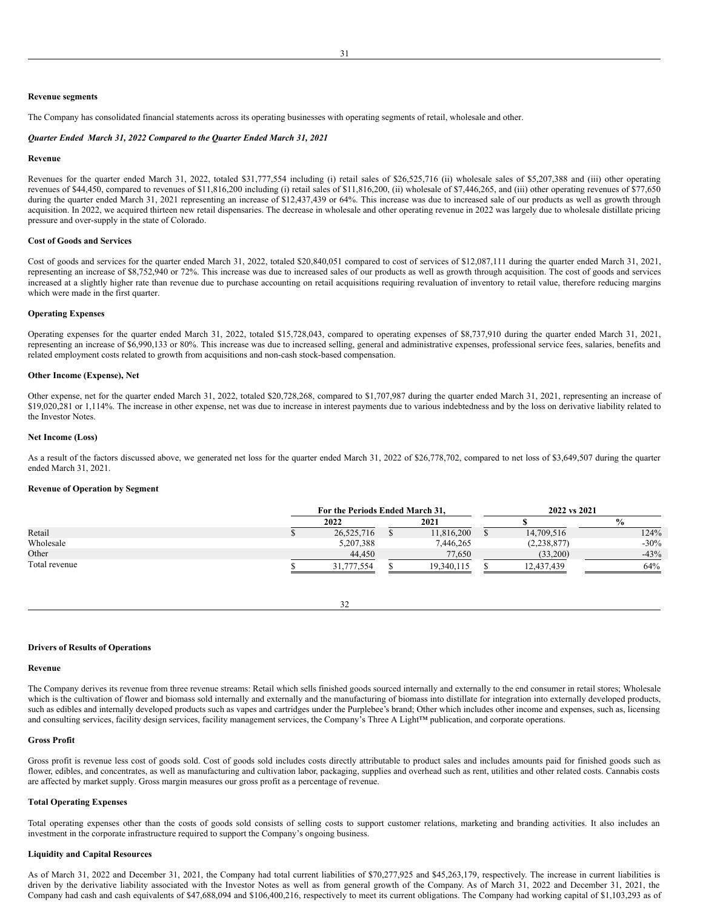**Revenue segments**

The Company has consolidated financial statements across its operating businesses with operating segments of retail, wholesale and other.

***Quarter Ended March 31, 2022 Compared to the Quarter Ended March 31, 2021***

**Revenue**

Revenues for the quarter ended March 31, 2022, totaled $31,777,554 including (i) retail sales of $26,525,716 (ii) wholesale sales of $5,207,388 and (iii) other operating revenues of $44,450, compared to revenues of $11,816,200 including (i) retail sales of $11,816,200, (ii) wholesale of $7,446,265, and (iii) other operating revenues of $77,650 during the quarter ended March 31, 2021 representing an increase of $12,437,439 or 64%. This increase was due to increased sale of our products as well as growth through acquisition. In 2022, we acquired thirteen new retail dispensaries. The decrease in wholesale and other operating revenue in 2022 was largely due to wholesale distillate pricing pressure and over-supply in the state of Colorado.

**Cost of Goods and Services**

Cost of goods and services for the quarter ended March 31, 2022, totaled $20,840,051 compared to cost of services of $12,087,111 during the quarter ended March 31, 2021, representing an increase of $8,752,940 or 72%. This increase was due to increased sales of our products as well as growth through acquisition. The cost of goods and services increased at a slightly higher rate than revenue due to purchase accounting on retail acquisitions requiring revaluation of inventory to retail value, therefore reducing margins which were made in the first quarter.

**Operating Expenses**

Operating expenses for the quarter ended March 31, 2022, totaled $15,728,043, compared to operating expenses of $8,737,910 during the quarter ended March 31, 2021, representing an increase of $6,990,133 or 80%. This increase was due to increased selling, general and administrative expenses, professional service fees, salaries, benefits and related employment costs related to growth from acquisitions and non-cash stock-based compensation.

**Other Income (Expense), Net**

Other expense, net for the quarter ended March 31, 2022, totaled $20,728,268, compared to $1,707,987 during the quarter ended March 31, 2021, representing an increase of $19,020,281 or 1,114%. The increase in other expense, net was due to increase in interest payments due to various indebtedness and by the loss on derivative liability related to the Investor Notes.

**Net Income (Loss)**

As a result of the factors discussed above, we generated net loss for the quarter ended March 31, 2022 of $26,778,702, compared to net loss of $3,649,507 during the quarter ended March 31, 2021.

**Revenue of Operation by Segment**

| | For the Periods Ended March 31, | | 2022 vs 2021 | |
|---|---|---|---|---|
| | 2022 | 2021 | $ | % |
| Retail | $ 26,525,716 | $ 11,816,200 | $ 14,709,516 | 124% |
| Wholesale | 5,207,388 | 7,446,265 | (2,238,877) | -30% |
| Other | 44,450 | 77,650 | (33,200) | -43% |
| Total revenue | $ 31,777,554 | $ 19,340,115 | $ 12,437,439 | 64% |

**Drivers of Results of Operations**

**Revenue**

The Company derives its revenue from three revenue streams: Retail which sells finished goods sourced internally and externally to the end consumer in retail stores; Wholesale which is the cultivation of flower and biomass sold internally and externally and the manufacturing of biomass into distillate for integration into externally developed products, such as edibles and internally developed products such as vapes and cartridges under the Purplebee's brand; Other which includes other income and expenses, such as, licensing and consulting services, facility design services, facility management services, the Company's Three A Light™ publication, and corporate operations.

**Gross Profit**

Gross profit is revenue less cost of goods sold. Cost of goods sold includes costs directly attributable to product sales and includes amounts paid for finished goods such as flower, edibles, and concentrates, as well as manufacturing and cultivation labor, packaging, supplies and overhead such as rent, utilities and other related costs. Cannabis costs are affected by market supply. Gross margin measures our gross profit as a percentage of revenue.

**Total Operating Expenses**

Total operating expenses other than the costs of goods sold consists of selling costs to support customer relations, marketing and branding activities. It also includes an investment in the corporate infrastructure required to support the Company's ongoing business.

**Liquidity and Capital Resources**

As of March 31, 2022 and December 31, 2021, the Company had total current liabilities of $70,277,925 and $45,263,179, respectively. The increase in current liabilities is driven by the derivative liability associated with the Investor Notes as well as from general growth of the Company. As of March 31, 2022 and December 31, 2021, the Company had cash and cash equivalents of $47,688,094 and $106,400,216, respectively to meet its current obligations. The Company had working capital of $1,103,293 as of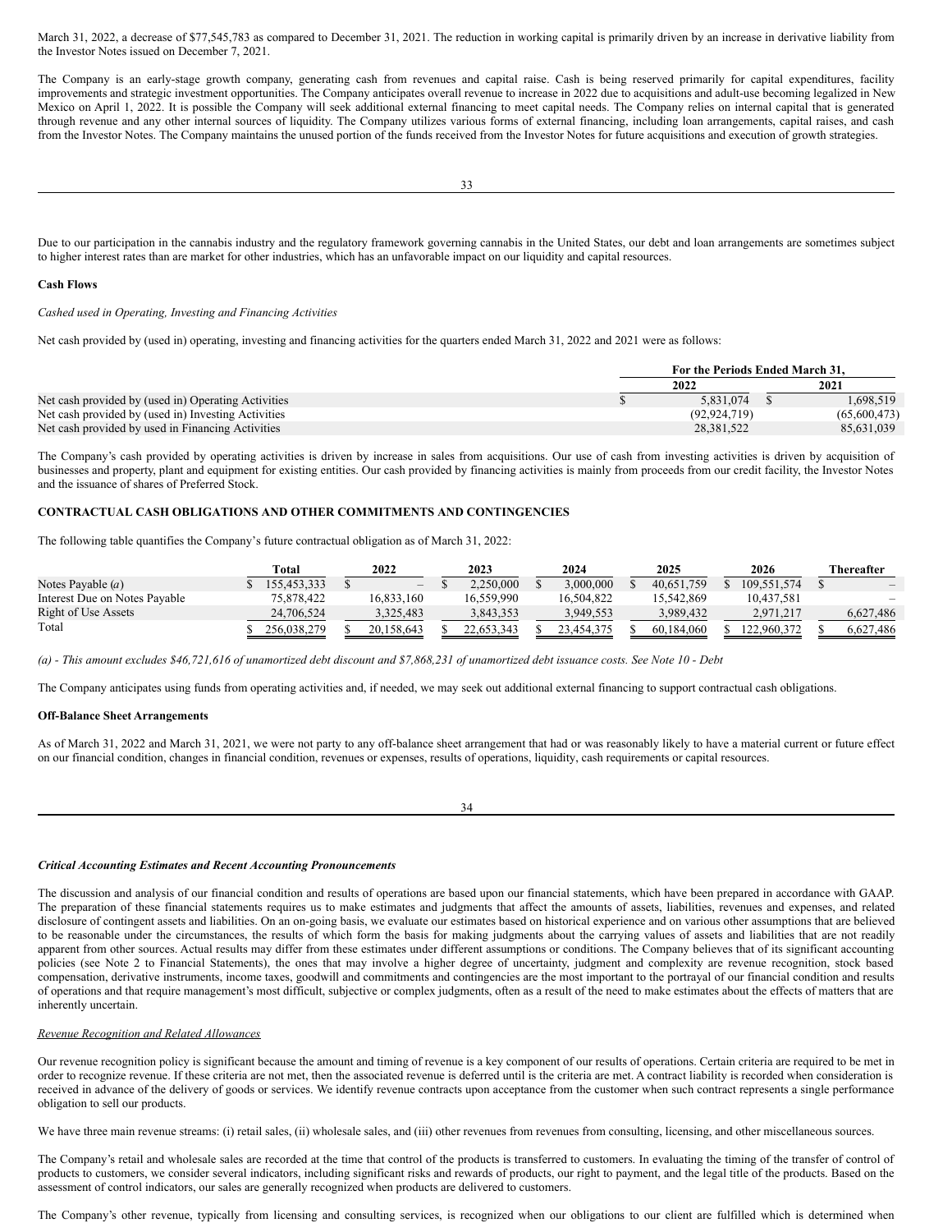March 31, 2022, a decrease of $77,545,783 as compared to December 31, 2021. The reduction in working capital is primarily driven by an increase in derivative liability from the Investor Notes issued on December 7, 2021.

The Company is an early-stage growth company, generating cash from revenues and capital raise. Cash is being reserved primarily for capital expenditures, facility improvements and strategic investment opportunities. The Company anticipates overall revenue to increase in 2022 due to acquisitions and adult-use becoming legalized in New Mexico on April 1, 2022. It is possible the Company will seek additional external financing to meet capital needs. The Company relies on internal capital that is generated through revenue and any other internal sources of liquidity. The Company utilizes various forms of external financing, including loan arrangements, capital raises, and cash from the Investor Notes. The Company maintains the unused portion of the funds received from the Investor Notes for future acquisitions and execution of growth strategies.

Due to our participation in the cannabis industry and the regulatory framework governing cannabis in the United States, our debt and loan arrangements are sometimes subject to higher interest rates than are market for other industries, which has an unfavorable impact on our liquidity and capital resources.

**Cash Flows**

*Cashed used in Operating, Investing and Financing Activities*

Net cash provided by (used in) operating, investing and financing activities for the quarters ended March 31, 2022 and 2021 were as follows:

| | For the Periods Ended March 31, | |
|---|---|---|
| | 2022 | 2021 |
| Net cash provided by (used in) Operating Activities | $ 5,831,074 | $ 1,698,519 |
| Net cash provided by (used in) Investing Activities | (92,924,719) | (65,600,473) |
| Net cash provided by used in Financing Activities | 28,381,522 | 85,631,039 |

The Company's cash provided by operating activities is driven by increase in sales from acquisitions. Our use of cash from investing activities is driven by acquisition of businesses and property, plant and equipment for existing entities. Our cash provided by financing activities is mainly from proceeds from our credit facility, the Investor Notes and the issuance of shares of Preferred Stock.

**CONTRACTUAL CASH OBLIGATIONS AND OTHER COMMITMENTS AND CONTINGENCIES**

The following table quantifies the Company's future contractual obligation as of March 31, 2022:

| | Total | 2022 | 2023 | 2024 | 2025 | 2026 | Thereafter |
|---|---|---|---|---|---|---|---|
| Notes Payable (*a*) | $ 155,453,333 | $ – | $ 2,250,000 | $ 3,000,000 | $ 40,651,759 | $ 109,551,574 | $ – |
| Interest Due on Notes Payable | 75,878,422 | 16,833,160 | 16,559,990 | 16,504,822 | 15,542,869 | 10,437,581 | – |
| Right of Use Assets | 24,706,524 | 3,325,483 | 3,843,353 | 3,949,553 | 3,989,432 | 2,971,217 | 6,627,486 |
| Total | $ 256,038,279 | $ 20,158,643 | $ 22,653,343 | $ 23,454,375 | $ 60,184,060 | $ 122,960,372 | $ 6,627,486 |

*(a) - This amount excludes $46,721,616 of unamortized debt discount and $7,868,231 of unamortized debt issuance costs. See Note 10 - Debt*

The Company anticipates using funds from operating activities and, if needed, we may seek out additional external financing to support contractual cash obligations.

**Off-Balance Sheet Arrangements**

As of March 31, 2022 and March 31, 2021, we were not party to any off-balance sheet arrangement that had or was reasonably likely to have a material current or future effect on our financial condition, changes in financial condition, revenues or expenses, results of operations, liquidity, cash requirements or capital resources.

***Critical Accounting Estimates and Recent Accounting Pronouncements***

The discussion and analysis of our financial condition and results of operations are based upon our financial statements, which have been prepared in accordance with GAAP. The preparation of these financial statements requires us to make estimates and judgments that affect the amounts of assets, liabilities, revenues and expenses, and related disclosure of contingent assets and liabilities. On an on-going basis, we evaluate our estimates based on historical experience and on various other assumptions that are believed to be reasonable under the circumstances, the results of which form the basis for making judgments about the carrying values of assets and liabilities that are not readily apparent from other sources. Actual results may differ from these estimates under different assumptions or conditions. The Company believes that of its significant accounting policies (see Note 2 to Financial Statements), the ones that may involve a higher degree of uncertainty, judgment and complexity are revenue recognition, stock based compensation, derivative instruments, income taxes, goodwill and commitments and contingencies are the most important to the portrayal of our financial condition and results of operations and that require management's most difficult, subjective or complex judgments, often as a result of the need to make estimates about the effects of matters that are inherently uncertain.

*Revenue Recognition and Related Allowances*

Our revenue recognition policy is significant because the amount and timing of revenue is a key component of our results of operations. Certain criteria are required to be met in order to recognize revenue. If these criteria are not met, then the associated revenue is deferred until is the criteria are met. A contract liability is recorded when consideration is received in advance of the delivery of goods or services. We identify revenue contracts upon acceptance from the customer when such contract represents a single performance obligation to sell our products.

We have three main revenue streams: (i) retail sales, (ii) wholesale sales, and (iii) other revenues from revenues from consulting, licensing, and other miscellaneous sources.

The Company's retail and wholesale sales are recorded at the time that control of the products is transferred to customers. In evaluating the timing of the transfer of control of products to customers, we consider several indicators, including significant risks and rewards of products, our right to payment, and the legal title of the products. Based on the assessment of control indicators, our sales are generally recognized when products are delivered to customers.

The Company's other revenue, typically from licensing and consulting services, is recognized when our obligations to our client are fulfilled which is determined when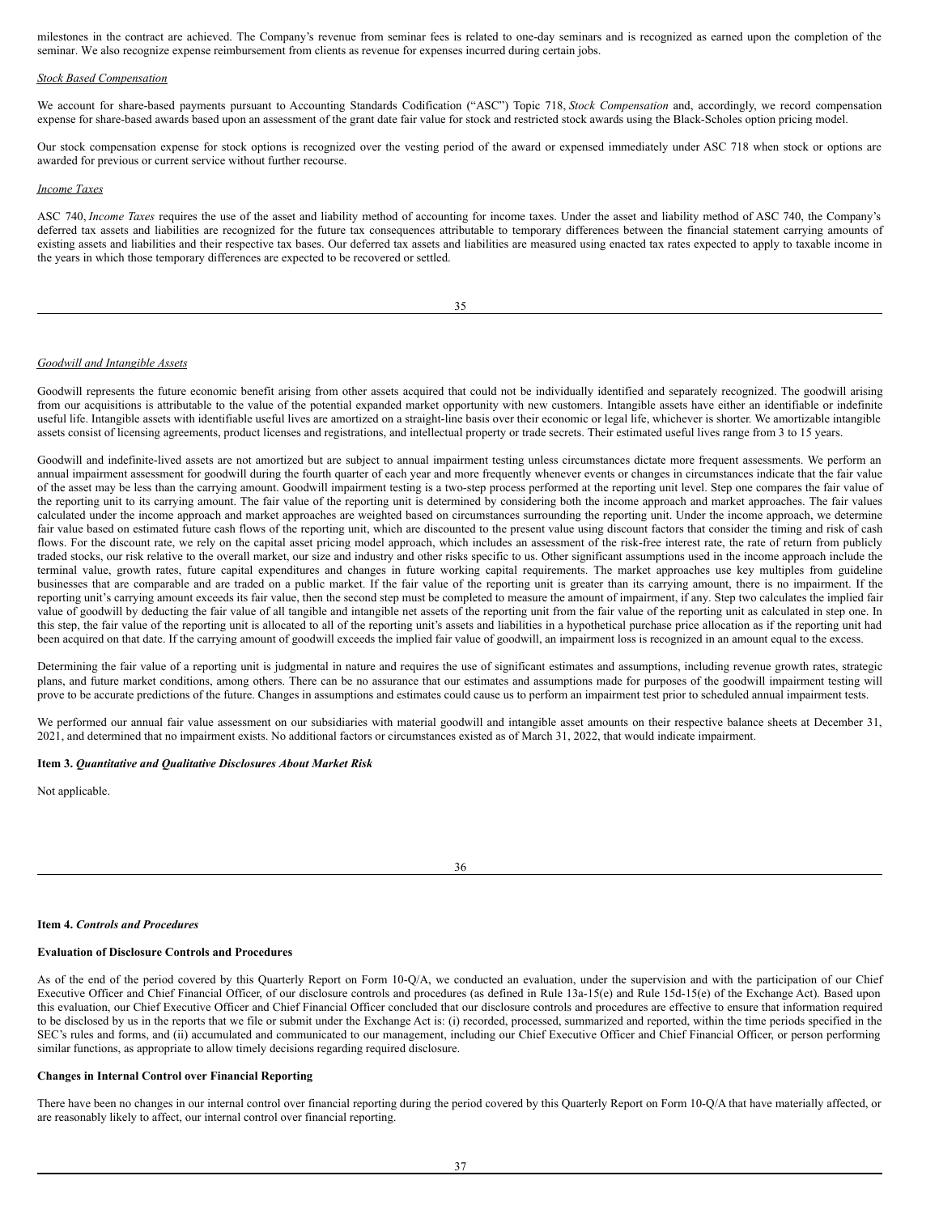milestones in the contract are achieved. The Company's revenue from seminar fees is related to one-day seminars and is recognized as earned upon the completion of the seminar. We also recognize expense reimbursement from clients as revenue for expenses incurred during certain jobs.

*Stock Based Compensation*

We account for share-based payments pursuant to Accounting Standards Codification ("ASC") Topic 718, *Stock Compensation* and, accordingly, we record compensation expense for share-based awards based upon an assessment of the grant date fair value for stock and restricted stock awards using the Black-Scholes option pricing model.

Our stock compensation expense for stock options is recognized over the vesting period of the award or expensed immediately under ASC 718 when stock or options are awarded for previous or current service without further recourse.

*Income Taxes*

ASC 740, *Income Taxes* requires the use of the asset and liability method of accounting for income taxes. Under the asset and liability method of ASC 740, the Company's deferred tax assets and liabilities are recognized for the future tax consequences attributable to temporary differences between the financial statement carrying amounts of existing assets and liabilities and their respective tax bases. Our deferred tax assets and liabilities are measured using enacted tax rates expected to apply to taxable income in the years in which those temporary differences are expected to be recovered or settled.

*Goodwill and Intangible Assets*

Goodwill represents the future economic benefit arising from other assets acquired that could not be individually identified and separately recognized. The goodwill arising from our acquisitions is attributable to the value of the potential expanded market opportunity with new customers. Intangible assets have either an identifiable or indefinite useful life. Intangible assets with identifiable useful lives are amortized on a straight-line basis over their economic or legal life, whichever is shorter. We amortizable intangible assets consist of licensing agreements, product licenses and registrations, and intellectual property or trade secrets. Their estimated useful lives range from 3 to 15 years.

Goodwill and indefinite-lived assets are not amortized but are subject to annual impairment testing unless circumstances dictate more frequent assessments. We perform an annual impairment assessment for goodwill during the fourth quarter of each year and more frequently whenever events or changes in circumstances indicate that the fair value of the asset may be less than the carrying amount. Goodwill impairment testing is a two-step process performed at the reporting unit level. Step one compares the fair value of the reporting unit to its carrying amount. The fair value of the reporting unit is determined by considering both the income approach and market approaches. The fair values calculated under the income approach and market approaches are weighted based on circumstances surrounding the reporting unit. Under the income approach, we determine fair value based on estimated future cash flows of the reporting unit, which are discounted to the present value using discount factors that consider the timing and risk of cash flows. For the discount rate, we rely on the capital asset pricing model approach, which includes an assessment of the risk-free interest rate, the rate of return from publicly traded stocks, our risk relative to the overall market, our size and industry and other risks specific to us. Other significant assumptions used in the income approach include the terminal value, growth rates, future capital expenditures and changes in future working capital requirements. The market approaches use key multiples from guideline businesses that are comparable and are traded on a public market. If the fair value of the reporting unit is greater than its carrying amount, there is no impairment. If the reporting unit's carrying amount exceeds its fair value, then the second step must be completed to measure the amount of impairment, if any. Step two calculates the implied fair value of goodwill by deducting the fair value of all tangible and intangible net assets of the reporting unit from the fair value of the reporting unit as calculated in step one. In this step, the fair value of the reporting unit is allocated to all of the reporting unit's assets and liabilities in a hypothetical purchase price allocation as if the reporting unit had been acquired on that date. If the carrying amount of goodwill exceeds the implied fair value of goodwill, an impairment loss is recognized in an amount equal to the excess.

Determining the fair value of a reporting unit is judgmental in nature and requires the use of significant estimates and assumptions, including revenue growth rates, strategic plans, and future market conditions, among others. There can be no assurance that our estimates and assumptions made for purposes of the goodwill impairment testing will prove to be accurate predictions of the future. Changes in assumptions and estimates could cause us to perform an impairment test prior to scheduled annual impairment tests.

We performed our annual fair value assessment on our subsidiaries with material goodwill and intangible asset amounts on their respective balance sheets at December 31, 2021, and determined that no impairment exists. No additional factors or circumstances existed as of March 31, 2022, that would indicate impairment.

**Item 3.** ***Quantitative and Qualitative Disclosures About Market Risk***

Not applicable.

**Item 4.** ***Controls and Procedures***

**Evaluation of Disclosure Controls and Procedures**

As of the end of the period covered by this Quarterly Report on Form 10-Q/A, we conducted an evaluation, under the supervision and with the participation of our Chief Executive Officer and Chief Financial Officer, of our disclosure controls and procedures (as defined in Rule 13a-15(e) and Rule 15d-15(e) of the Exchange Act). Based upon this evaluation, our Chief Executive Officer and Chief Financial Officer concluded that our disclosure controls and procedures are effective to ensure that information required to be disclosed by us in the reports that we file or submit under the Exchange Act is: (i) recorded, processed, summarized and reported, within the time periods specified in the SEC's rules and forms, and (ii) accumulated and communicated to our management, including our Chief Executive Officer and Chief Financial Officer, or person performing similar functions, as appropriate to allow timely decisions regarding required disclosure.

**Changes in Internal Control over Financial Reporting**

There have been no changes in our internal control over financial reporting during the period covered by this Quarterly Report on Form 10-Q/A that have materially affected, or are reasonably likely to affect, our internal control over financial reporting.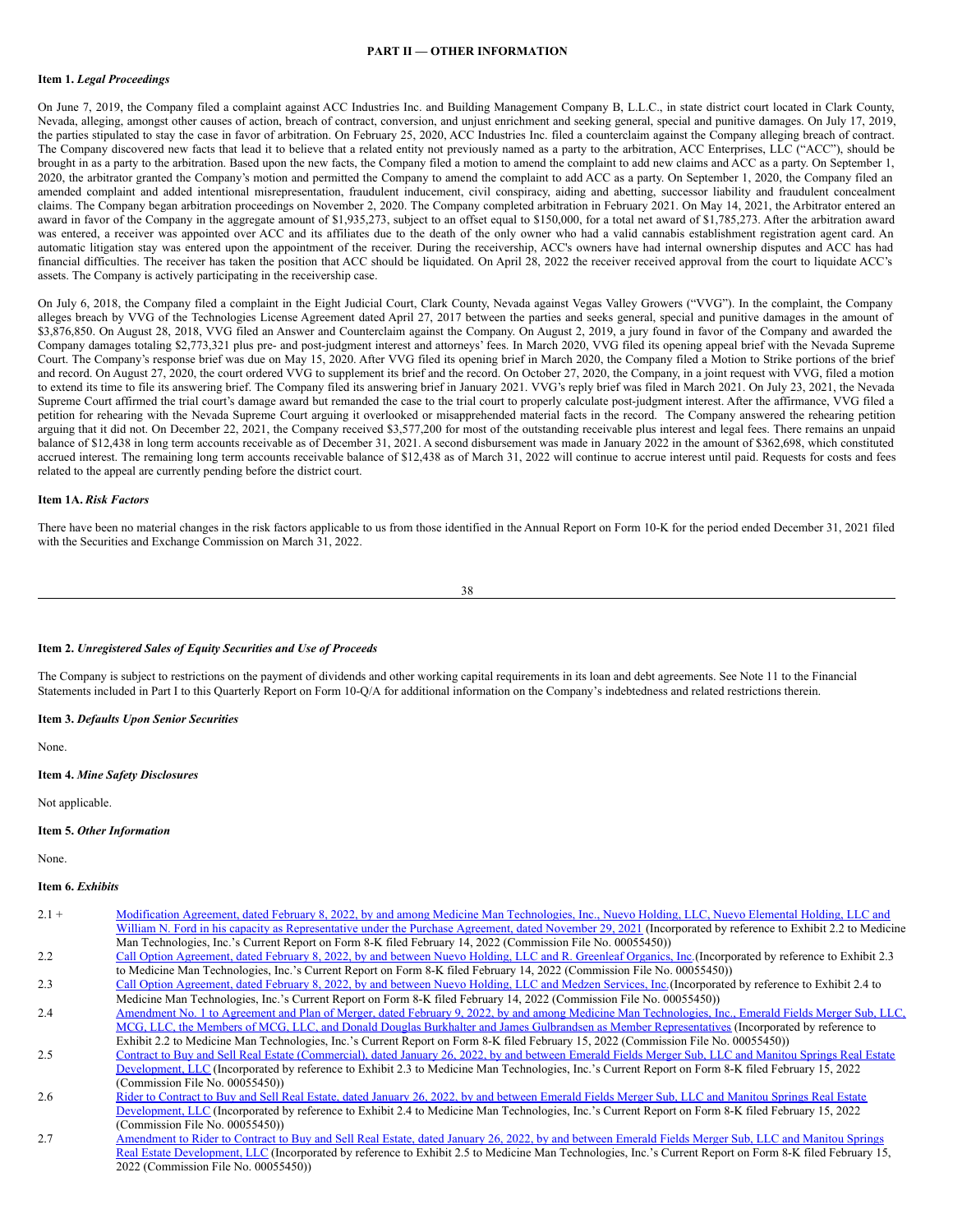## PART II — OTHER INFORMATION

**Item 1.** ***Legal Proceedings***

On June 7, 2019, the Company filed a complaint against ACC Industries Inc. and Building Management Company B, L.L.C., in state district court located in Clark County, Nevada, alleging, amongst other causes of action, breach of contract, conversion, and unjust enrichment and seeking general, special and punitive damages. On July 17, 2019, the parties stipulated to stay the case in favor of arbitration. On February 25, 2020, ACC Industries Inc. filed a counterclaim against the Company alleging breach of contract. The Company discovered new facts that lead it to believe that a related entity not previously named as a party to the arbitration, ACC Enterprises, LLC ("ACC"), should be brought in as a party to the arbitration. Based upon the new facts, the Company filed a motion to amend the complaint to add new claims and ACC as a party. On September 1, 2020, the arbitrator granted the Company's motion and permitted the Company to amend the complaint to add ACC as a party. On September 1, 2020, the Company filed an amended complaint and added intentional misrepresentation, fraudulent inducement, civil conspiracy, aiding and abetting, successor liability and fraudulent concealment claims. The Company began arbitration proceedings on November 2, 2020. The Company completed arbitration in February 2021. On May 14, 2021, the Arbitrator entered an award in favor of the Company in the aggregate amount of $1,935,273, subject to an offset equal to $150,000, for a total net award of $1,785,273. After the arbitration award was entered, a receiver was appointed over ACC and its affiliates due to the death of the only owner who had a valid cannabis establishment registration agent card. An automatic litigation stay was entered upon the appointment of the receiver. During the receivership, ACC's owners have had internal ownership disputes and ACC has had financial difficulties. The receiver has taken the position that ACC should be liquidated. On April 28, 2022 the receiver received approval from the court to liquidate ACC's assets. The Company is actively participating in the receivership case.

On July 6, 2018, the Company filed a complaint in the Eight Judicial Court, Clark County, Nevada against Vegas Valley Growers ("VVG"). In the complaint, the Company alleges breach by VVG of the Technologies License Agreement dated April 27, 2017 between the parties and seeks general, special and punitive damages in the amount of $3,876,850. On August 28, 2018, VVG filed an Answer and Counterclaim against the Company. On August 2, 2019, a jury found in favor of the Company and awarded the Company damages totaling $2,773,321 plus pre- and post-judgment interest and attorneys' fees. In March 2020, VVG filed its opening appeal brief with the Nevada Supreme Court. The Company's response brief was due on May 15, 2020. After VVG filed its opening brief in March 2020, the Company filed a Motion to Strike portions of the brief and record. On August 27, 2020, the court ordered VVG to supplement its brief and the record. On October 27, 2020, the Company, in a joint request with VVG, filed a motion to extend its time to file its answering brief. The Company filed its answering brief in January 2021. VVG's reply brief was filed in March 2021. On July 23, 2021, the Nevada Supreme Court affirmed the trial court's damage award but remanded the case to the trial court to properly calculate post-judgment interest. After the affirmance, VVG filed a petition for rehearing with the Nevada Supreme Court arguing it overlooked or misapprehended material facts in the record. The Company answered the rehearing petition arguing that it did not. On December 22, 2021, the Company received $3,577,200 for most of the outstanding receivable plus interest and legal fees. There remains an unpaid balance of $12,438 in long term accounts receivable as of December 31, 2021. A second disbursement was made in January 2022 in the amount of $362,698, which constituted accrued interest. The remaining long term accounts receivable balance of $12,438 as of March 31, 2022 will continue to accrue interest until paid. Requests for costs and fees related to the appeal are currently pending before the district court.

**Item 1A.** ***Risk Factors***

There have been no material changes in the risk factors applicable to us from those identified in the Annual Report on Form 10-K for the period ended December 31, 2021 filed with the Securities and Exchange Commission on March 31, 2022.

**Item 2.** ***Unregistered Sales of Equity Securities and Use of Proceeds***

The Company is subject to restrictions on the payment of dividends and other working capital requirements in its loan and debt agreements. See Note 11 to the Financial Statements included in Part I to this Quarterly Report on Form 10-Q/A for additional information on the Company's indebtedness and related restrictions therein.

**Item 3.** ***Defaults Upon Senior Securities***

None.

**Item 4.** ***Mine Safety Disclosures***

Not applicable.

**Item 5.** ***Other Information***

None.

**Item 6.** ***Exhibits***

| | |
|---|---|
| 2.1 + | Modification Agreement, dated February 8, 2022, by and among Medicine Man Technologies, Inc., Nuevo Holding, LLC, Nuevo Elemental Holding, LLC and William N. Ford in his capacity as Representative under the Purchase Agreement, dated November 29, 2021 (Incorporated by reference to Exhibit 2.2 to Medicine Man Technologies, Inc.'s Current Report on Form 8-K filed February 14, 2022 (Commission File No. 00055450)) |
| 2.2 | Call Option Agreement, dated February 8, 2022, by and between Nuevo Holding, LLC and R. Greenleaf Organics, Inc.(Incorporated by reference to Exhibit 2.3 to Medicine Man Technologies, Inc.'s Current Report on Form 8-K filed February 14, 2022 (Commission File No. 00055450)) |
| 2.3 | Call Option Agreement, dated February 8, 2022, by and between Nuevo Holding, LLC and Medzen Services, Inc.(Incorporated by reference to Exhibit 2.4 to Medicine Man Technologies, Inc.'s Current Report on Form 8-K filed February 14, 2022 (Commission File No. 00055450)) |
| 2.4 | Amendment No. 1 to Agreement and Plan of Merger, dated February 9, 2022, by and among Medicine Man Technologies, Inc., Emerald Fields Merger Sub, LLC, MCG, LLC, the Members of MCG, LLC, and Donald Douglas Burkhalter and James Gulbrandsen as Member Representatives (Incorporated by reference to Exhibit 2.2 to Medicine Man Technologies, Inc.'s Current Report on Form 8-K filed February 15, 2022 (Commission File No. 00055450)) |
| 2.5 | Contract to Buy and Sell Real Estate (Commercial), dated January 26, 2022, by and between Emerald Fields Merger Sub, LLC and Manitou Springs Real Estate Development, LLC (Incorporated by reference to Exhibit 2.3 to Medicine Man Technologies, Inc.'s Current Report on Form 8-K filed February 15, 2022 (Commission File No. 00055450)) |
| 2.6 | Rider to Contract to Buy and Sell Real Estate, dated January 26, 2022, by and between Emerald Fields Merger Sub, LLC and Manitou Springs Real Estate Development, LLC (Incorporated by reference to Exhibit 2.4 to Medicine Man Technologies, Inc.'s Current Report on Form 8-K filed February 15, 2022 (Commission File No. 00055450)) |
| 2.7 | Amendment to Rider to Contract to Buy and Sell Real Estate, dated January 26, 2022, by and between Emerald Fields Merger Sub, LLC and Manitou Springs Real Estate Development, LLC (Incorporated by reference to Exhibit 2.5 to Medicine Man Technologies, Inc.'s Current Report on Form 8-K filed February 15, 2022 (Commission File No. 00055450)) |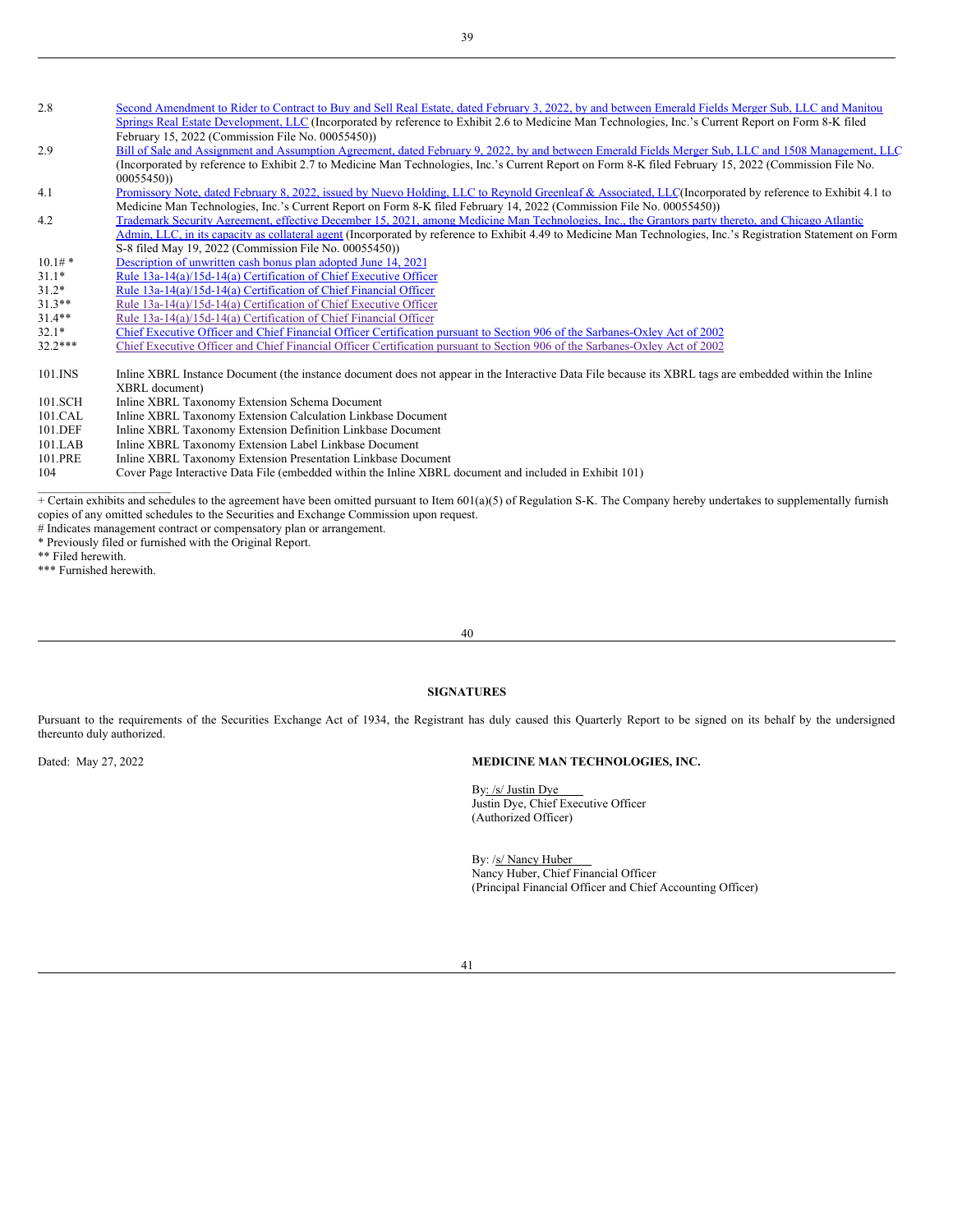| | |
|---|---|
| 2.8 | Second Amendment to Rider to Contract to Buy and Sell Real Estate, dated February 3, 2022, by and between Emerald Fields Merger Sub, LLC and Manitou Springs Real Estate Development, LLC (Incorporated by reference to Exhibit 2.6 to Medicine Man Technologies, Inc.'s Current Report on Form 8-K filed February 15, 2022 (Commission File No. 00055450)) |
| 2.9 | Bill of Sale and Assignment and Assumption Agreement, dated February 9, 2022, by and between Emerald Fields Merger Sub, LLC and 1508 Management, LLC (Incorporated by reference to Exhibit 2.7 to Medicine Man Technologies, Inc.'s Current Report on Form 8-K filed February 15, 2022 (Commission File No. 00055450)) |
| 4.1 | Promissory Note, dated February 8, 2022, issued by Nuevo Holding, LLC to Reynold Greenleaf & Associated, LLC (Incorporated by reference to Exhibit 4.1 to Medicine Man Technologies, Inc.'s Current Report on Form 8-K filed February 14, 2022 (Commission File No. 00055450)) |
| 4.2 | Trademark Security Agreement, effective December 15, 2021, among Medicine Man Technologies, Inc., the Grantors party thereto, and Chicago Atlantic Admin, LLC, in its capacity as collateral agent (Incorporated by reference to Exhibit 4.49 to Medicine Man Technologies, Inc.'s Registration Statement on Form S-8 filed May 19, 2022 (Commission File No. 00055450)) |
| 10.1# * | Description of unwritten cash bonus plan adopted June 14, 2021 |
| 31.1* | Rule 13a-14(a)/15d-14(a) Certification of Chief Executive Officer |
| 31.2* | Rule 13a-14(a)/15d-14(a) Certification of Chief Financial Officer |
| 31.3** | Rule 13a-14(a)/15d-14(a) Certification of Chief Executive Officer |
| 31.4** | Rule 13a-14(a)/15d-14(a) Certification of Chief Financial Officer |
| 32.1* | Chief Executive Officer and Chief Financial Officer Certification pursuant to Section 906 of the Sarbanes-Oxley Act of 2002 |
| 32.2*** | Chief Executive Officer and Chief Financial Officer Certification pursuant to Section 906 of the Sarbanes-Oxley Act of 2002 |
| 101.INS | Inline XBRL Instance Document (the instance document does not appear in the Interactive Data File because its XBRL tags are embedded within the Inline XBRL document) |
| 101.SCH | Inline XBRL Taxonomy Extension Schema Document |
| 101.CAL | Inline XBRL Taxonomy Extension Calculation Linkbase Document |
| 101.DEF | Inline XBRL Taxonomy Extension Definition Linkbase Document |
| 101.LAB | Inline XBRL Taxonomy Extension Label Linkbase Document |
| 101.PRE | Inline XBRL Taxonomy Extension Presentation Linkbase Document |
| 104 | Cover Page Interactive Data File (embedded within the Inline XBRL document and included in Exhibit 101) |

---

+ Certain exhibits and schedules to the agreement have been omitted pursuant to Item 601(a)(5) of Regulation S-K. The Company hereby undertakes to supplementally furnish copies of any omitted schedules to the Securities and Exchange Commission upon request.

# Indicates management contract or compensatory plan or arrangement.

* Previously filed or furnished with the Original Report.

** Filed herewith.

*** Furnished herewith.

## SIGNATURES

Pursuant to the requirements of the Securities Exchange Act of 1934, the Registrant has duly caused this Quarterly Report to be signed on its behalf by the undersigned thereunto duly authorized.

Dated: May 27, 2022

**MEDICINE MAN TECHNOLOGIES, INC.**

By: /s/ Justin Dye
Justin Dye, Chief Executive Officer
(Authorized Officer)

By: /s/ Nancy Huber
Nancy Huber, Chief Financial Officer
(Principal Financial Officer and Chief Accounting Officer)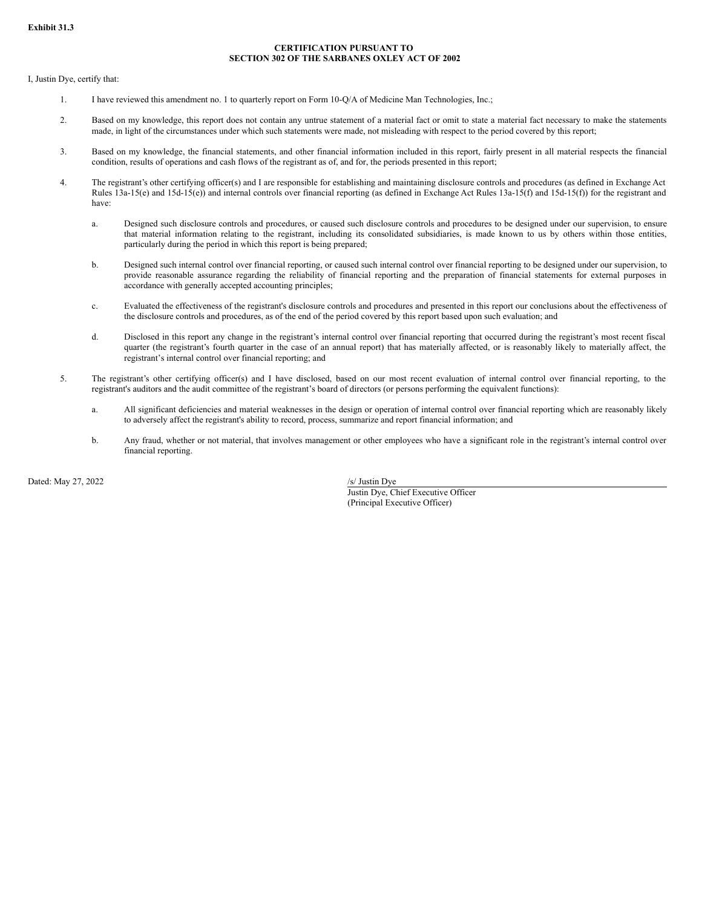**Exhibit 31.3**

**CERTIFICATION PURSUANT TO**
**SECTION 302 OF THE SARBANES OXLEY ACT OF 2002**

I, Justin Dye, certify that:

1. I have reviewed this amendment no. 1 to quarterly report on Form 10-Q/A of Medicine Man Technologies, Inc.;

2. Based on my knowledge, this report does not contain any untrue statement of a material fact or omit to state a material fact necessary to make the statements made, in light of the circumstances under which such statements were made, not misleading with respect to the period covered by this report;

3. Based on my knowledge, the financial statements, and other financial information included in this report, fairly present in all material respects the financial condition, results of operations and cash flows of the registrant as of, and for, the periods presented in this report;

4. The registrant's other certifying officer(s) and I are responsible for establishing and maintaining disclosure controls and procedures (as defined in Exchange Act Rules 13a-15(e) and 15d-15(e)) and internal controls over financial reporting (as defined in Exchange Act Rules 13a-15(f) and 15d-15(f)) for the registrant and have:

   a. Designed such disclosure controls and procedures, or caused such disclosure controls and procedures to be designed under our supervision, to ensure that material information relating to the registrant, including its consolidated subsidiaries, is made known to us by others within those entities, particularly during the period in which this report is being prepared;

   b. Designed such internal control over financial reporting, or caused such internal control over financial reporting to be designed under our supervision, to provide reasonable assurance regarding the reliability of financial reporting and the preparation of financial statements for external purposes in accordance with generally accepted accounting principles;

   c. Evaluated the effectiveness of the registrant's disclosure controls and procedures and presented in this report our conclusions about the effectiveness of the disclosure controls and procedures, as of the end of the period covered by this report based upon such evaluation; and

   d. Disclosed in this report any change in the registrant's internal control over financial reporting that occurred during the registrant's most recent fiscal quarter (the registrant's fourth quarter in the case of an annual report) that has materially affected, or is reasonably likely to materially affect, the registrant's internal control over financial reporting; and

5. The registrant's other certifying officer(s) and I have disclosed, based on our most recent evaluation of internal control over financial reporting, to the registrant's auditors and the audit committee of the registrant's board of directors (or persons performing the equivalent functions):

   a. All significant deficiencies and material weaknesses in the design or operation of internal control over financial reporting which are reasonably likely to adversely affect the registrant's ability to record, process, summarize and report financial information; and

   b. Any fraud, whether or not material, that involves management or other employees who have a significant role in the registrant's internal control over financial reporting.

Dated: May 27, 2022

/s/ Justin Dye
Justin Dye, Chief Executive Officer
(Principal Executive Officer)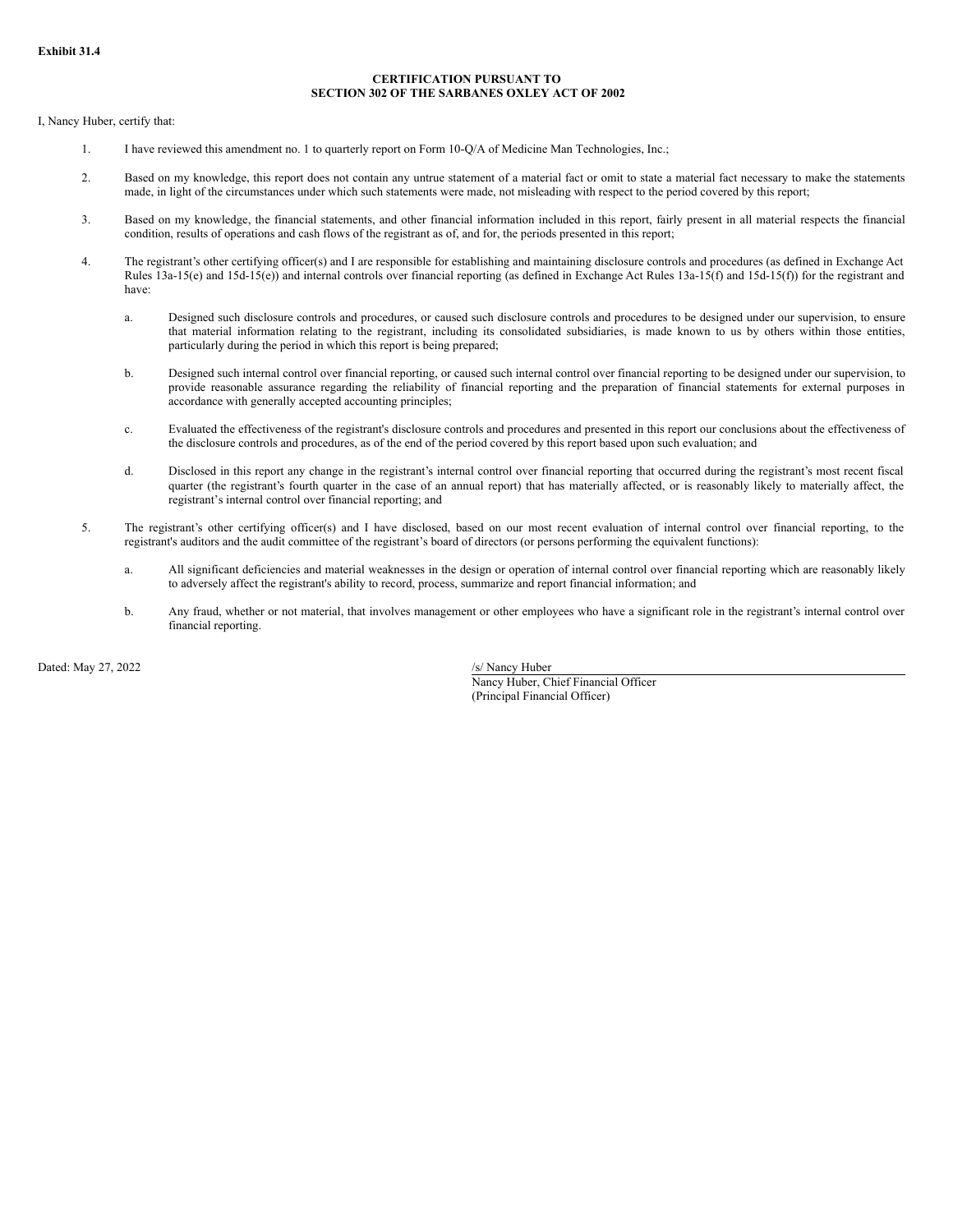**Exhibit 31.4**

**CERTIFICATION PURSUANT TO**
**SECTION 302 OF THE SARBANES OXLEY ACT OF 2002**

I, Nancy Huber, certify that:

1. I have reviewed this amendment no. 1 to quarterly report on Form 10-Q/A of Medicine Man Technologies, Inc.;

2. Based on my knowledge, this report does not contain any untrue statement of a material fact or omit to state a material fact necessary to make the statements made, in light of the circumstances under which such statements were made, not misleading with respect to the period covered by this report;

3. Based on my knowledge, the financial statements, and other financial information included in this report, fairly present in all material respects the financial condition, results of operations and cash flows of the registrant as of, and for, the periods presented in this report;

4. The registrant's other certifying officer(s) and I are responsible for establishing and maintaining disclosure controls and procedures (as defined in Exchange Act Rules 13a-15(e) and 15d-15(e)) and internal controls over financial reporting (as defined in Exchange Act Rules 13a-15(f) and 15d-15(f)) for the registrant and have:

   a. Designed such disclosure controls and procedures, or caused such disclosure controls and procedures to be designed under our supervision, to ensure that material information relating to the registrant, including its consolidated subsidiaries, is made known to us by others within those entities, particularly during the period in which this report is being prepared;

   b. Designed such internal control over financial reporting, or caused such internal control over financial reporting to be designed under our supervision, to provide reasonable assurance regarding the reliability of financial reporting and the preparation of financial statements for external purposes in accordance with generally accepted accounting principles;

   c. Evaluated the effectiveness of the registrant's disclosure controls and procedures and presented in this report our conclusions about the effectiveness of the disclosure controls and procedures, as of the end of the period covered by this report based upon such evaluation; and

   d. Disclosed in this report any change in the registrant's internal control over financial reporting that occurred during the registrant's most recent fiscal quarter (the registrant's fourth quarter in the case of an annual report) that has materially affected, or is reasonably likely to materially affect, the registrant's internal control over financial reporting; and

5. The registrant's other certifying officer(s) and I have disclosed, based on our most recent evaluation of internal control over financial reporting, to the registrant's auditors and the audit committee of the registrant's board of directors (or persons performing the equivalent functions):

   a. All significant deficiencies and material weaknesses in the design or operation of internal control over financial reporting which are reasonably likely to adversely affect the registrant's ability to record, process, summarize and report financial information; and

   b. Any fraud, whether or not material, that involves management or other employees who have a significant role in the registrant's internal control over financial reporting.

Dated: May 27, 2022

/s/ Nancy Huber
Nancy Huber, Chief Financial Officer
(Principal Financial Officer)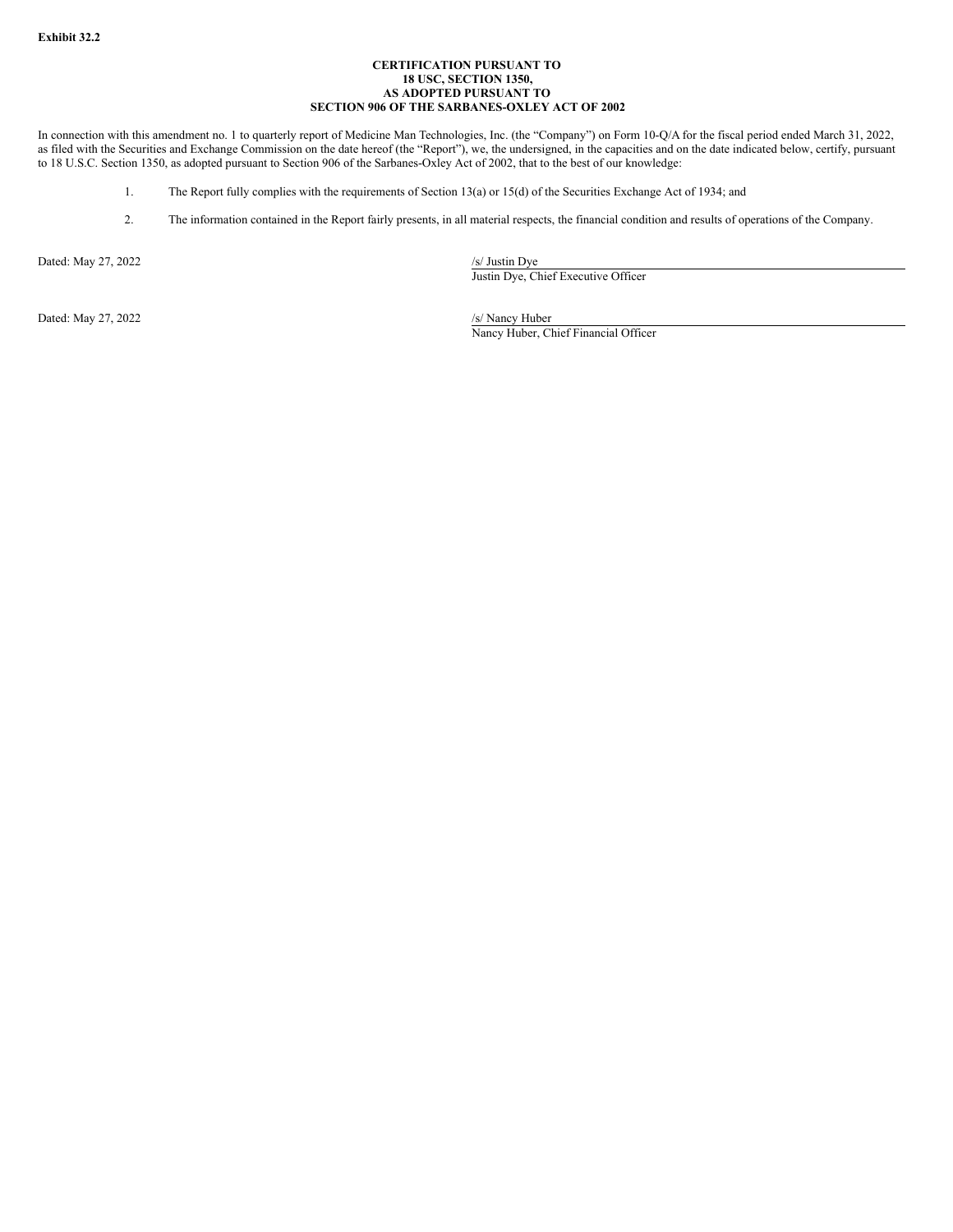**Exhibit 32.2**

**CERTIFICATION PURSUANT TO
18 USC, SECTION 1350,
AS ADOPTED PURSUANT TO
SECTION 906 OF THE SARBANES-OXLEY ACT OF 2002**

In connection with this amendment no. 1 to quarterly report of Medicine Man Technologies, Inc. (the "Company") on Form 10-Q/A for the fiscal period ended March 31, 2022, as filed with the Securities and Exchange Commission on the date hereof (the "Report"), we, the undersigned, in the capacities and on the date indicated below, certify, pursuant to 18 U.S.C. Section 1350, as adopted pursuant to Section 906 of the Sarbanes-Oxley Act of 2002, that to the best of our knowledge:

1. The Report fully complies with the requirements of Section 13(a) or 15(d) of the Securities Exchange Act of 1934; and
2. The information contained in the Report fairly presents, in all material respects, the financial condition and results of operations of the Company.

Dated: May 27, 2022

/s/ Justin Dye
Justin Dye, Chief Executive Officer

Dated: May 27, 2022

/s/ Nancy Huber
Nancy Huber, Chief Financial Officer